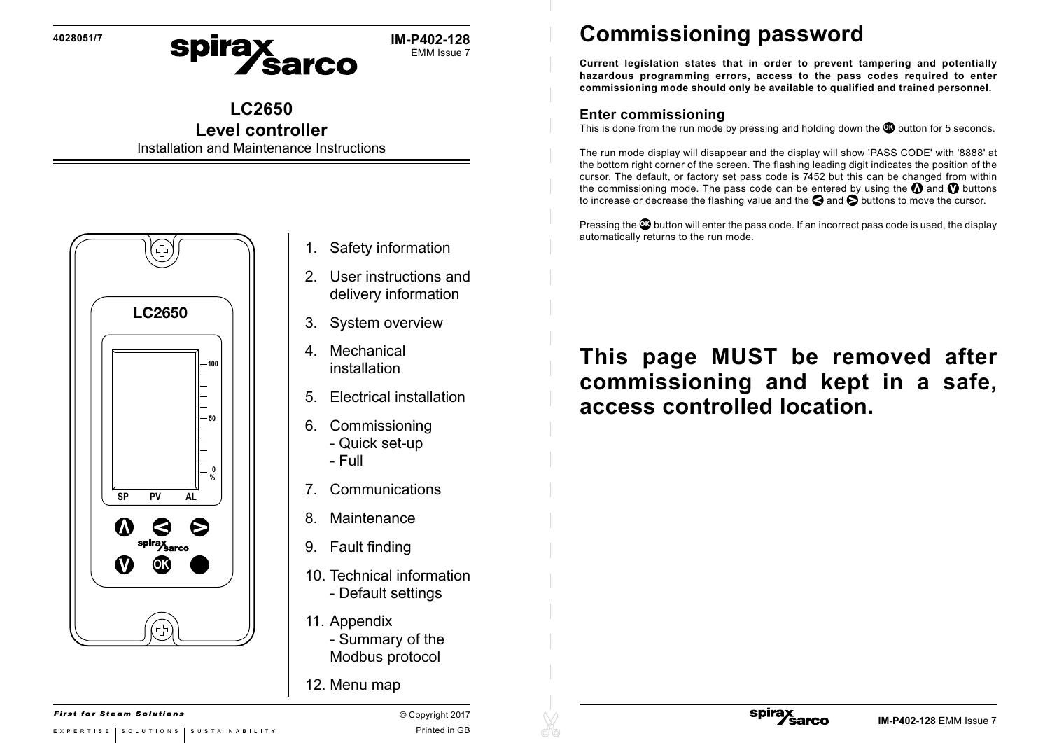4028051/7

**IM-P402-128**
EMM Issue 7

# LC2650
# Level controller

Installation and Maintenance Instructions

1. Safety information
2. User instructions and delivery information
3. System overview
4. Mechanical installation
5. Electrical installation
6. Commissioning
   - Quick set-up
   - Full
7. Communications
8. Maintenance
9. Fault finding
10. Technical information
    - Default settings
11. Appendix
    - Summary of the Modbus protocol
12. Menu map

*First for Steam Solutions*

EXPERTISE | SOLUTIONS | SUSTAINABILITY

© Copyright 2017

Printed in GB

# Commissioning password

**Current legislation states that in order to prevent tampering and potentially hazardous programming errors, access to the pass codes required to enter commissioning mode should only be available to qualified and trained personnel.**

### Enter commissioning

This is done from the run mode by pressing and holding down the OK button for 5 seconds.

The run mode display will disappear and the display will show 'PASS CODE' with '8888' at the bottom right corner of the screen. The flashing leading digit indicates the position of the cursor. The default, or factory set pass code is 7452 but this can be changed from within the commissioning mode. The pass code can be entered by using the Λ and V buttons to increase or decrease the flashing value and the < and > buttons to move the cursor.

Pressing the OK button will enter the pass code. If an incorrect pass code is used, the display automatically returns to the run mode.

## This page MUST be removed after commissioning and kept in a safe, access controlled location.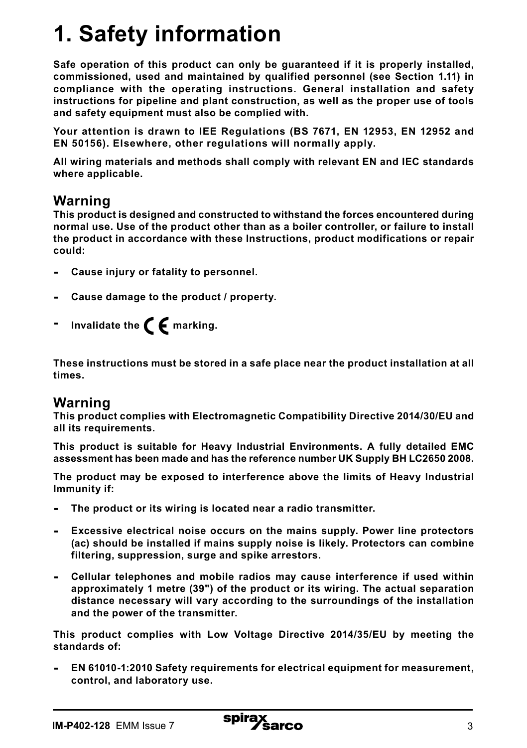# 1. Safety information

**Safe operation of this product can only be guaranteed if it is properly installed, commissioned, used and maintained by qualified personnel (see Section 1.11) in compliance with the operating instructions. General installation and safety instructions for pipeline and plant construction, as well as the proper use of tools and safety equipment must also be complied with.**

**Your attention is drawn to IEE Regulations (BS 7671, EN 12953, EN 12952 and EN 50156). Elsewhere, other regulations will normally apply.**

**All wiring materials and methods shall comply with relevant EN and IEC standards where applicable.**

## Warning

**This product is designed and constructed to withstand the forces encountered during normal use. Use of the product other than as a boiler controller, or failure to install the product in accordance with these Instructions, product modifications or repair could:**

- **Cause injury or fatality to personnel.**
- **Cause damage to the product / property.**
- **Invalidate the CE marking.**

**These instructions must be stored in a safe place near the product installation at all times.**

## Warning

**This product complies with Electromagnetic Compatibility Directive 2014/30/EU and all its requirements.**

**This product is suitable for Heavy Industrial Environments. A fully detailed EMC assessment has been made and has the reference number UK Supply BH LC2650 2008.**

**The product may be exposed to interference above the limits of Heavy Industrial Immunity if:**

- **The product or its wiring is located near a radio transmitter.**
- **Excessive electrical noise occurs on the mains supply. Power line protectors (ac) should be installed if mains supply noise is likely. Protectors can combine filtering, suppression, surge and spike arrestors.**
- **Cellular telephones and mobile radios may cause interference if used within approximately 1 metre (39") of the product or its wiring. The actual separation distance necessary will vary according to the surroundings of the installation and the power of the transmitter.**

**This product complies with Low Voltage Directive 2014/35/EU by meeting the standards of:**

- **EN 61010-1:2010 Safety requirements for electrical equipment for measurement, control, and laboratory use.**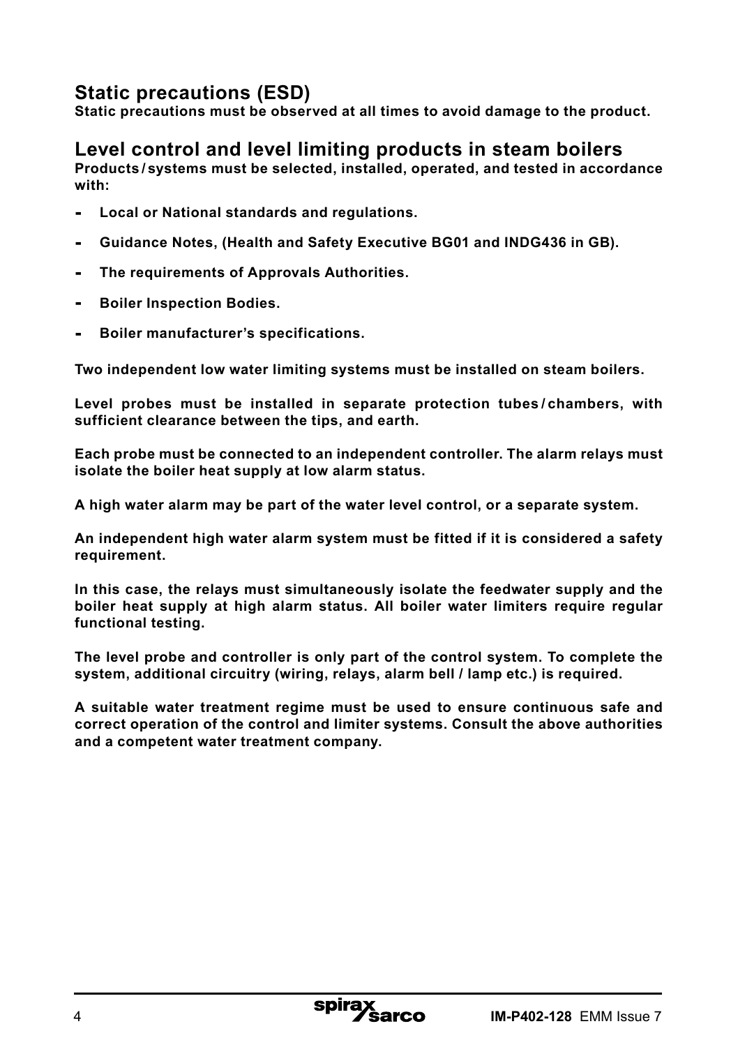## Static precautions (ESD)

**Static precautions must be observed at all times to avoid damage to the product.**

## Level control and level limiting products in steam boilers

**Products / systems must be selected, installed, operated, and tested in accordance with:**

- **Local or National standards and regulations.**
- **Guidance Notes, (Health and Safety Executive BG01 and INDG436 in GB).**
- **The requirements of Approvals Authorities.**
- **Boiler Inspection Bodies.**
- **Boiler manufacturer's specifications.**

**Two independent low water limiting systems must be installed on steam boilers.**

**Level probes must be installed in separate protection tubes / chambers, with sufficient clearance between the tips, and earth.**

**Each probe must be connected to an independent controller. The alarm relays must isolate the boiler heat supply at low alarm status.**

**A high water alarm may be part of the water level control, or a separate system.**

**An independent high water alarm system must be fitted if it is considered a safety requirement.**

**In this case, the relays must simultaneously isolate the feedwater supply and the boiler heat supply at high alarm status. All boiler water limiters require regular functional testing.**

**The level probe and controller is only part of the control system. To complete the system, additional circuitry (wiring, relays, alarm bell / lamp etc.) is required.**

**A suitable water treatment regime must be used to ensure continuous safe and correct operation of the control and limiter systems. Consult the above authorities and a competent water treatment company.**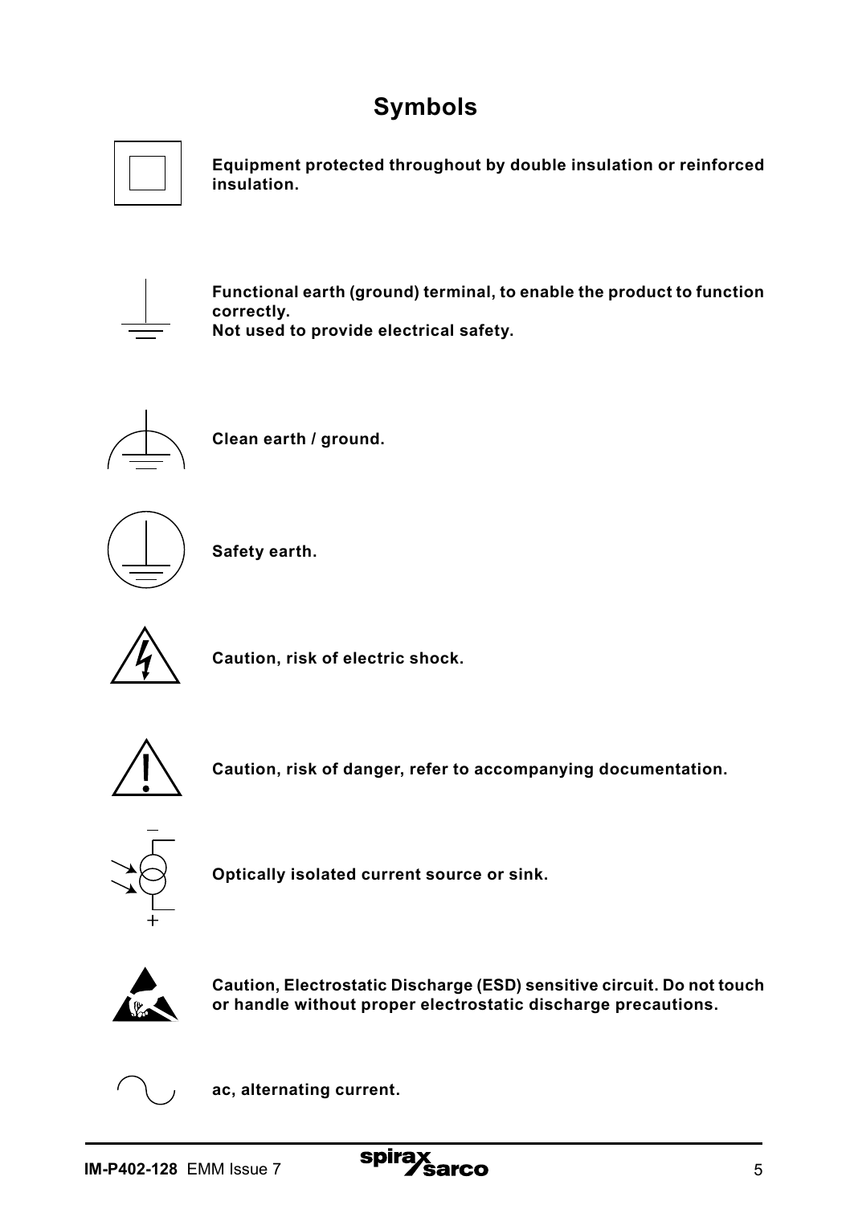# Symbols

**Equipment protected throughout by double insulation or reinforced insulation.**

**Functional earth (ground) terminal, to enable the product to function correctly.**
**Not used to provide electrical safety.**

**Clean earth / ground.**

**Safety earth.**

**Caution, risk of electric shock.**

**Caution, risk of danger, refer to accompanying documentation.**

**Optically isolated current source or sink.**

**Caution, Electrostatic Discharge (ESD) sensitive circuit. Do not touch or handle without proper electrostatic discharge precautions.**

**ac, alternating current.**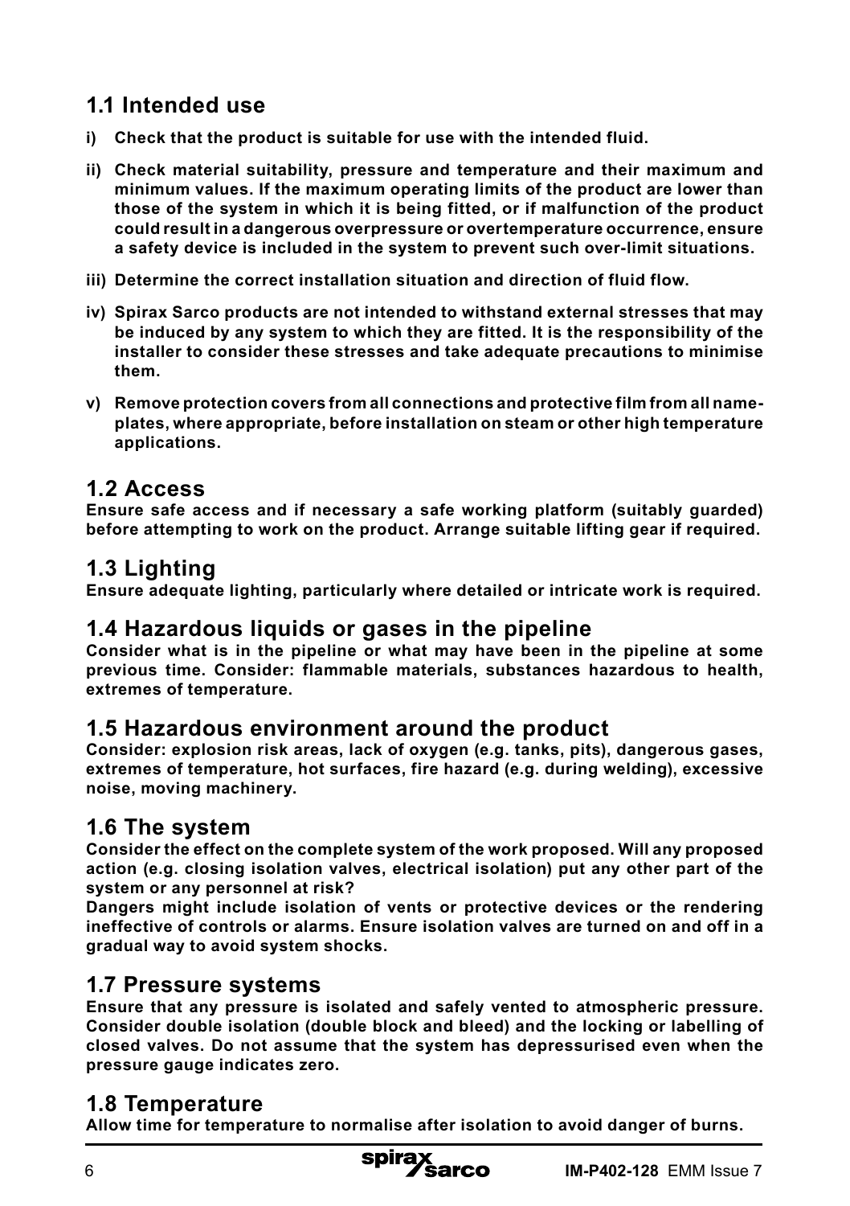## 1.1 Intended use

**i) Check that the product is suitable for use with the intended fluid.**

**ii) Check material suitability, pressure and temperature and their maximum and minimum values. If the maximum operating limits of the product are lower than those of the system in which it is being fitted, or if malfunction of the product could result in a dangerous overpressure or overtemperature occurrence, ensure a safety device is included in the system to prevent such over-limit situations.**

**iii) Determine the correct installation situation and direction of fluid flow.**

**iv) Spirax Sarco products are not intended to withstand external stresses that may be induced by any system to which they are fitted. It is the responsibility of the installer to consider these stresses and take adequate precautions to minimise them.**

**v) Remove protection covers from all connections and protective film from all name-plates, where appropriate, before installation on steam or other high temperature applications.**

## 1.2 Access

**Ensure safe access and if necessary a safe working platform (suitably guarded) before attempting to work on the product. Arrange suitable lifting gear if required.**

## 1.3 Lighting

**Ensure adequate lighting, particularly where detailed or intricate work is required.**

## 1.4 Hazardous liquids or gases in the pipeline

**Consider what is in the pipeline or what may have been in the pipeline at some previous time. Consider: flammable materials, substances hazardous to health, extremes of temperature.**

## 1.5 Hazardous environment around the product

**Consider: explosion risk areas, lack of oxygen (e.g. tanks, pits), dangerous gases, extremes of temperature, hot surfaces, fire hazard (e.g. during welding), excessive noise, moving machinery.**

## 1.6 The system

**Consider the effect on the complete system of the work proposed. Will any proposed action (e.g. closing isolation valves, electrical isolation) put any other part of the system or any personnel at risk?**

**Dangers might include isolation of vents or protective devices or the rendering ineffective of controls or alarms. Ensure isolation valves are turned on and off in a gradual way to avoid system shocks.**

## 1.7 Pressure systems

**Ensure that any pressure is isolated and safely vented to atmospheric pressure. Consider double isolation (double block and bleed) and the locking or labelling of closed valves. Do not assume that the system has depressurised even when the pressure gauge indicates zero.**

## 1.8 Temperature

**Allow time for temperature to normalise after isolation to avoid danger of burns.**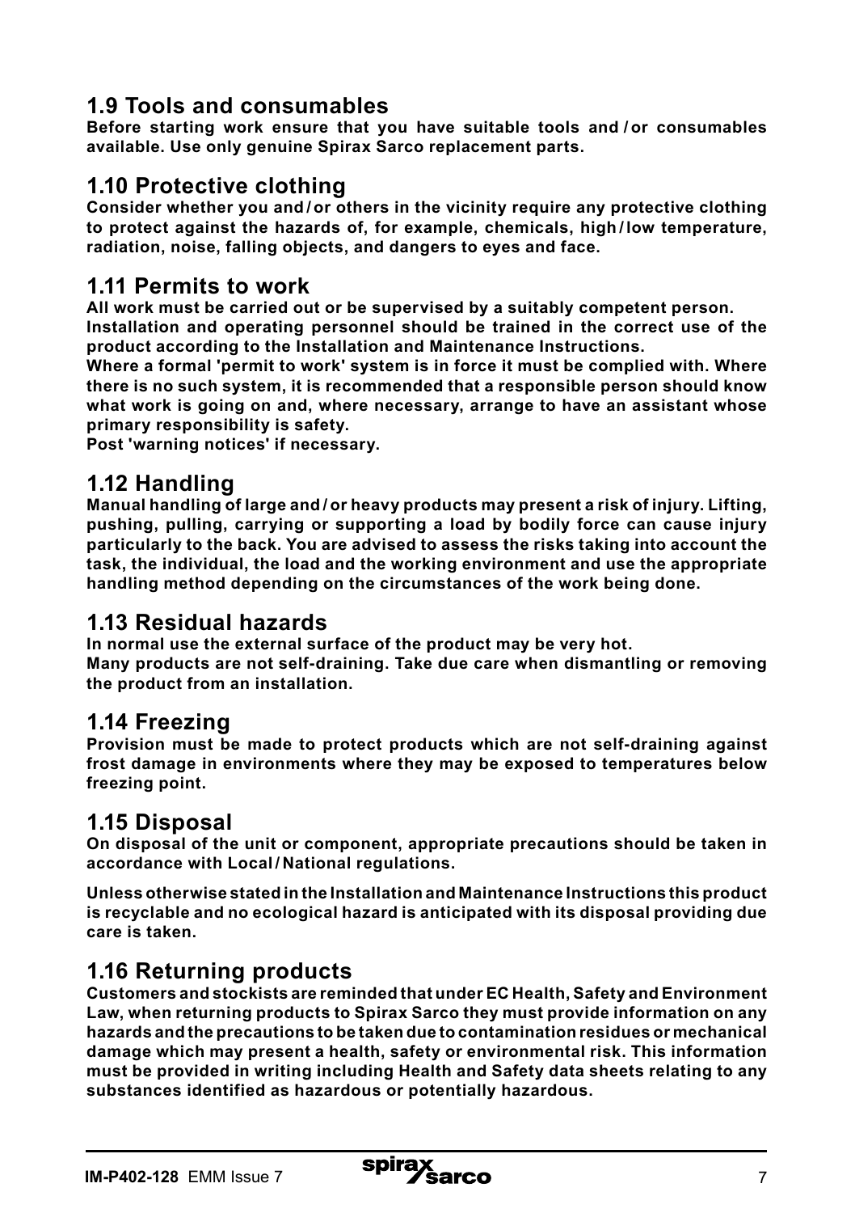## 1.9 Tools and consumables

**Before starting work ensure that you have suitable tools and / or consumables available. Use only genuine Spirax Sarco replacement parts.**

## 1.10 Protective clothing

**Consider whether you and / or others in the vicinity require any protective clothing to protect against the hazards of, for example, chemicals, high / low temperature, radiation, noise, falling objects, and dangers to eyes and face.**

## 1.11 Permits to work

**All work must be carried out or be supervised by a suitably competent person.**
**Installation and operating personnel should be trained in the correct use of the product according to the Installation and Maintenance Instructions.**
**Where a formal 'permit to work' system is in force it must be complied with. Where there is no such system, it is recommended that a responsible person should know what work is going on and, where necessary, arrange to have an assistant whose primary responsibility is safety.**
**Post 'warning notices' if necessary.**

## 1.12 Handling

**Manual handling of large and / or heavy products may present a risk of injury. Lifting, pushing, pulling, carrying or supporting a load by bodily force can cause injury particularly to the back. You are advised to assess the risks taking into account the task, the individual, the load and the working environment and use the appropriate handling method depending on the circumstances of the work being done.**

## 1.13 Residual hazards

**In normal use the external surface of the product may be very hot.**
**Many products are not self-draining. Take due care when dismantling or removing the product from an installation.**

## 1.14 Freezing

**Provision must be made to protect products which are not self-draining against frost damage in environments where they may be exposed to temperatures below freezing point.**

## 1.15 Disposal

**On disposal of the unit or component, appropriate precautions should be taken in accordance with Local / National regulations.**

**Unless otherwise stated in the Installation and Maintenance Instructions this product is recyclable and no ecological hazard is anticipated with its disposal providing due care is taken.**

## 1.16 Returning products

**Customers and stockists are reminded that under EC Health, Safety and Environment Law, when returning products to Spirax Sarco they must provide information on any hazards and the precautions to be taken due to contamination residues or mechanical damage which may present a health, safety or environmental risk. This information must be provided in writing including Health and Safety data sheets relating to any substances identified as hazardous or potentially hazardous.**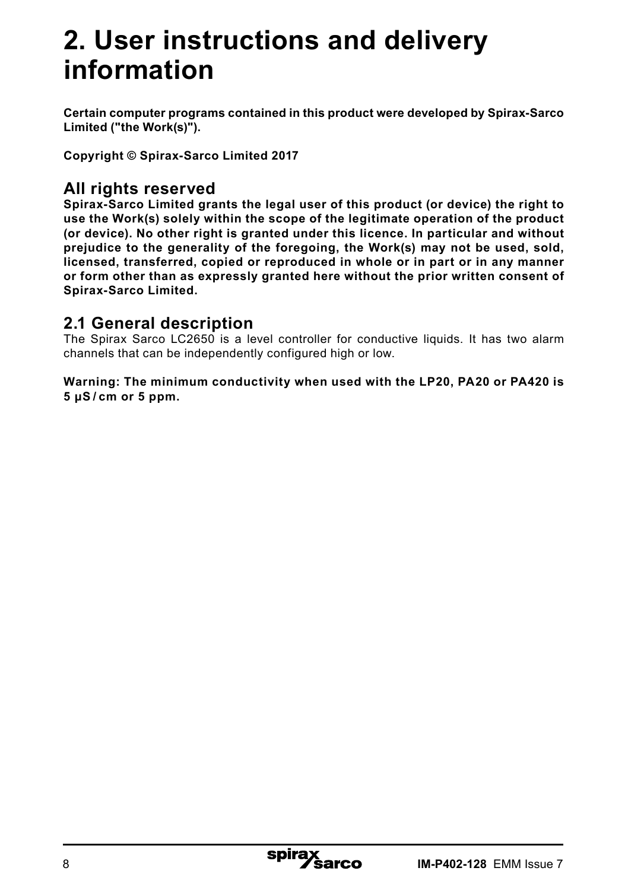# 2. User instructions and delivery information

**Certain computer programs contained in this product were developed by Spirax-Sarco Limited ("the Work(s)").**

**Copyright © Spirax-Sarco Limited 2017**

## All rights reserved

**Spirax-Sarco Limited grants the legal user of this product (or device) the right to use the Work(s) solely within the scope of the legitimate operation of the product (or device). No other right is granted under this licence. In particular and without prejudice to the generality of the foregoing, the Work(s) may not be used, sold, licensed, transferred, copied or reproduced in whole or in part or in any manner or form other than as expressly granted here without the prior written consent of Spirax-Sarco Limited.**

## 2.1 General description

The Spirax Sarco LC2650 is a level controller for conductive liquids. It has two alarm channels that can be independently configured high or low.

**Warning: The minimum conductivity when used with the LP20, PA20 or PA420 is 5 μS / cm or 5 ppm.**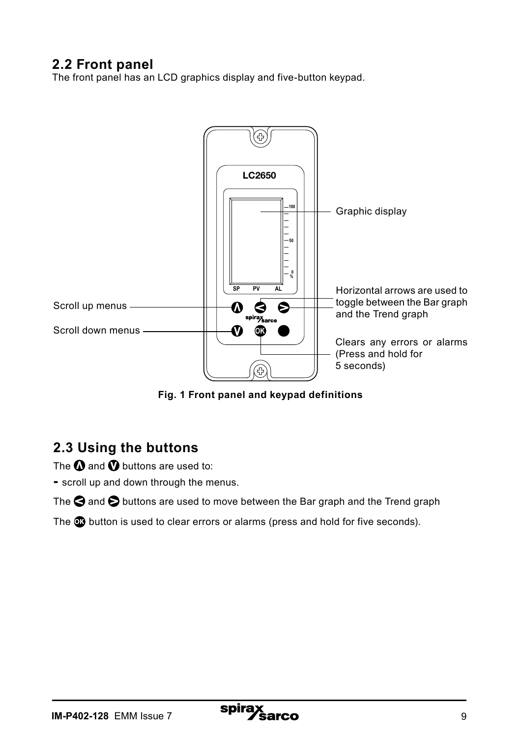## 2.2 Front panel

The front panel has an LCD graphics display and five-button keypad.

Graphic display

Horizontal arrows are used to toggle between the Bar graph and the Trend graph

Scroll up menus

Scroll down menus

Clears any errors or alarms (Press and hold for 5 seconds)

**Fig. 1 Front panel and keypad definitions**

## 2.3 Using the buttons

The Λ and V buttons are used to:

- scroll up and down through the menus.

The < and > buttons are used to move between the Bar graph and the Trend graph

The OK button is used to clear errors or alarms (press and hold for five seconds).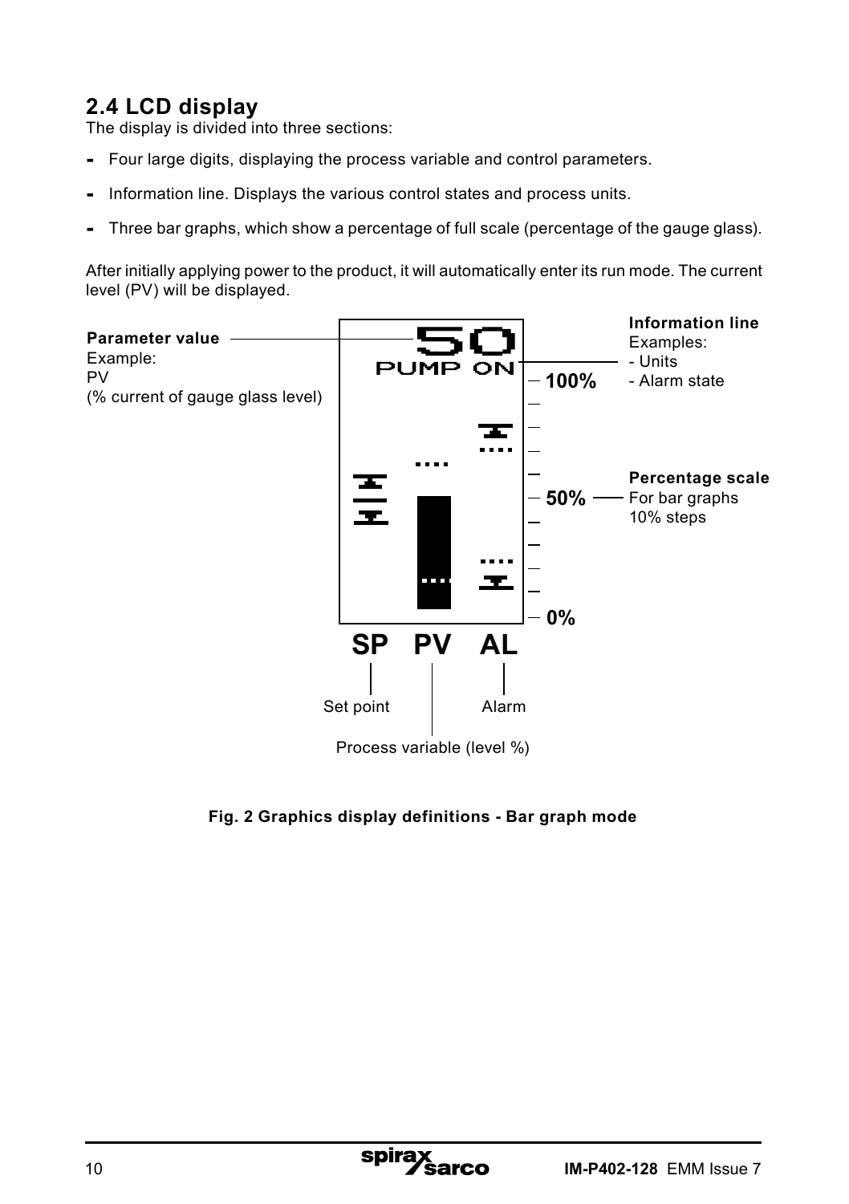## 2.4 LCD display

The display is divided into three sections:

- Four large digits, displaying the process variable and control parameters.
- Information line. Displays the various control states and process units.
- Three bar graphs, which show a percentage of full scale (percentage of the gauge glass).

After initially applying power to the product, it will automatically enter its run mode. The current level (PV) will be displayed.

**Parameter value**
Example:
PV
(% current of gauge glass level)

50
PUMP ON

**Information line**
Examples:
- Units
- Alarm state

**Percentage scale**
For bar graphs
10% steps

100%
50%
0%

SP PV AL

Set point
Process variable (level %)
Alarm

**Fig. 2 Graphics display definitions - Bar graph mode**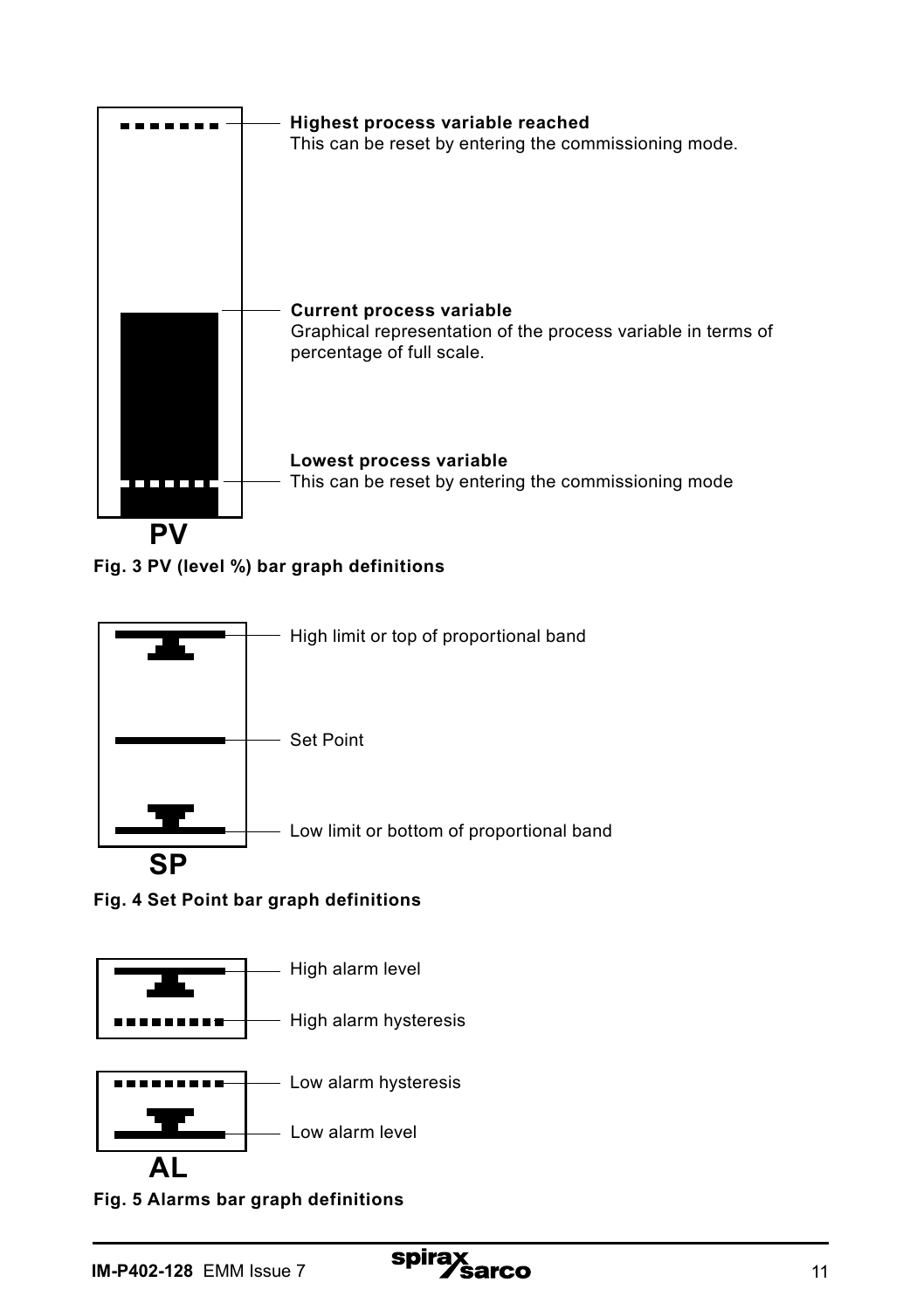**Highest process variable reached**
This can be reset by entering the commissioning mode.

**Current process variable**
Graphical representation of the process variable in terms of percentage of full scale.

**Lowest process variable**
This can be reset by entering the commissioning mode

PV

**Fig. 3 PV (level %) bar graph definitions**

High limit or top of proportional band

Set Point

Low limit or bottom of proportional band

SP

**Fig. 4 Set Point bar graph definitions**

High alarm level

High alarm hysteresis

Low alarm hysteresis

Low alarm level

AL

**Fig. 5 Alarms bar graph definitions**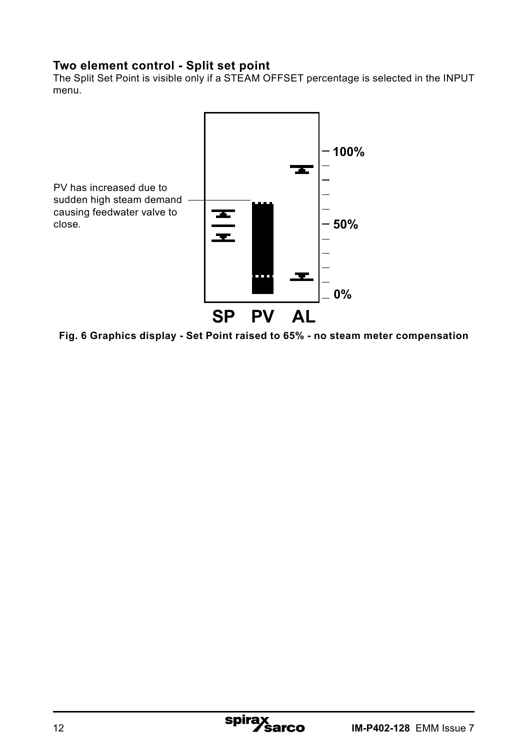## Two element control - Split set point

The Split Set Point is visible only if a STEAM OFFSET percentage is selected in the INPUT menu.

PV has increased due to sudden high steam demand causing feedwater valve to close.

100%

50%

0%

SP PV AL

**Fig. 6 Graphics display - Set Point raised to 65% - no steam meter compensation**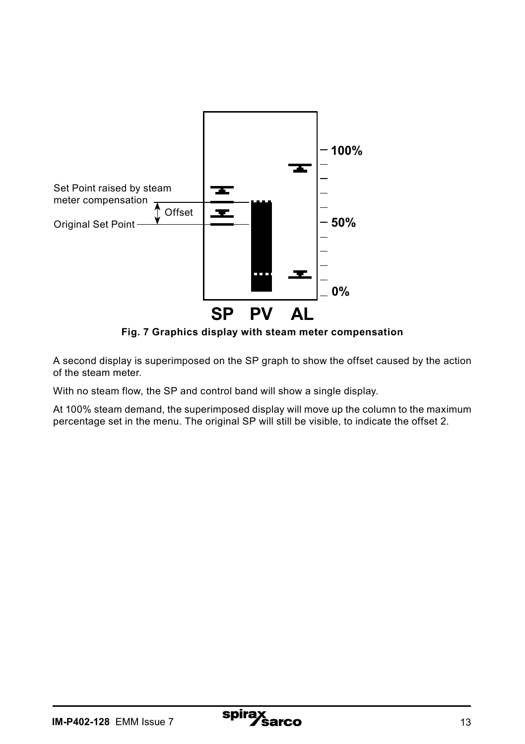Set Point raised by steam meter compensation

Offset

Original Set Point

100%

50%

0%

SP PV AL

**Fig. 7 Graphics display with steam meter compensation**

A second display is superimposed on the SP graph to show the offset caused by the action of the steam meter.

With no steam flow, the SP and control band will show a single display.

At 100% steam demand, the superimposed display will move up the column to the maximum percentage set in the menu. The original SP will still be visible, to indicate the offset 2.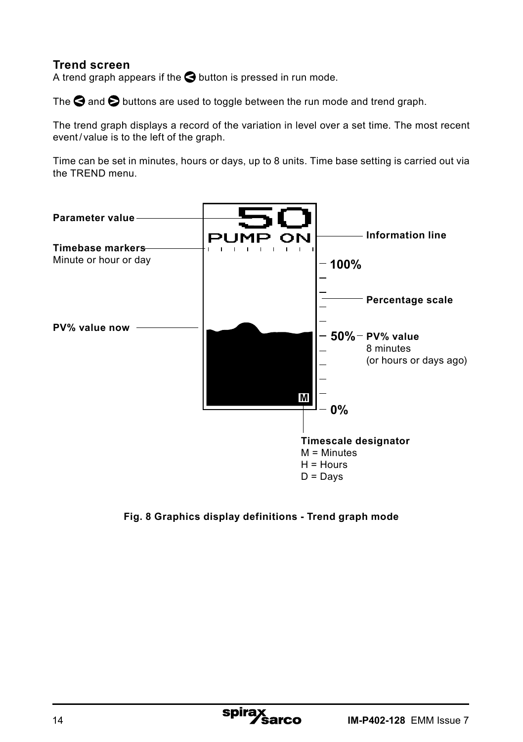## Trend screen

A trend graph appears if the ◀ button is pressed in run mode.

The ◀ and ▶ buttons are used to toggle between the run mode and trend graph.

The trend graph displays a record of the variation in level over a set time. The most recent event/value is to the left of the graph.

Time can be set in minutes, hours or days, up to 8 units. Time base setting is carried out via the TREND menu.

**Parameter value**

**Timebase markers**
Minute or hour or day

**PV% value now**

**Information line**

**Percentage scale**

**PV% value**
8 minutes
(or hours or days ago)

**Timescale designator**
M = Minutes
H = Hours
D = Days

**Fig. 8 Graphics display definitions - Trend graph mode**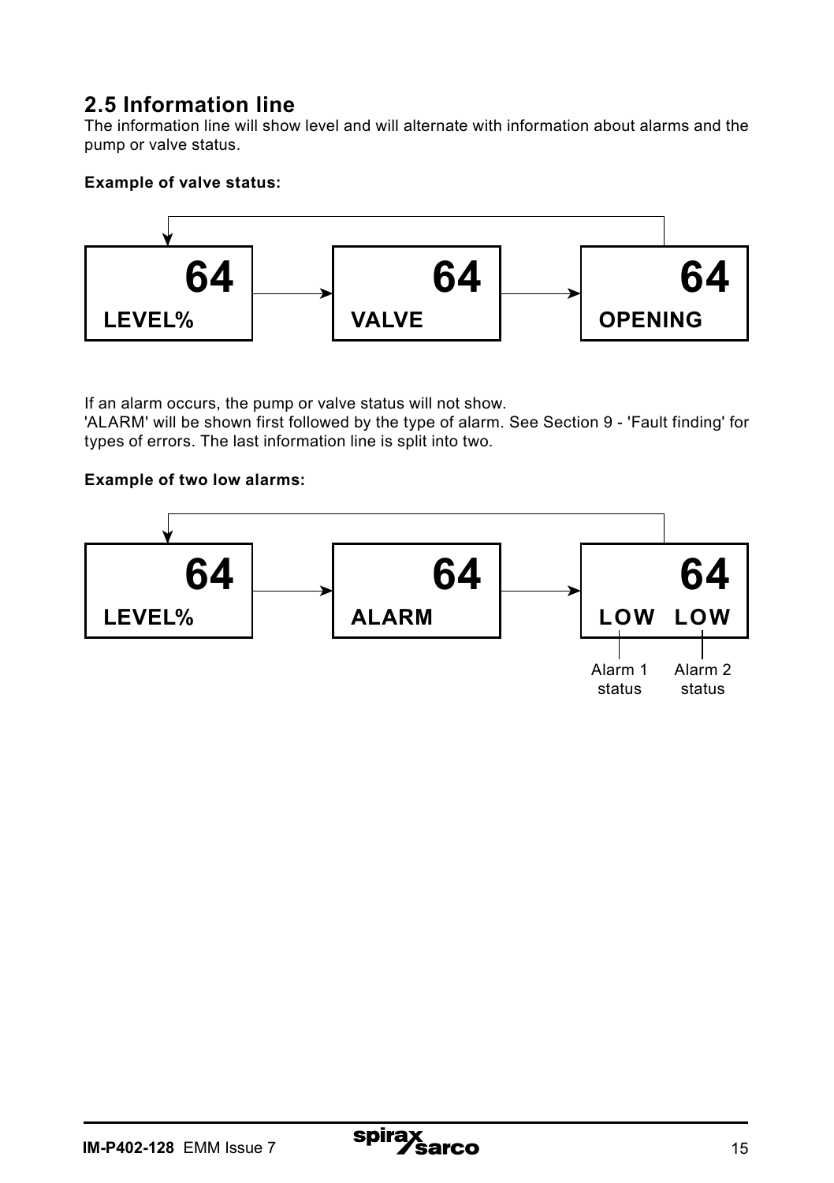## 2.5 Information line

The information line will show level and will alternate with information about alarms and the pump or valve status.

**Example of valve status:**

| 64 LEVEL% | → | 64 VALVE | → | 64 OPENING |
|---|---|---|---|---|

If an alarm occurs, the pump or valve status will not show.
'ALARM' will be shown first followed by the type of alarm. See Section 9 - 'Fault finding' for types of errors. The last information line is split into two.

**Example of two low alarms:**

| 64 LEVEL% | → | 64 ALARM | → | 64 LOW LOW |
|---|---|---|---|---|

Alarm 1 status    Alarm 2 status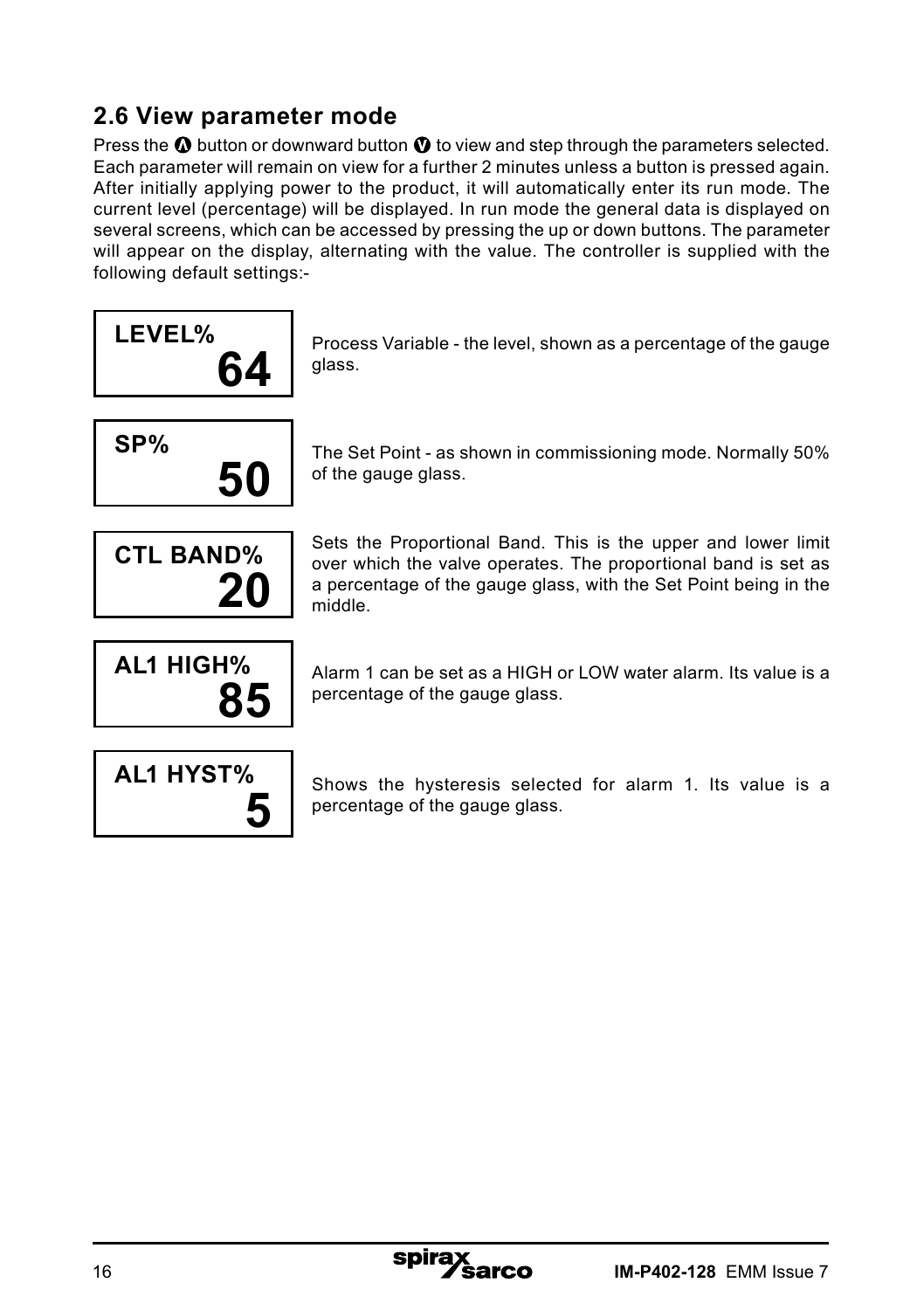## 2.6 View parameter mode

Press the ▲ button or downward button ▼ to view and step through the parameters selected. Each parameter will remain on view for a further 2 minutes unless a button is pressed again. After initially applying power to the product, it will automatically enter its run mode. The current level (percentage) will be displayed. In run mode the general data is displayed on several screens, which can be accessed by pressing the up or down buttons. The parameter will appear on the display, alternating with the value. The controller is supplied with the following default settings:-

| Display | Description |
|---|---|
| **LEVEL%** **64** | Process Variable - the level, shown as a percentage of the gauge glass. |
| **SP%** **50** | The Set Point - as shown in commissioning mode. Normally 50% of the gauge glass. |
| **CTL BAND%** **20** | Sets the Proportional Band. This is the upper and lower limit over which the valve operates. The proportional band is set as a percentage of the gauge glass, with the Set Point being in the middle. |
| **AL1 HIGH%** **85** | Alarm 1 can be set as a HIGH or LOW water alarm. Its value is a percentage of the gauge glass. |
| **AL1 HYST%** **5** | Shows the hysteresis selected for alarm 1. Its value is a percentage of the gauge glass. |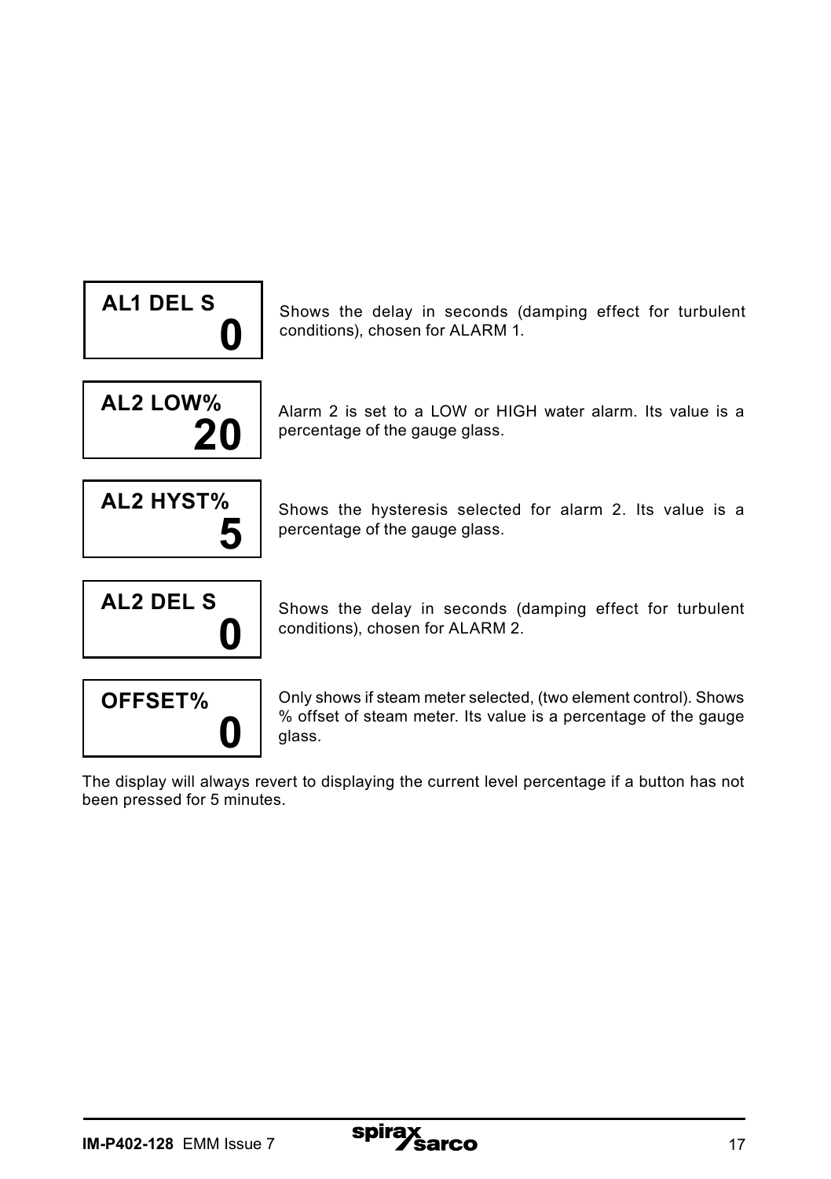| Display | Description |
| --- | --- |
| **AL1 DEL S**<br>**0** | Shows the delay in seconds (damping effect for turbulent conditions), chosen for ALARM 1. |
| **AL2 LOW%**<br>**20** | Alarm 2 is set to a LOW or HIGH water alarm. Its value is a percentage of the gauge glass. |
| **AL2 HYST%**<br>**5** | Shows the hysteresis selected for alarm 2. Its value is a percentage of the gauge glass. |
| **AL2 DEL S**<br>**0** | Shows the delay in seconds (damping effect for turbulent conditions), chosen for ALARM 2. |
| **OFFSET%**<br>**0** | Only shows if steam meter selected, (two element control). Shows % offset of steam meter. Its value is a percentage of the gauge glass. |

The display will always revert to displaying the current level percentage if a button has not been pressed for 5 minutes.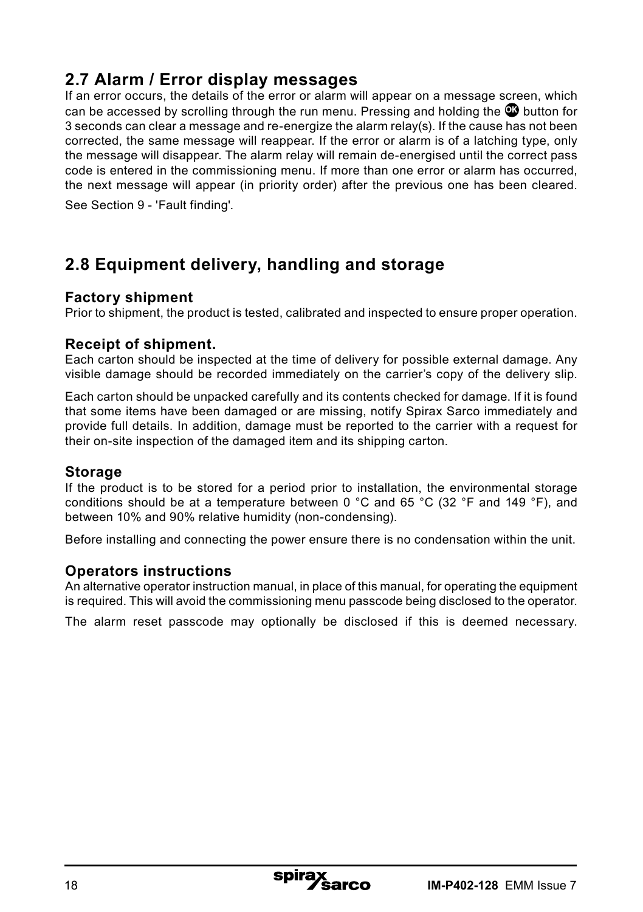## 2.7 Alarm / Error display messages

If an error occurs, the details of the error or alarm will appear on a message screen, which can be accessed by scrolling through the run menu. Pressing and holding the OK button for 3 seconds can clear a message and re-energize the alarm relay(s). If the cause has not been corrected, the same message will reappear. If the error or alarm is of a latching type, only the message will disappear. The alarm relay will remain de-energised until the correct pass code is entered in the commissioning menu. If more than one error or alarm has occurred, the next message will appear (in priority order) after the previous one has been cleared.

See Section 9 - 'Fault finding'.

## 2.8 Equipment delivery, handling and storage

### Factory shipment

Prior to shipment, the product is tested, calibrated and inspected to ensure proper operation.

### Receipt of shipment.

Each carton should be inspected at the time of delivery for possible external damage. Any visible damage should be recorded immediately on the carrier's copy of the delivery slip.

Each carton should be unpacked carefully and its contents checked for damage. If it is found that some items have been damaged or are missing, notify Spirax Sarco immediately and provide full details. In addition, damage must be reported to the carrier with a request for their on-site inspection of the damaged item and its shipping carton.

### Storage

If the product is to be stored for a period prior to installation, the environmental storage conditions should be at a temperature between 0 °C and 65 °C (32 °F and 149 °F), and between 10% and 90% relative humidity (non-condensing).

Before installing and connecting the power ensure there is no condensation within the unit.

### Operators instructions

An alternative operator instruction manual, in place of this manual, for operating the equipment is required. This will avoid the commissioning menu passcode being disclosed to the operator.

The alarm reset passcode may optionally be disclosed if this is deemed necessary.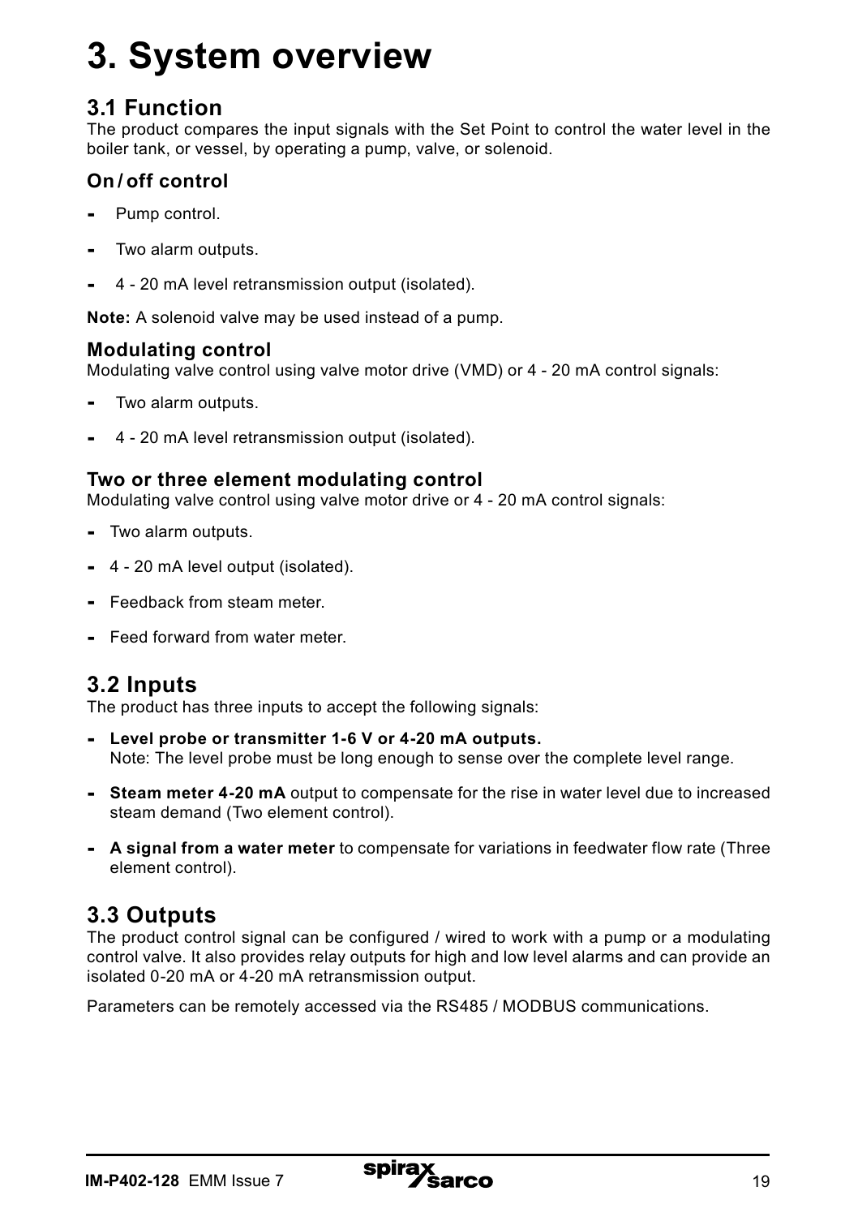# 3. System overview

## 3.1 Function

The product compares the input signals with the Set Point to control the water level in the boiler tank, or vessel, by operating a pump, valve, or solenoid.

### On / off control

- Pump control.
- Two alarm outputs.
- 4 - 20 mA level retransmission output (isolated).

**Note:** A solenoid valve may be used instead of a pump.

### Modulating control

Modulating valve control using valve motor drive (VMD) or 4 - 20 mA control signals:

- Two alarm outputs.
- 4 - 20 mA level retransmission output (isolated).

### Two or three element modulating control

Modulating valve control using valve motor drive or 4 - 20 mA control signals:

- Two alarm outputs.
- 4 - 20 mA level output (isolated).
- Feedback from steam meter.
- Feed forward from water meter.

## 3.2 Inputs

The product has three inputs to accept the following signals:

- **Level probe or transmitter 1-6 V or 4-20 mA outputs.**
  Note: The level probe must be long enough to sense over the complete level range.
- **Steam meter 4-20 mA** output to compensate for the rise in water level due to increased steam demand (Two element control).
- **A signal from a water meter** to compensate for variations in feedwater flow rate (Three element control).

## 3.3 Outputs

The product control signal can be configured / wired to work with a pump or a modulating control valve. It also provides relay outputs for high and low level alarms and can provide an isolated 0-20 mA or 4-20 mA retransmission output.

Parameters can be remotely accessed via the RS485 / MODBUS communications.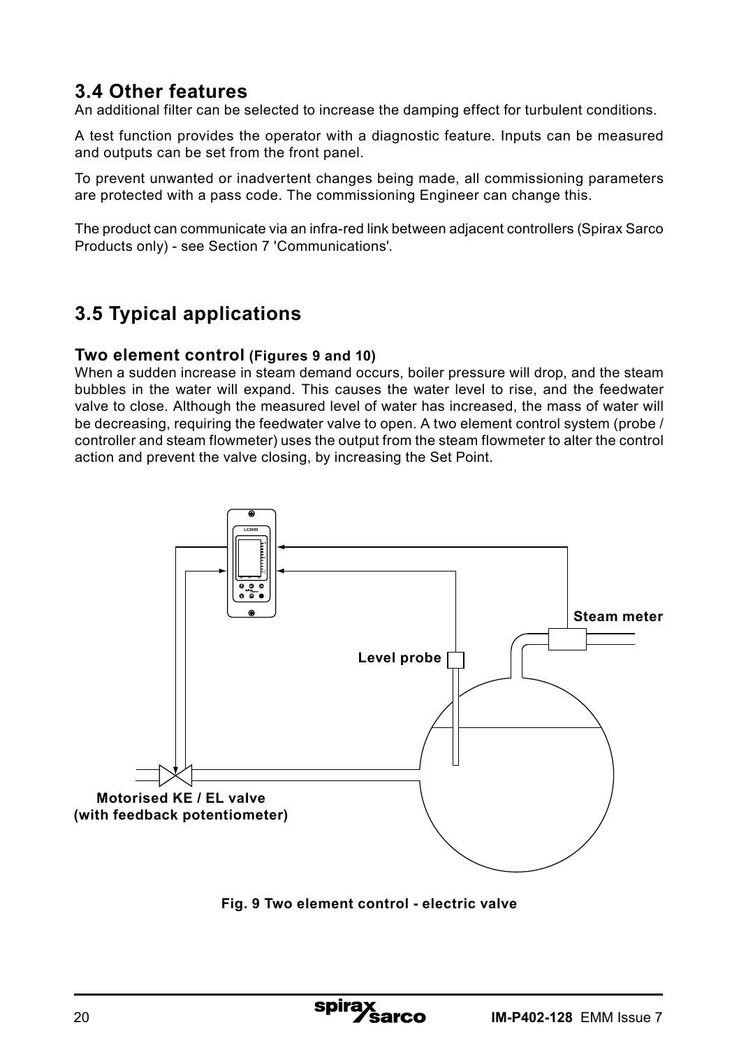## 3.4 Other features

An additional filter can be selected to increase the damping effect for turbulent conditions.

A test function provides the operator with a diagnostic feature. Inputs can be measured and outputs can be set from the front panel.

To prevent unwanted or inadvertent changes being made, all commissioning parameters are protected with a pass code. The commissioning Engineer can change this.

The product can communicate via an infra-red link between adjacent controllers (Spirax Sarco Products only) - see Section 7 'Communications'.

## 3.5 Typical applications

### Two element control (Figures 9 and 10)

When a sudden increase in steam demand occurs, boiler pressure will drop, and the steam bubbles in the water will expand. This causes the water level to rise, and the feedwater valve to close. Although the measured level of water has increased, the mass of water will be decreasing, requiring the feedwater valve to open. A two element control system (probe / controller and steam flowmeter) uses the output from the steam flowmeter to alter the control action and prevent the valve closing, by increasing the Set Point.

LC2650

Steam meter

Level probe

Motorised KE / EL valve (with feedback potentiometer)

**Fig. 9 Two element control - electric valve**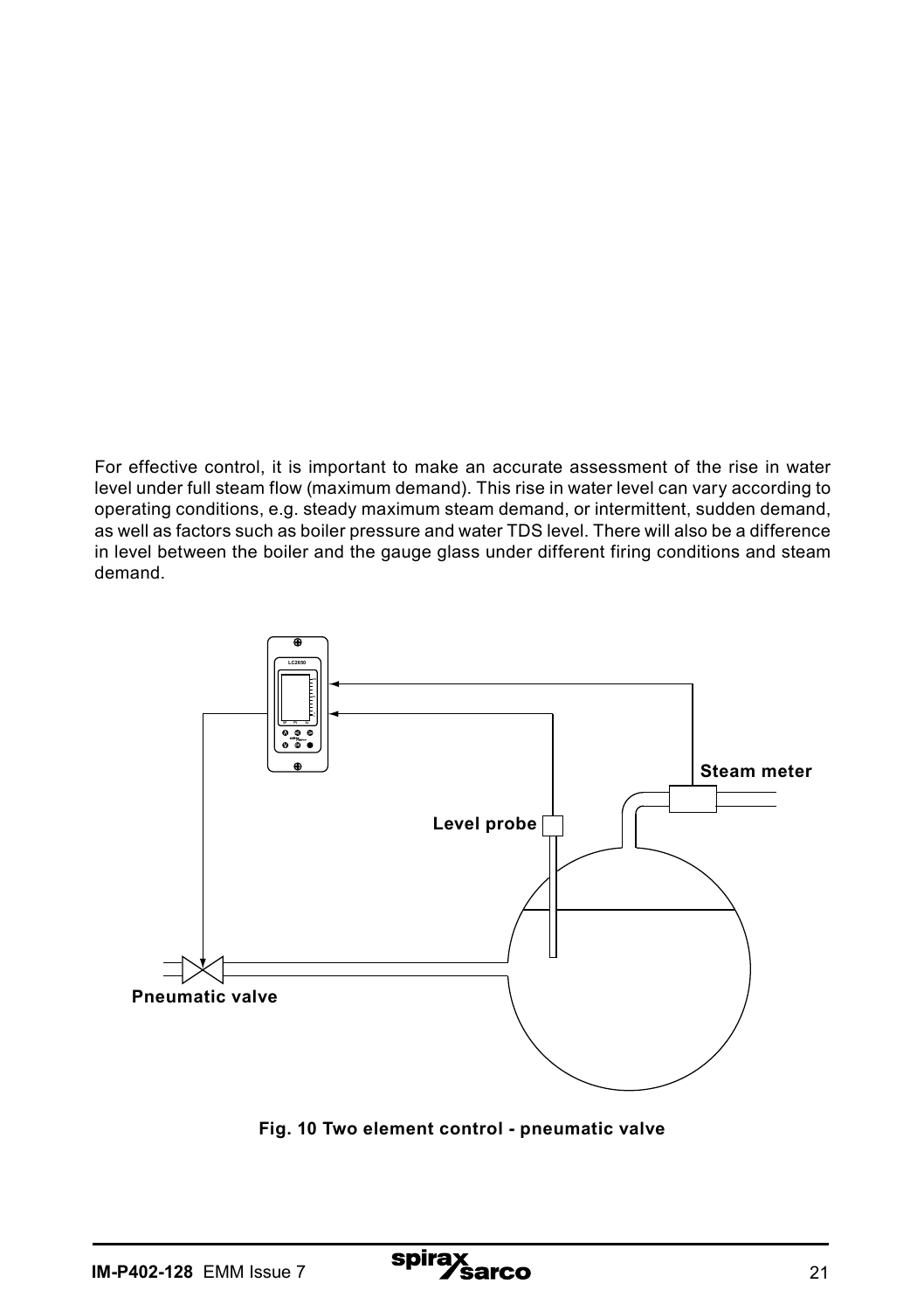For effective control, it is important to make an accurate assessment of the rise in water level under full steam flow (maximum demand). This rise in water level can vary according to operating conditions, e.g. steady maximum steam demand, or intermittent, sudden demand, as well as factors such as boiler pressure and water TDS level. There will also be a difference in level between the boiler and the gauge glass under different firing conditions and steam demand.

**Fig. 10 Two element control - pneumatic valve**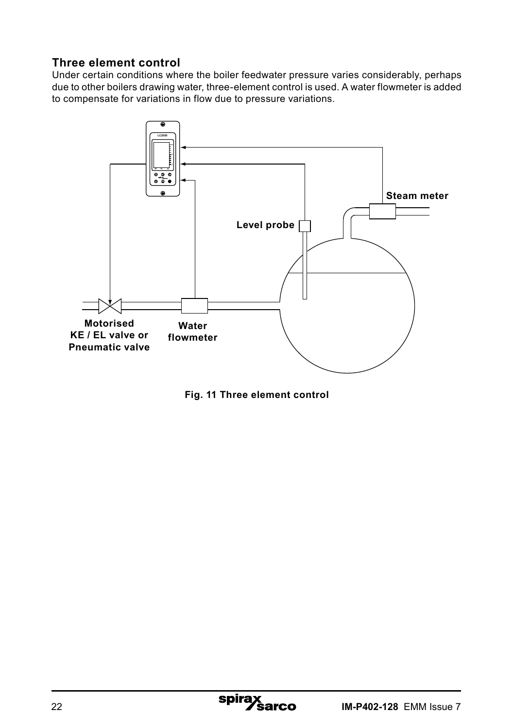## Three element control

Under certain conditions where the boiler feedwater pressure varies considerably, perhaps due to other boilers drawing water, three-element control is used. A water flowmeter is added to compensate for variations in flow due to pressure variations.

LC2650

Steam meter

Level probe

Motorised KE / EL valve or Pneumatic valve

Water flowmeter

**Fig. 11 Three element control**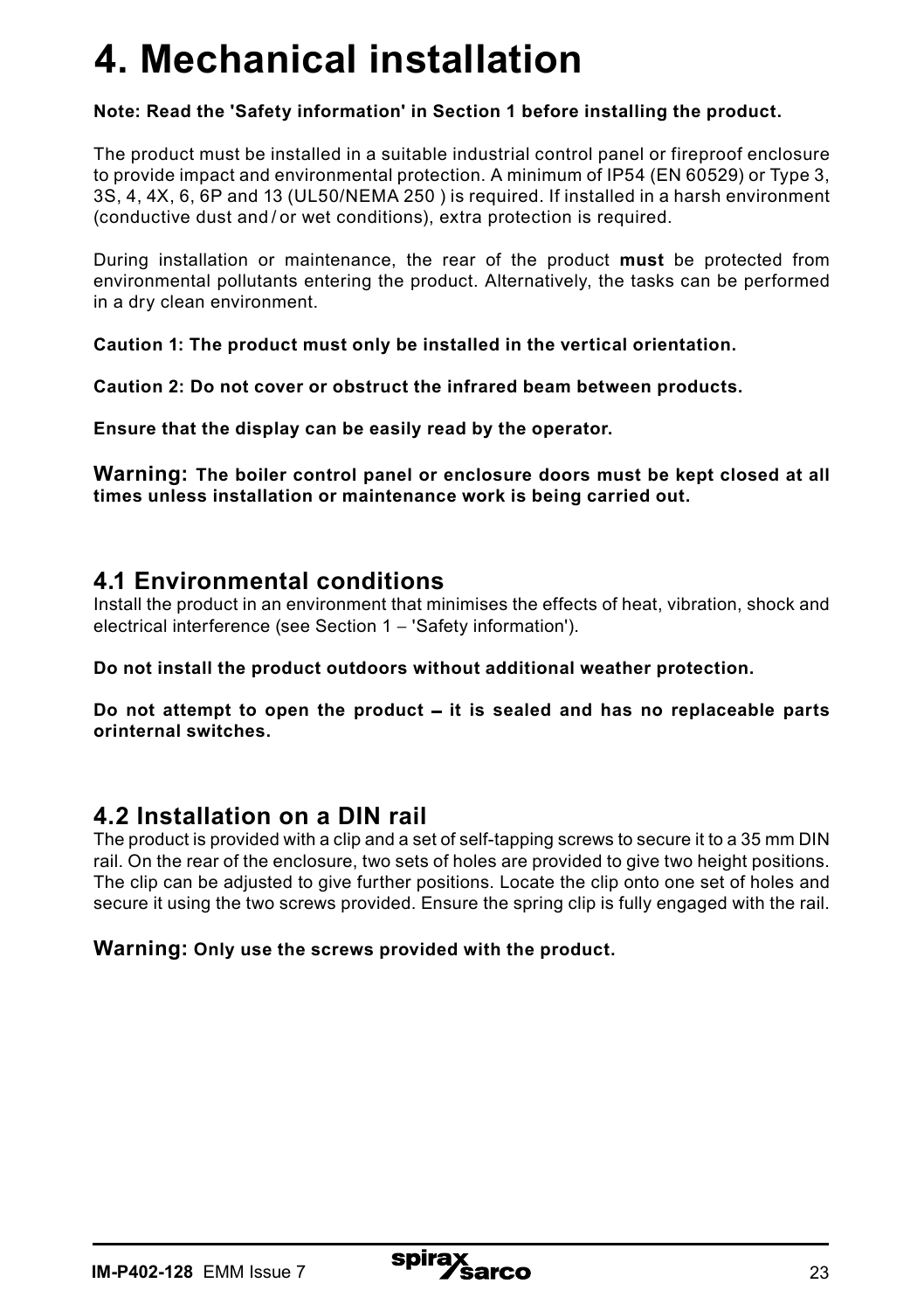# 4. Mechanical installation

**Note: Read the 'Safety information' in Section 1 before installing the product.**

The product must be installed in a suitable industrial control panel or fireproof enclosure to provide impact and environmental protection. A minimum of IP54 (EN 60529) or Type 3, 3S, 4, 4X, 6, 6P and 13 (UL50/NEMA 250 ) is required. If installed in a harsh environment (conductive dust and / or wet conditions), extra protection is required.

During installation or maintenance, the rear of the product **must** be protected from environmental pollutants entering the product. Alternatively, the tasks can be performed in a dry clean environment.

**Caution 1: The product must only be installed in the vertical orientation.**

**Caution 2: Do not cover or obstruct the infrared beam between products.**

**Ensure that the display can be easily read by the operator.**

**Warning: The boiler control panel or enclosure doors must be kept closed at all times unless installation or maintenance work is being carried out.**

## 4.1 Environmental conditions

Install the product in an environment that minimises the effects of heat, vibration, shock and electrical interference (see Section 1 – 'Safety information').

**Do not install the product outdoors without additional weather protection.**

**Do not attempt to open the product – it is sealed and has no replaceable parts orinternal switches.**

## 4.2 Installation on a DIN rail

The product is provided with a clip and a set of self-tapping screws to secure it to a 35 mm DIN rail. On the rear of the enclosure, two sets of holes are provided to give two height positions. The clip can be adjusted to give further positions. Locate the clip onto one set of holes and secure it using the two screws provided. Ensure the spring clip is fully engaged with the rail.

**Warning: Only use the screws provided with the product.**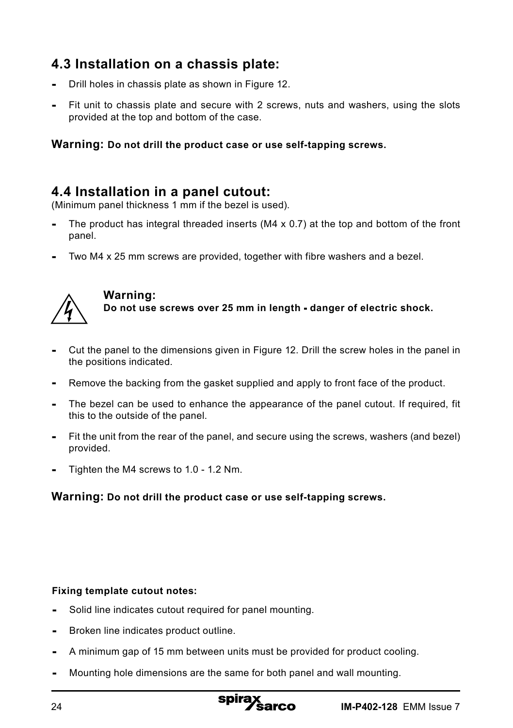## 4.3 Installation on a chassis plate:

- Drill holes in chassis plate as shown in Figure 12.
- Fit unit to chassis plate and secure with 2 screws, nuts and washers, using the slots provided at the top and bottom of the case.

**Warning: Do not drill the product case or use self-tapping screws.**

## 4.4 Installation in a panel cutout:

(Minimum panel thickness 1 mm if the bezel is used).

- The product has integral threaded inserts (M4 x 0.7) at the top and bottom of the front panel.
- Two M4 x 25 mm screws are provided, together with fibre washers and a bezel.

**Warning:**
**Do not use screws over 25 mm in length - danger of electric shock.**

- Cut the panel to the dimensions given in Figure 12. Drill the screw holes in the panel in the positions indicated.
- Remove the backing from the gasket supplied and apply to front face of the product.
- The bezel can be used to enhance the appearance of the panel cutout. If required, fit this to the outside of the panel.
- Fit the unit from the rear of the panel, and secure using the screws, washers (and bezel) provided.
- Tighten the M4 screws to 1.0 - 1.2 Nm.

**Warning: Do not drill the product case or use self-tapping screws.**

**Fixing template cutout notes:**

- Solid line indicates cutout required for panel mounting.
- Broken line indicates product outline.
- A minimum gap of 15 mm between units must be provided for product cooling.
- Mounting hole dimensions are the same for both panel and wall mounting.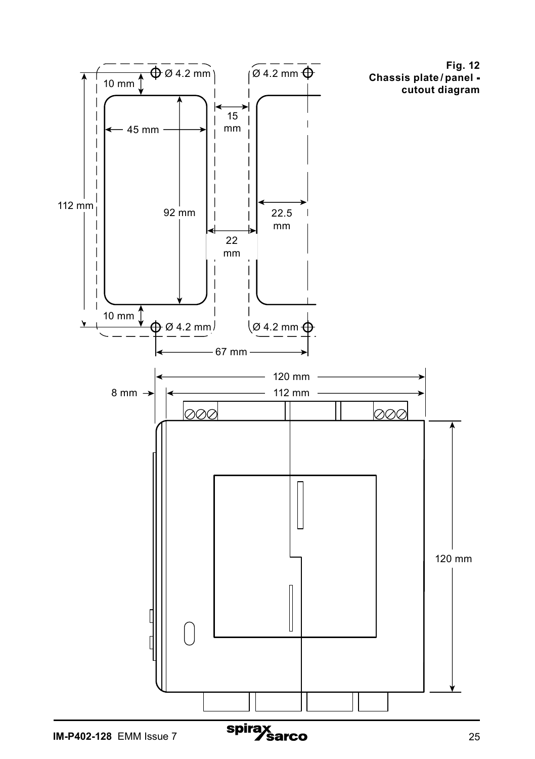**Fig. 12**
**Chassis plate / panel - cutout diagram**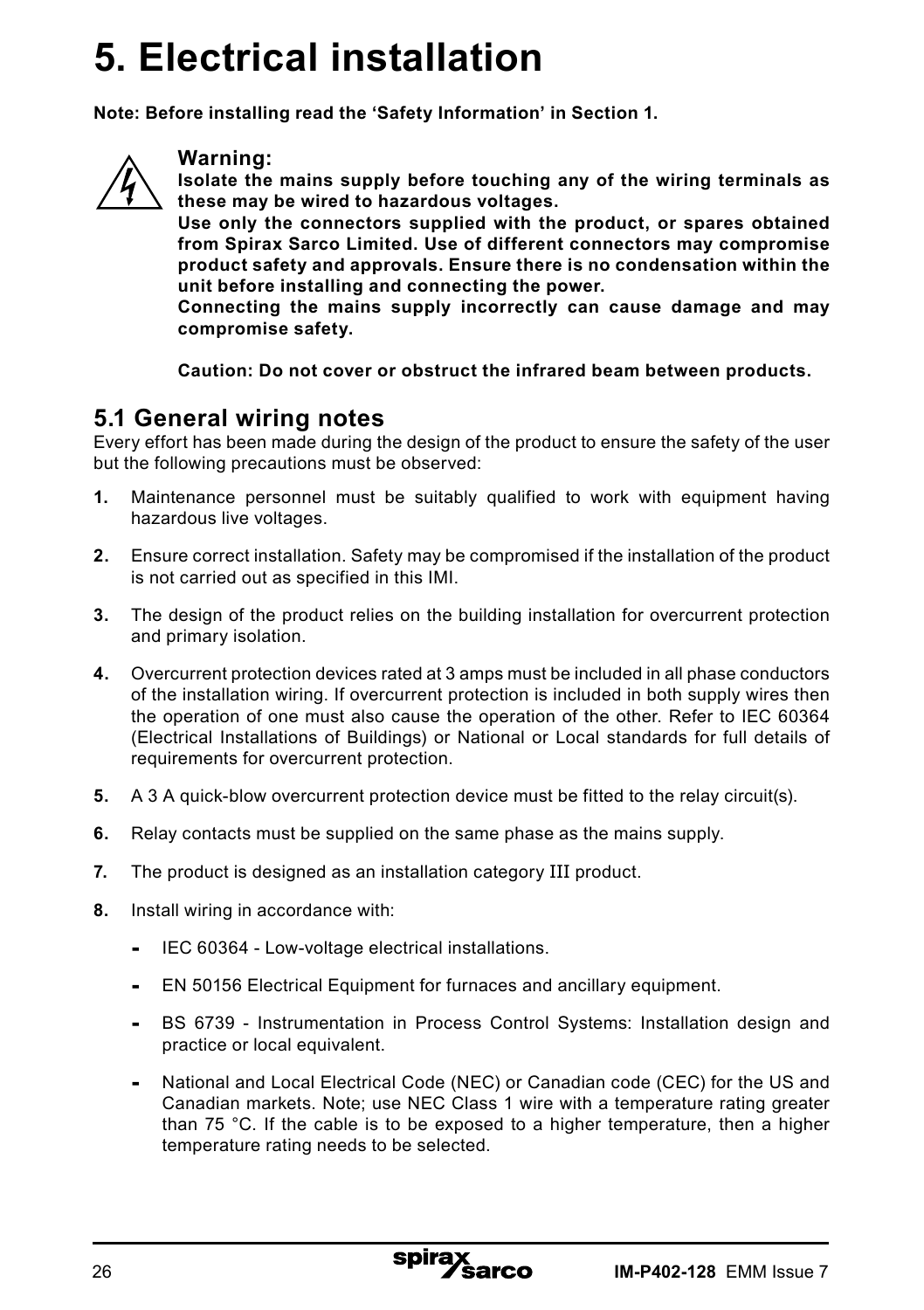# 5. Electrical installation

**Note: Before installing read the 'Safety Information' in Section 1.**

**Warning:**
**Isolate the mains supply before touching any of the wiring terminals as these may be wired to hazardous voltages.**
**Use only the connectors supplied with the product, or spares obtained from Spirax Sarco Limited. Use of different connectors may compromise product safety and approvals. Ensure there is no condensation within the unit before installing and connecting the power.**
**Connecting the mains supply incorrectly can cause damage and may compromise safety.**

**Caution: Do not cover or obstruct the infrared beam between products.**

## 5.1 General wiring notes

Every effort has been made during the design of the product to ensure the safety of the user but the following precautions must be observed:

1. Maintenance personnel must be suitably qualified to work with equipment having hazardous live voltages.
2. Ensure correct installation. Safety may be compromised if the installation of the product is not carried out as specified in this IMI.
3. The design of the product relies on the building installation for overcurrent protection and primary isolation.
4. Overcurrent protection devices rated at 3 amps must be included in all phase conductors of the installation wiring. If overcurrent protection is included in both supply wires then the operation of one must also cause the operation of the other. Refer to IEC 60364 (Electrical Installations of Buildings) or National or Local standards for full details of requirements for overcurrent protection.
5. A 3 A quick-blow overcurrent protection device must be fitted to the relay circuit(s).
6. Relay contacts must be supplied on the same phase as the mains supply.
7. The product is designed as an installation category III product.
8. Install wiring in accordance with:
   - IEC 60364 - Low-voltage electrical installations.
   - EN 50156 Electrical Equipment for furnaces and ancillary equipment.
   - BS 6739 - Instrumentation in Process Control Systems: Installation design and practice or local equivalent.
   - National and Local Electrical Code (NEC) or Canadian code (CEC) for the US and Canadian markets. Note; use NEC Class 1 wire with a temperature rating greater than 75 °C. If the cable is to be exposed to a higher temperature, then a higher temperature rating needs to be selected.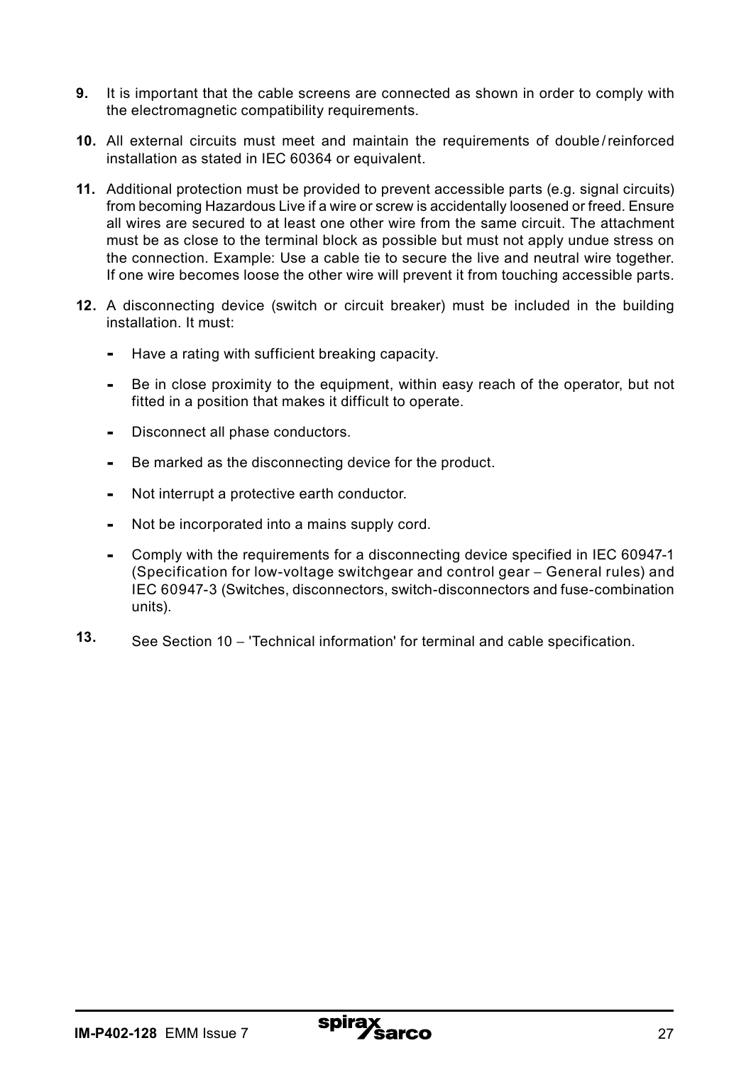**9.** It is important that the cable screens are connected as shown in order to comply with the electromagnetic compatibility requirements.

**10.** All external circuits must meet and maintain the requirements of double / reinforced installation as stated in IEC 60364 or equivalent.

**11.** Additional protection must be provided to prevent accessible parts (e.g. signal circuits) from becoming Hazardous Live if a wire or screw is accidentally loosened or freed. Ensure all wires are secured to at least one other wire from the same circuit. The attachment must be as close to the terminal block as possible but must not apply undue stress on the connection. Example: Use a cable tie to secure the live and neutral wire together. If one wire becomes loose the other wire will prevent it from touching accessible parts.

**12.** A disconnecting device (switch or circuit breaker) must be included in the building installation. It must:

- Have a rating with sufficient breaking capacity.
- Be in close proximity to the equipment, within easy reach of the operator, but not fitted in a position that makes it difficult to operate.
- Disconnect all phase conductors.
- Be marked as the disconnecting device for the product.
- Not interrupt a protective earth conductor.
- Not be incorporated into a mains supply cord.
- Comply with the requirements for a disconnecting device specified in IEC 60947-1 (Specification for low-voltage switchgear and control gear – General rules) and IEC 60947-3 (Switches, disconnectors, switch-disconnectors and fuse-combination units).

**13.** See Section 10 – 'Technical information' for terminal and cable specification.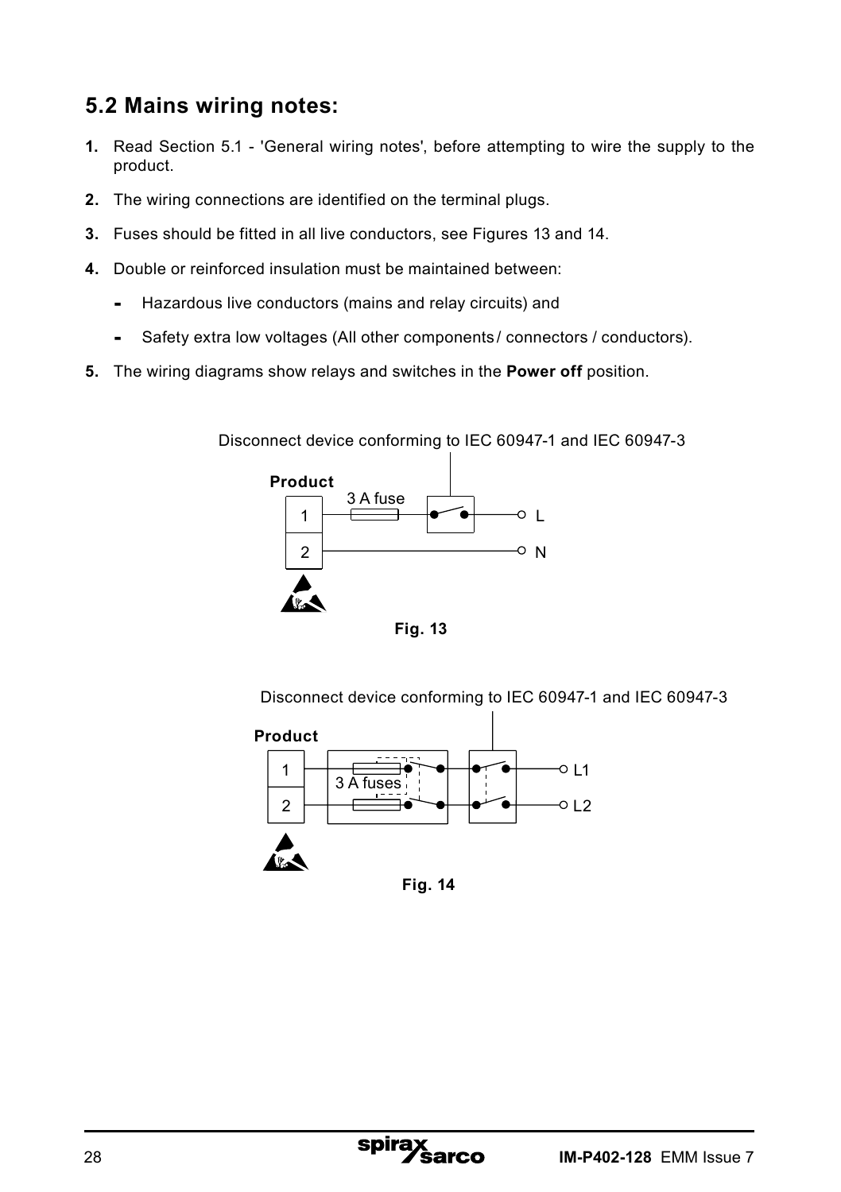## 5.2 Mains wiring notes:

1. Read Section 5.1 - 'General wiring notes', before attempting to wire the supply to the product.
2. The wiring connections are identified on the terminal plugs.
3. Fuses should be fitted in all live conductors, see Figures 13 and 14.
4. Double or reinforced insulation must be maintained between:
   - Hazardous live conductors (mains and relay circuits) and
   - Safety extra low voltages (All other components / connectors / conductors).
5. The wiring diagrams show relays and switches in the **Power off** position.

Disconnect device conforming to IEC 60947-1 and IEC 60947-3

**Product**

3 A fuse

1 L

2 N

**Fig. 13**

Disconnect device conforming to IEC 60947-1 and IEC 60947-3

**Product**

3 A fuses

1 L1

2 L2

**Fig. 14**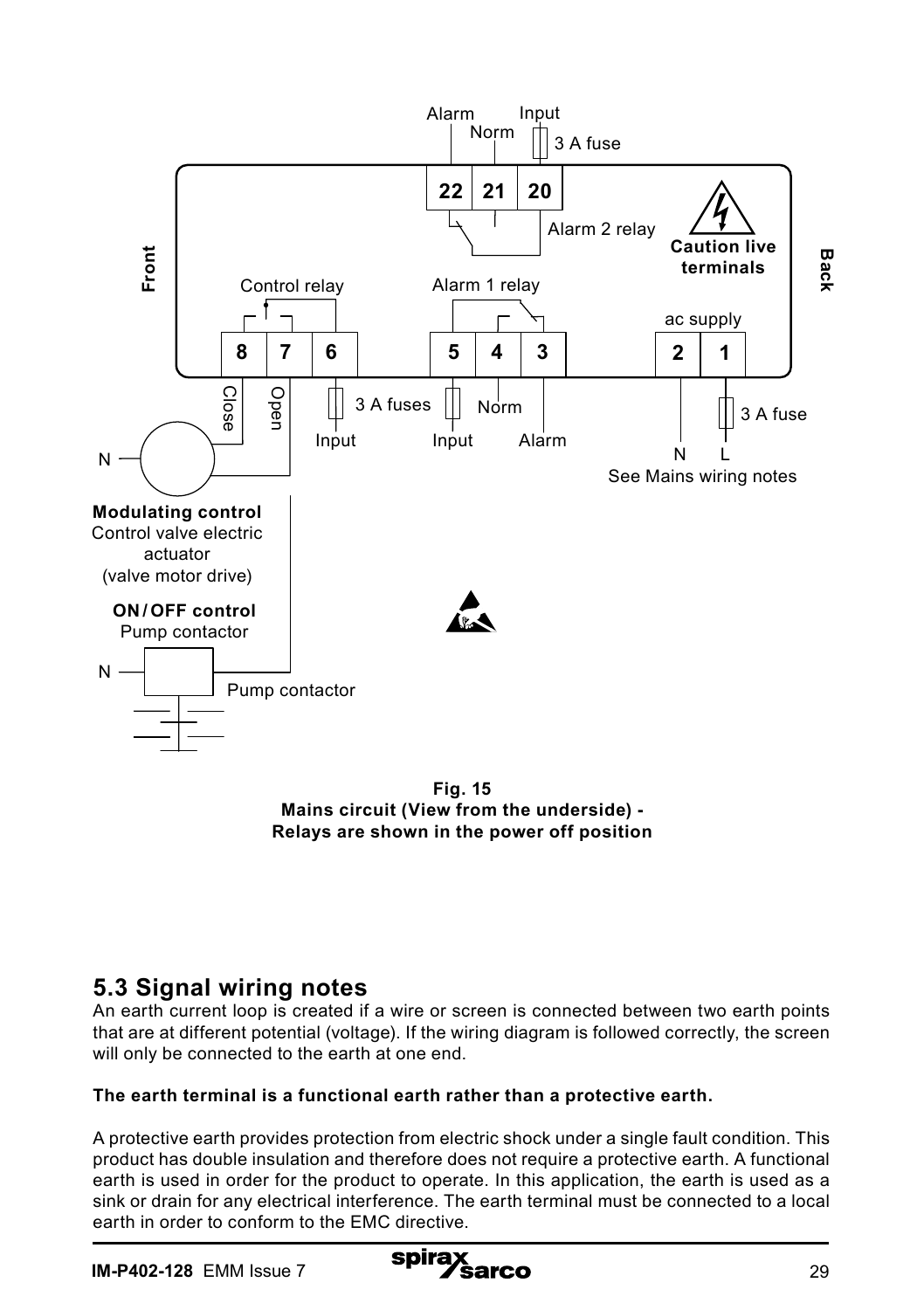Fig. 15
Mains circuit (View from the underside) -
Relays are shown in the power off position

## 5.3 Signal wiring notes

An earth current loop is created if a wire or screen is connected between two earth points that are at different potential (voltage). If the wiring diagram is followed correctly, the screen will only be connected to the earth at one end.

**The earth terminal is a functional earth rather than a protective earth.**

A protective earth provides protection from electric shock under a single fault condition. This product has double insulation and therefore does not require a protective earth. A functional earth is used in order for the product to operate. In this application, the earth is used as a sink or drain for any electrical interference. The earth terminal must be connected to a local earth in order to conform to the EMC directive.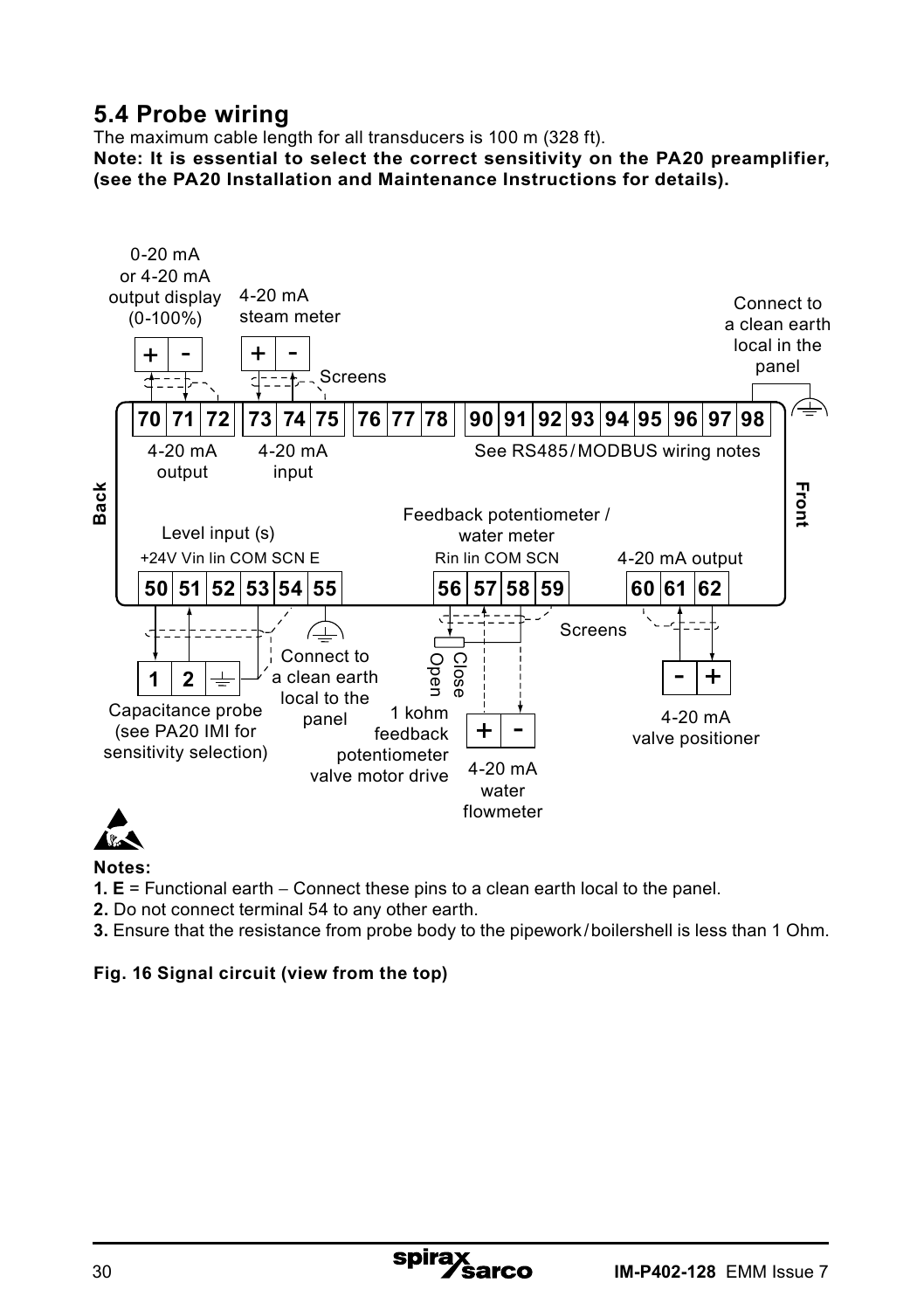## 5.4 Probe wiring

The maximum cable length for all transducers is 100 m (328 ft).

**Note: It is essential to select the correct sensitivity on the PA20 preamplifier, (see the PA20 Installation and Maintenance Instructions for details).**

0-20 mA or 4-20 mA output display (0-100%)

4-20 mA steam meter

Screens

Connect to a clean earth local in the panel

70 71 72 | 73 74 75 | 76 77 78 | 90 91 92 93 94 95 96 97 98

4-20 mA output

4-20 mA input

See RS485 / MODBUS wiring notes

Back

Front

Level input (s)

+24V Vin lin COM SCN E

Feedback potentiometer / water meter

Rin lin COM SCN

4-20 mA output

50 51 52 53 54 55 | 56 57 58 59 | 60 61 62

Screens

Close

Open

Connect to a clean earth local to the panel

1 kohm feedback potentiometer valve motor drive

Capacitance probe (see PA20 IMI for sensitivity selection)

4-20 mA water flowmeter

4-20 mA valve positioner

**Notes:**

**1. E** = Functional earth – Connect these pins to a clean earth local to the panel.

**2.** Do not connect terminal 54 to any other earth.

**3.** Ensure that the resistance from probe body to the pipework / boilershell is less than 1 Ohm.

**Fig. 16 Signal circuit (view from the top)**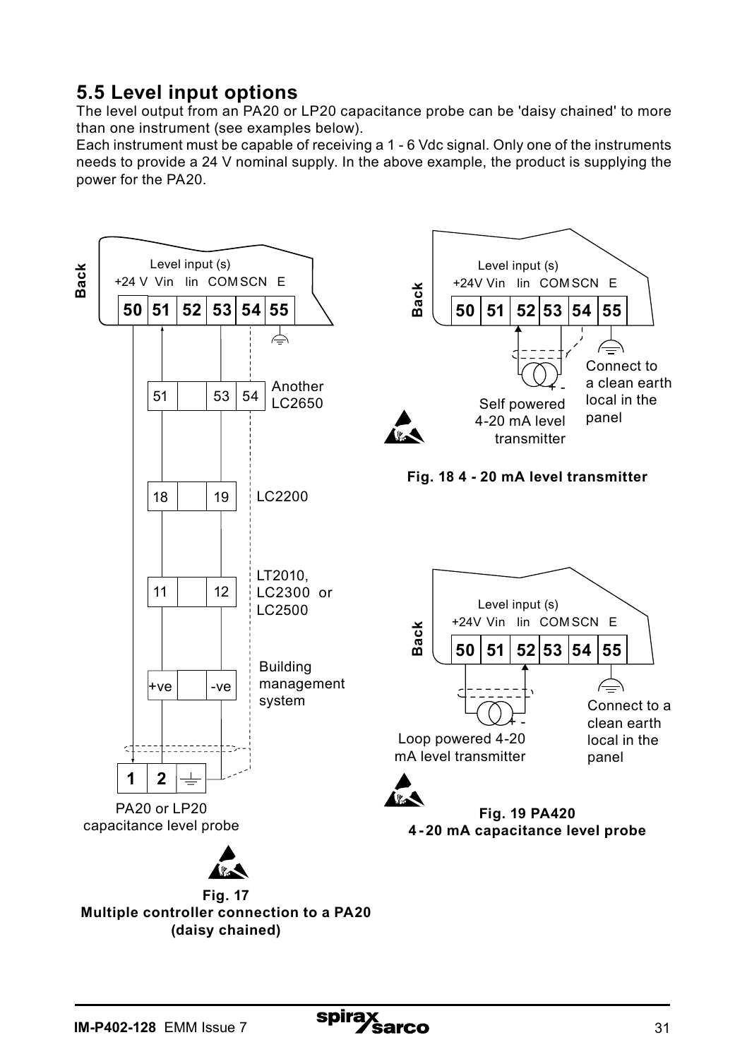## 5.5 Level input options

The level output from an PA20 or LP20 capacitance probe can be 'daisy chained' to more than one instrument (see examples below).

Each instrument must be capable of receiving a 1 - 6 Vdc signal. Only one of the instruments needs to provide a 24 V nominal supply. In the above example, the product is supplying the power for the PA20.

Back

Level input (s)

+24 V Vin Iin COM SCN E

50 51 52 53 54 55

51 53 54 Another LC2650

18 19 LC2200

11 12 LT2010, LC2300 or LC2500

+ve -ve Building management system

1 2

PA20 or LP20 capacitance level probe

**Fig. 17**
**Multiple controller connection to a PA20 (daisy chained)**

Back

Level input (s)

+24V Vin Iin COM SCN E

50 51 52 53 54 55

Self powered 4-20 mA level transmitter

Connect to a clean earth local in the panel

**Fig. 18 4 - 20 mA level transmitter**

Back

Level input (s)

+24V Vin Iin COM SCN E

50 51 52 53 54 55

Loop powered 4-20 mA level transmitter

Connect to a clean earth local in the panel

**Fig. 19 PA420**
**4-20 mA capacitance level probe**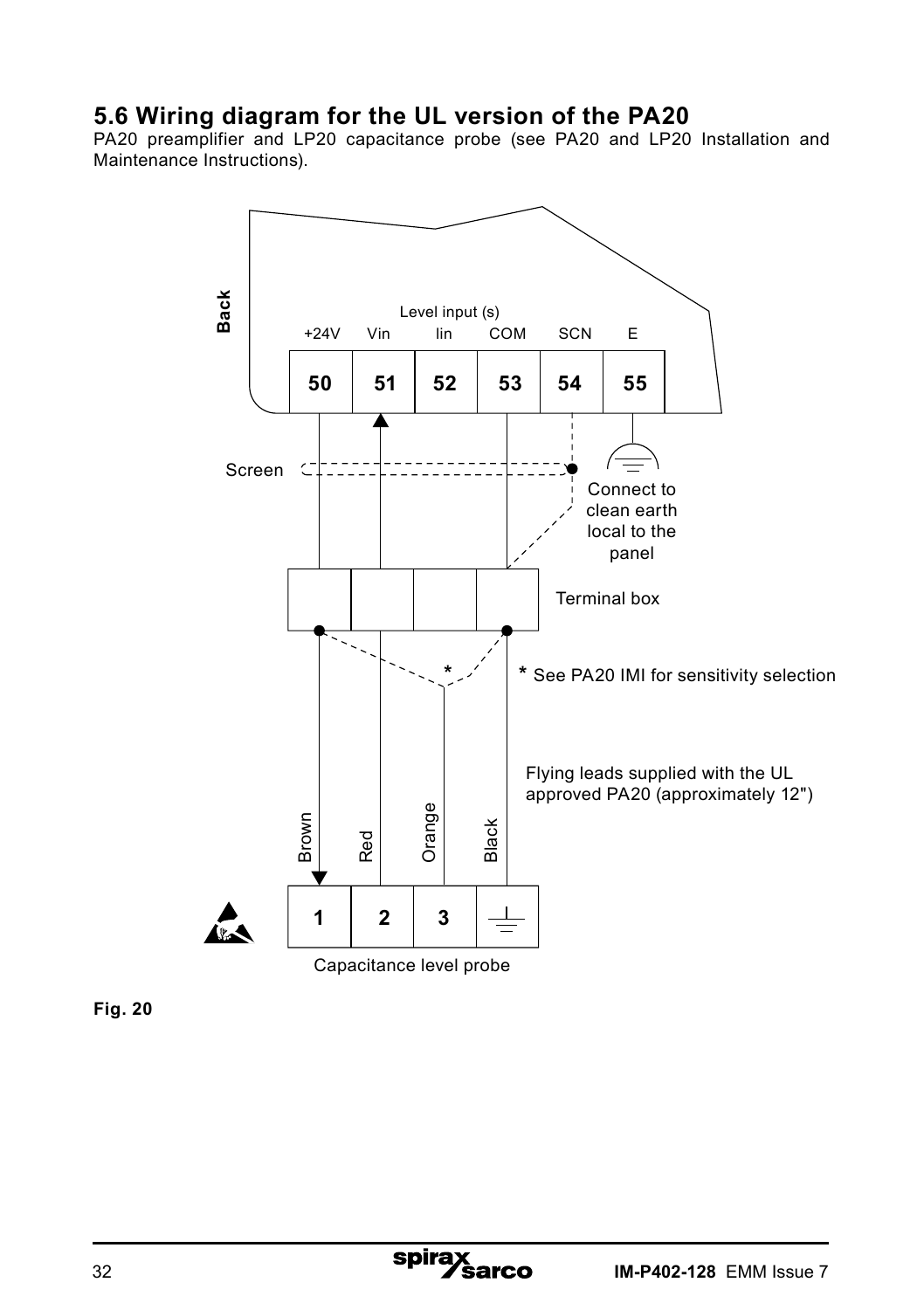## 5.6 Wiring diagram for the UL version of the PA20

PA20 preamplifier and LP20 capacitance probe (see PA20 and LP20 Installation and Maintenance Instructions).

Back

Level input (s)

| +24V | Vin | Iin | COM | SCN | E |
|---|---|---|---|---|---|
| 50 | 51 | 52 | 53 | 54 | 55 |

Screen

Connect to clean earth local to the panel

Terminal box

\* See PA20 IMI for sensitivity selection

Flying leads supplied with the UL approved PA20 (approximately 12")

Brown Red Orange Black

| 1 | 2 | 3 | ⏚ |
|---|---|---|---|

Capacitance level probe

**Fig. 20**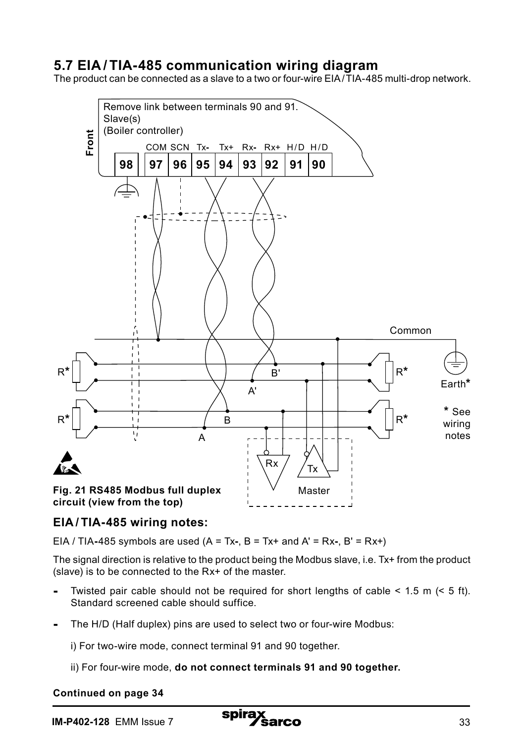## 5.7 EIA / TIA-485 communication wiring diagram

The product can be connected as a slave to a two or four-wire EIA / TIA-485 multi-drop network.

Fig. 21 RS485 Modbus full duplex circuit (view from the top)

### EIA / TIA-485 wiring notes:

EIA / TIA-485 symbols are used (A = Tx-, B = Tx+ and A' = Rx-, B' = Rx+)

The signal direction is relative to the product being the Modbus slave, i.e. Tx+ from the product (slave) is to be connected to the Rx+ of the master.

- Twisted pair cable should not be required for short lengths of cable < 1.5 m (< 5 ft). Standard screened cable should suffice.
- The H/D (Half duplex) pins are used to select two or four-wire Modbus:

  i) For two-wire mode, connect terminal 91 and 90 together.

  ii) For four-wire mode, **do not connect terminals 91 and 90 together.**

**Continued on page 34**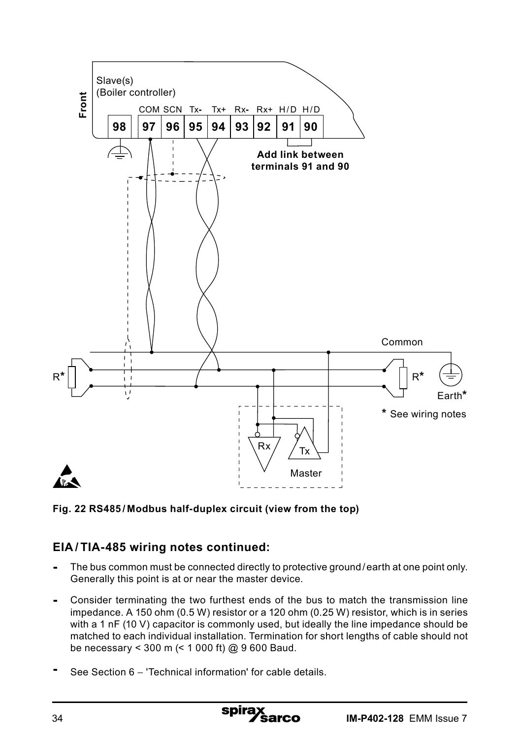Fig. 22 RS485 / Modbus half-duplex circuit (view from the top)

## EIA / TIA-485 wiring notes continued:

- The bus common must be connected directly to protective ground / earth at one point only. Generally this point is at or near the master device.
- Consider terminating the two furthest ends of the bus to match the transmission line impedance. A 150 ohm (0.5 W) resistor or a 120 ohm (0.25 W) resistor, which is in series with a 1 nF (10 V) capacitor is commonly used, but ideally the line impedance should be matched to each individual installation. Termination for short lengths of cable should not be necessary < 300 m (< 1 000 ft) @ 9 600 Baud.
- See Section 6 – 'Technical information' for cable details.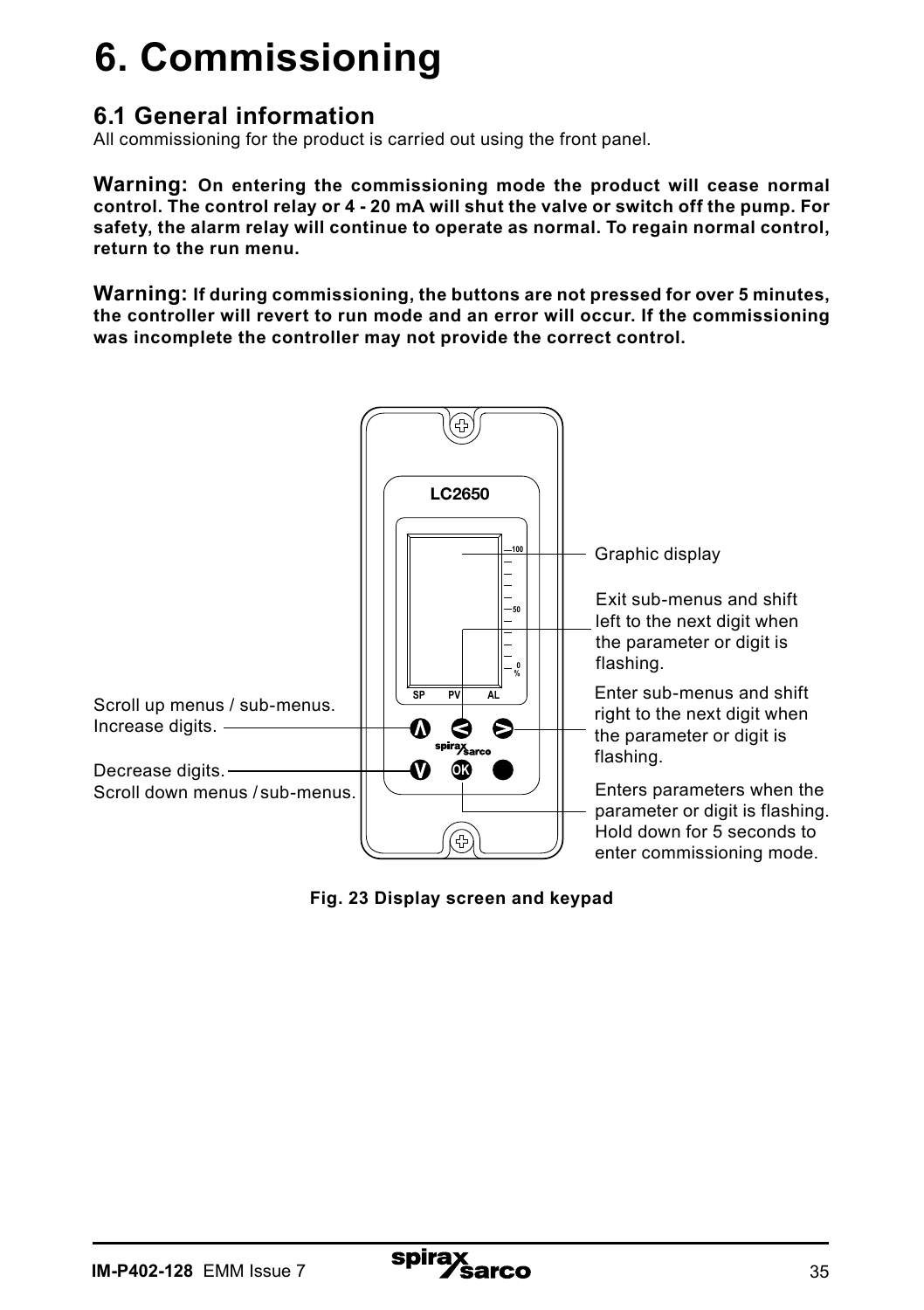# 6. Commissioning

## 6.1 General information

All commissioning for the product is carried out using the front panel.

**Warning: On entering the commissioning mode the product will cease normal control. The control relay or 4 - 20 mA will shut the valve or switch off the pump. For safety, the alarm relay will continue to operate as normal. To regain normal control, return to the run menu.**

**Warning: If during commissioning, the buttons are not pressed for over 5 minutes, the controller will revert to run mode and an error will occur. If the commissioning was incomplete the controller may not provide the correct control.**

LC2650

Graphic display

Exit sub-menus and shift left to the next digit when the parameter or digit is flashing.

Enter sub-menus and shift right to the next digit when the parameter or digit is flashing.

Enters parameters when the parameter or digit is flashing. Hold down for 5 seconds to enter commissioning mode.

Scroll up menus / sub-menus. Increase digits.

Decrease digits. Scroll down menus / sub-menus.

**Fig. 23 Display screen and keypad**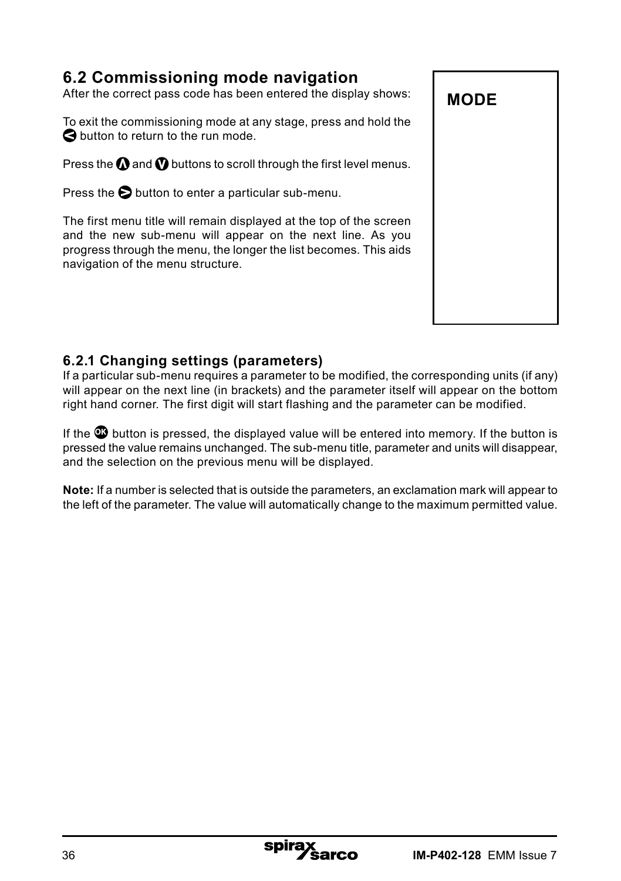## 6.2 Commissioning mode navigation

After the correct pass code has been entered the display shows:

MODE

To exit the commissioning mode at any stage, press and hold the < button to return to the run mode.

Press the Λ and V buttons to scroll through the first level menus.

Press the > button to enter a particular sub-menu.

The first menu title will remain displayed at the top of the screen and the new sub-menu will appear on the next line. As you progress through the menu, the longer the list becomes. This aids navigation of the menu structure.

### 6.2.1 Changing settings (parameters)

If a particular sub-menu requires a parameter to be modified, the corresponding units (if any) will appear on the next line (in brackets) and the parameter itself will appear on the bottom right hand corner. The first digit will start flashing and the parameter can be modified.

If the OK button is pressed, the displayed value will be entered into memory. If the button is pressed the value remains unchanged. The sub-menu title, parameter and units will disappear, and the selection on the previous menu will be displayed.

**Note:** If a number is selected that is outside the parameters, an exclamation mark will appear to the left of the parameter. The value will automatically change to the maximum permitted value.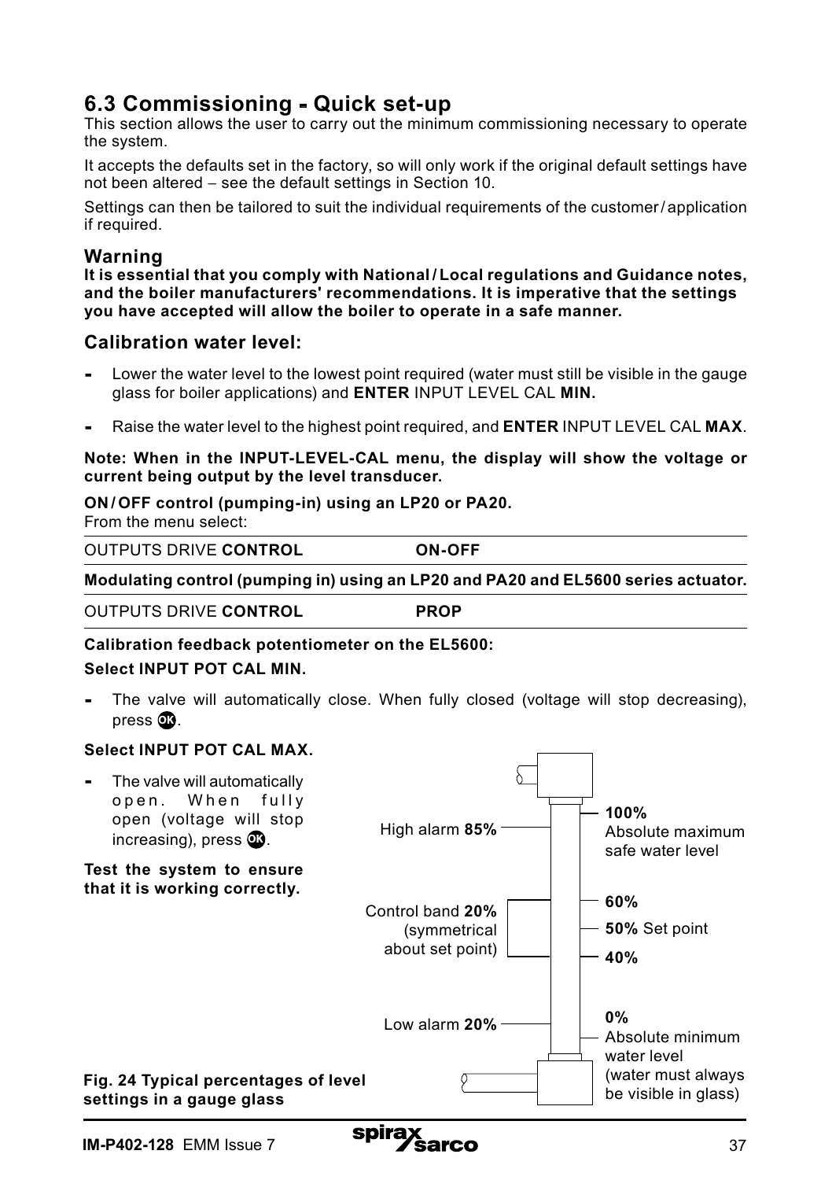## 6.3 Commissioning - Quick set-up

This section allows the user to carry out the minimum commissioning necessary to operate the system.

It accepts the defaults set in the factory, so will only work if the original default settings have not been altered – see the default settings in Section 10.

Settings can then be tailored to suit the individual requirements of the customer / application if required.

### Warning

**It is essential that you comply with National / Local regulations and Guidance notes, and the boiler manufacturers' recommendations. It is imperative that the settings you have accepted will allow the boiler to operate in a safe manner.**

### Calibration water level:

- Lower the water level to the lowest point required (water must still be visible in the gauge glass for boiler applications) and **ENTER** INPUT LEVEL CAL **MIN.**
- Raise the water level to the highest point required, and **ENTER** INPUT LEVEL CAL **MAX**.

**Note: When in the INPUT-LEVEL-CAL menu, the display will show the voltage or current being output by the level transducer.**

**ON / OFF control (pumping-in) using an LP20 or PA20.**
From the menu select:

| OUTPUTS DRIVE **CONTROL** | **ON-OFF** |
|---|---|

**Modulating control (pumping in) using an LP20 and PA20 and EL5600 series actuator.**

| OUTPUTS DRIVE **CONTROL** | **PROP** |
|---|---|

**Calibration feedback potentiometer on the EL5600:**

**Select INPUT POT CAL MIN.**

- The valve will automatically close. When fully closed (voltage will stop decreasing), press OK.

**Select INPUT POT CAL MAX.**

- The valve will automatically open. When fully open (voltage will stop increasing), press OK.

**Test the system to ensure that it is working correctly.**

High alarm **85%**

**100%** Absolute maximum safe water level

Control band **20%** (symmetrical about set point)

**60%**

**50%** Set point

**40%**

Low alarm **20%**

**0%** Absolute minimum water level (water must always be visible in glass)

**Fig. 24 Typical percentages of level settings in a gauge glass**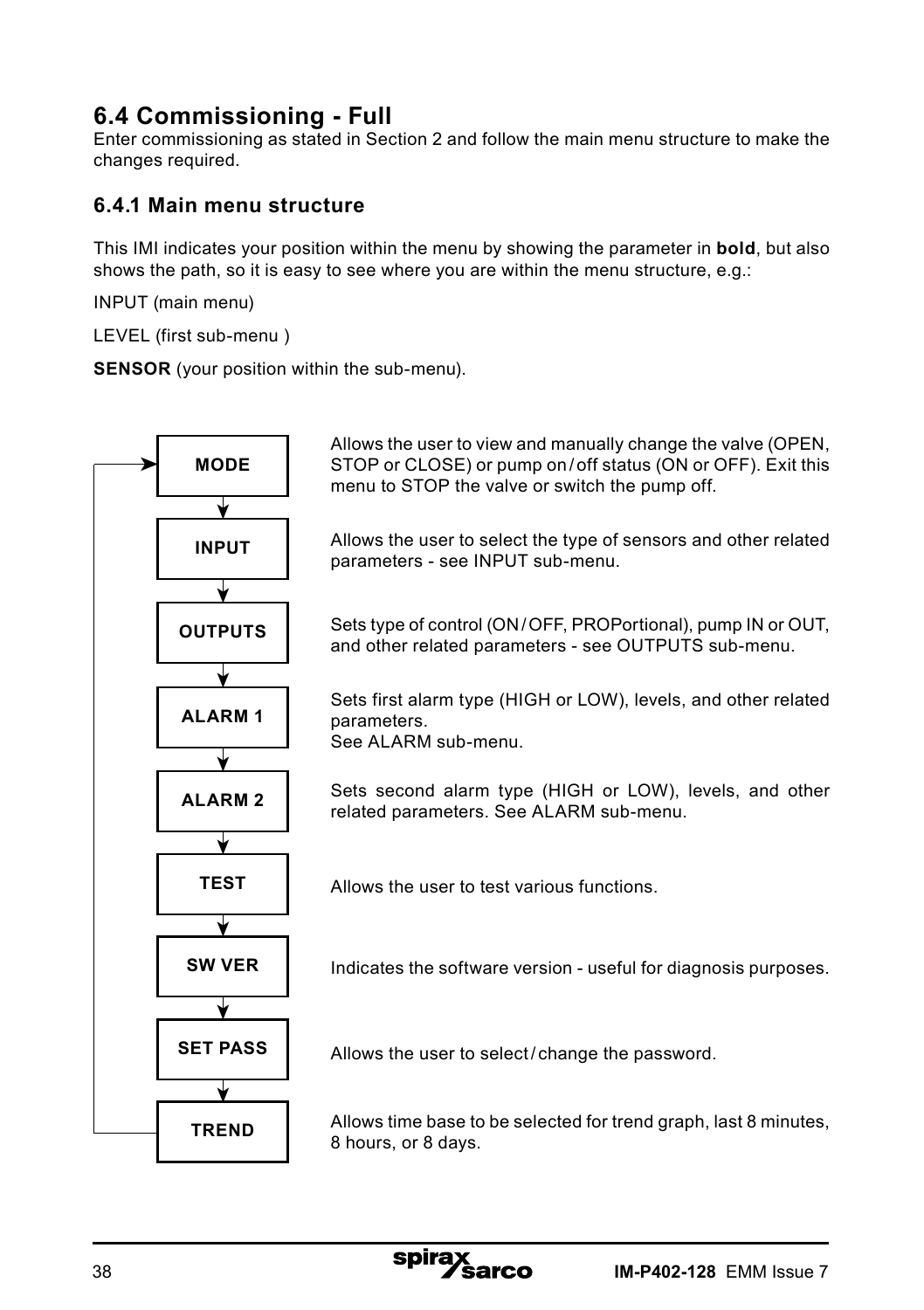## 6.4 Commissioning - Full

Enter commissioning as stated in Section 2 and follow the main menu structure to make the changes required.

### 6.4.1 Main menu structure

This IMI indicates your position within the menu by showing the parameter in **bold**, but also shows the path, so it is easy to see where you are within the menu structure, e.g.:

INPUT (main menu)

LEVEL (first sub-menu )

**SENSOR** (your position within the sub-menu).

| Menu | Description |
|---|---|
| **MODE** | Allows the user to view and manually change the valve (OPEN, STOP or CLOSE) or pump on / off status (ON or OFF). Exit this menu to STOP the valve or switch the pump off. |
| **INPUT** | Allows the user to select the type of sensors and other related parameters - see INPUT sub-menu. |
| **OUTPUTS** | Sets type of control (ON / OFF, PROPortional), pump IN or OUT, and other related parameters - see OUTPUTS sub-menu. |
| **ALARM 1** | Sets first alarm type (HIGH or LOW), levels, and other related parameters. See ALARM sub-menu. |
| **ALARM 2** | Sets second alarm type (HIGH or LOW), levels, and other related parameters. See ALARM sub-menu. |
| **TEST** | Allows the user to test various functions. |
| **SW VER** | Indicates the software version - useful for diagnosis purposes. |
| **SET PASS** | Allows the user to select / change the password. |
| **TREND** | Allows time base to be selected for trend graph, last 8 minutes, 8 hours, or 8 days. |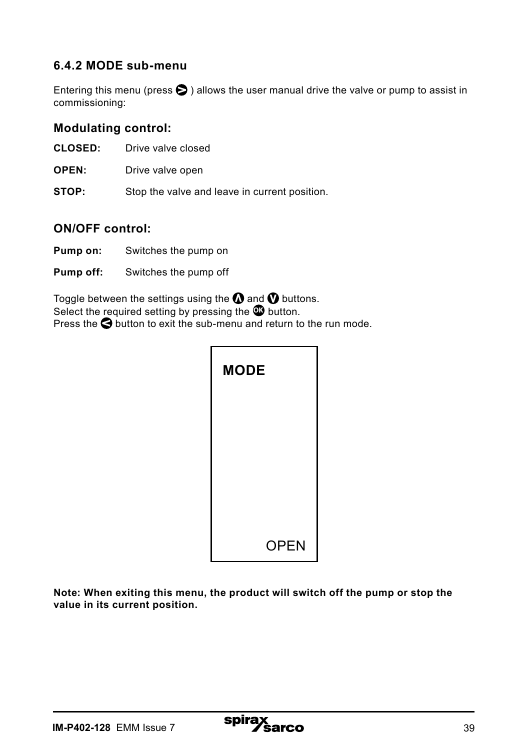### 6.4.2 MODE sub-menu

Entering this menu (press ▶ ) allows the user manual drive the valve or pump to assist in commissioning:

#### Modulating control:

**CLOSED:** Drive valve closed

**OPEN:** Drive valve open

**STOP:** Stop the valve and leave in current position.

#### ON/OFF control:

**Pump on:** Switches the pump on

**Pump off:** Switches the pump off

Toggle between the settings using the ▲ and ▼ buttons.
Select the required setting by pressing the OK button.
Press the ◀ button to exit the sub-menu and return to the run mode.

**MODE**

OPEN

**Note: When exiting this menu, the product will switch off the pump or stop the value in its current position.**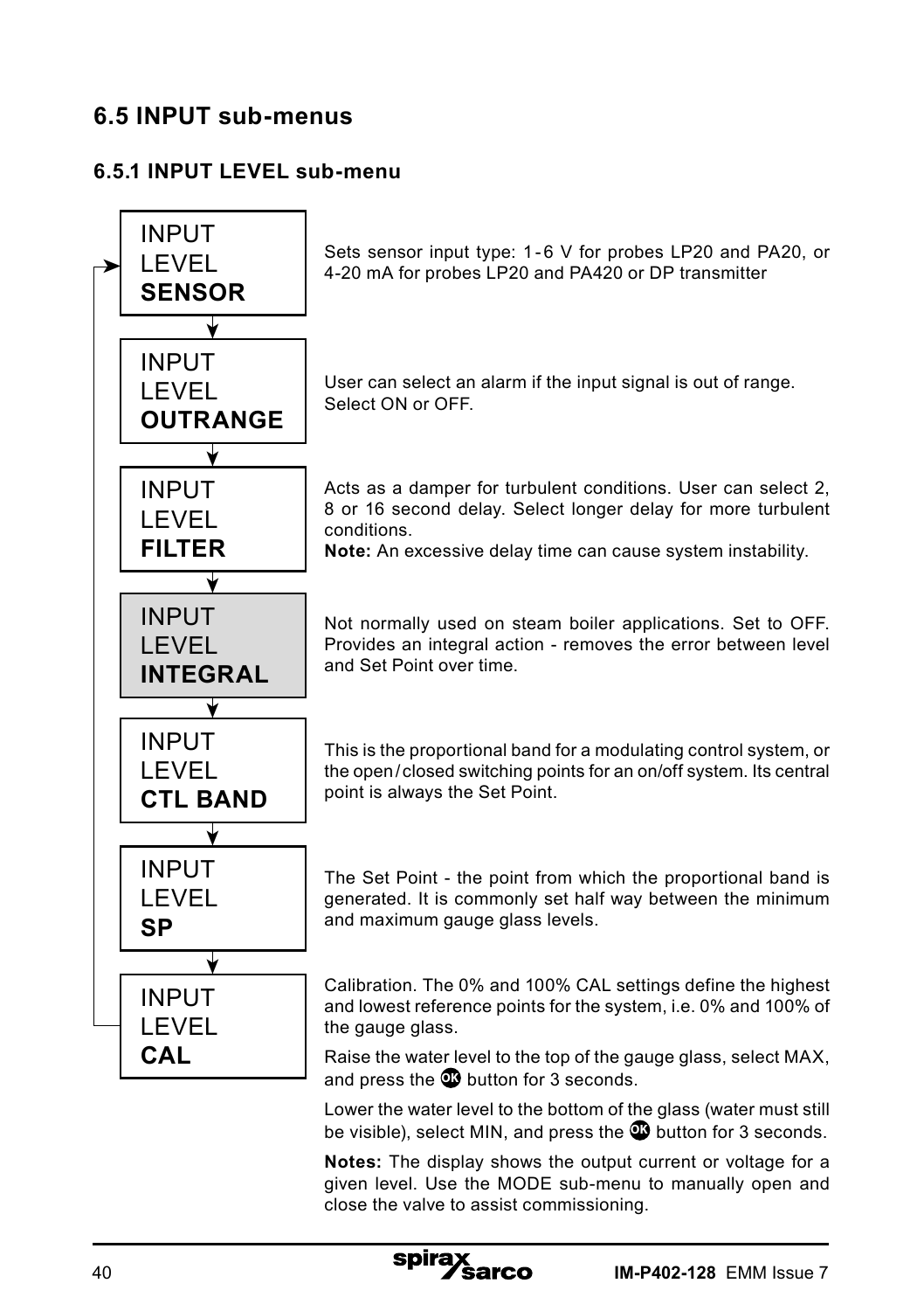## 6.5 INPUT sub-menus

### 6.5.1 INPUT LEVEL sub-menu

| Menu | Description |
|---|---|
| INPUT LEVEL **SENSOR** | Sets sensor input type: 1-6 V for probes LP20 and PA20, or 4-20 mA for probes LP20 and PA420 or DP transmitter |
| INPUT LEVEL **OUTRANGE** | User can select an alarm if the input signal is out of range. Select ON or OFF. |
| INPUT LEVEL **FILTER** | Acts as a damper for turbulent conditions. User can select 2, 8 or 16 second delay. Select longer delay for more turbulent conditions. **Note:** An excessive delay time can cause system instability. |
| INPUT LEVEL **INTEGRAL** | Not normally used on steam boiler applications. Set to OFF. Provides an integral action - removes the error between level and Set Point over time. |
| INPUT LEVEL **CTL BAND** | This is the proportional band for a modulating control system, or the open/closed switching points for an on/off system. Its central point is always the Set Point. |
| INPUT LEVEL **SP** | The Set Point - the point from which the proportional band is generated. It is commonly set half way between the minimum and maximum gauge glass levels. |
| INPUT LEVEL **CAL** | Calibration. The 0% and 100% CAL settings define the highest and lowest reference points for the system, i.e. 0% and 100% of the gauge glass. |

Raise the water level to the top of the gauge glass, select MAX, and press the OK button for 3 seconds.

Lower the water level to the bottom of the glass (water must still be visible), select MIN, and press the OK button for 3 seconds.

**Notes:** The display shows the output current or voltage for a given level. Use the MODE sub-menu to manually open and close the valve to assist commissioning.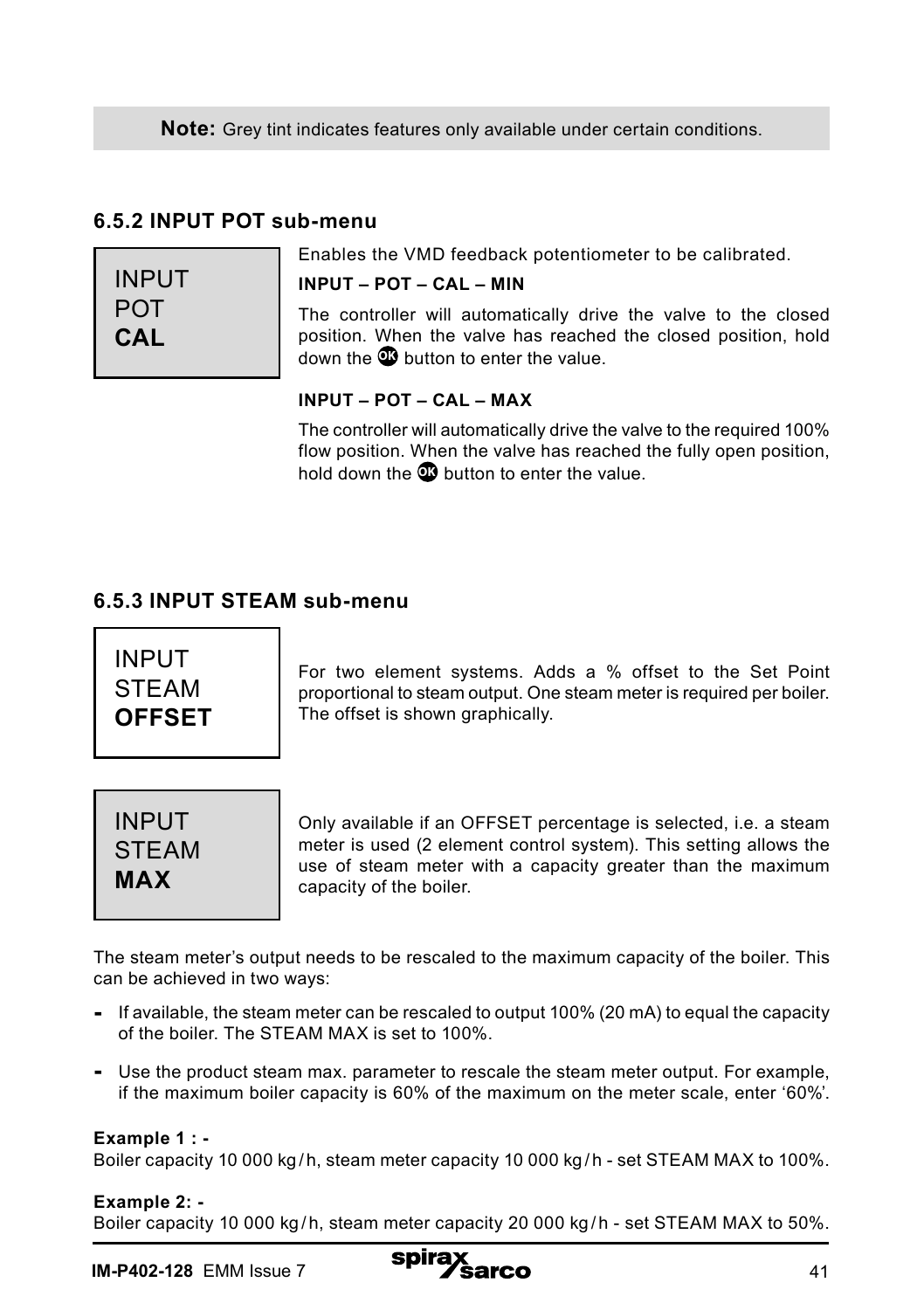**Note:** Grey tint indicates features only available under certain conditions.

### 6.5.2 INPUT POT sub-menu

INPUT
POT
**CAL**

Enables the VMD feedback potentiometer to be calibrated.

**INPUT – POT – CAL – MIN**

The controller will automatically drive the valve to the closed position. When the valve has reached the closed position, hold down the OK button to enter the value.

**INPUT – POT – CAL – MAX**

The controller will automatically drive the valve to the required 100% flow position. When the valve has reached the fully open position, hold down the OK button to enter the value.

### 6.5.3 INPUT STEAM sub-menu

INPUT
STEAM
**OFFSET**

For two element systems. Adds a % offset to the Set Point proportional to steam output. One steam meter is required per boiler. The offset is shown graphically.

INPUT
STEAM
**MAX**

Only available if an OFFSET percentage is selected, i.e. a steam meter is used (2 element control system). This setting allows the use of steam meter with a capacity greater than the maximum capacity of the boiler.

The steam meter's output needs to be rescaled to the maximum capacity of the boiler. This can be achieved in two ways:

- If available, the steam meter can be rescaled to output 100% (20 mA) to equal the capacity of the boiler. The STEAM MAX is set to 100%.
- Use the product steam max. parameter to rescale the steam meter output. For example, if the maximum boiler capacity is 60% of the maximum on the meter scale, enter '60%'.

**Example 1 : -**
Boiler capacity 10 000 kg/h, steam meter capacity 10 000 kg/h - set STEAM MAX to 100%.

**Example 2: -**
Boiler capacity 10 000 kg/h, steam meter capacity 20 000 kg/h - set STEAM MAX to 50%.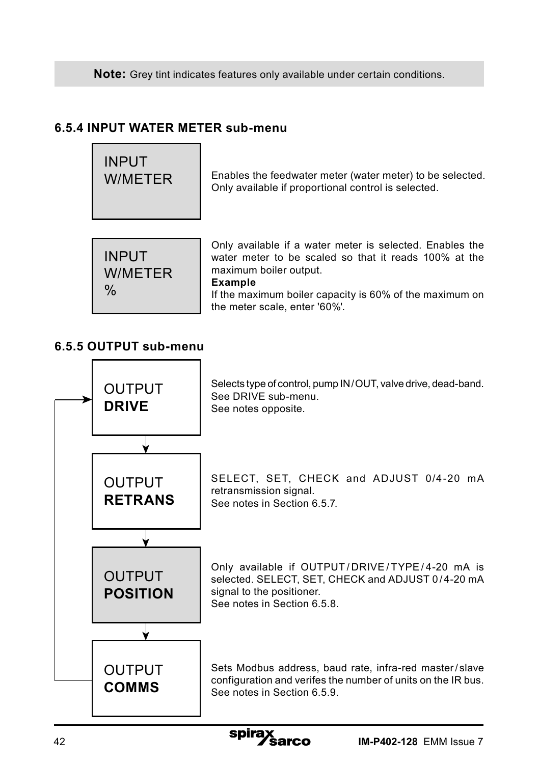**Note:** Grey tint indicates features only available under certain conditions.

### 6.5.4 INPUT WATER METER sub-menu

| Menu | Description |
|---|---|
| INPUT W/METER | Enables the feedwater meter (water meter) to be selected. Only available if proportional control is selected. |
| INPUT W/METER % | Only available if a water meter is selected. Enables the water meter to be scaled so that it reads 100% at the maximum boiler output. **Example** If the maximum boiler capacity is 60% of the maximum on the meter scale, enter '60%'. |

### 6.5.5 OUTPUT sub-menu

| Menu | Description |
|---|---|
| OUTPUT **DRIVE** | Selects type of control, pump IN / OUT, valve drive, dead-band. See DRIVE sub-menu. See notes opposite. |
| OUTPUT **RETRANS** | SELECT, SET, CHECK and ADJUST 0/4-20 mA retransmission signal. See notes in Section 6.5.7. |
| OUTPUT **POSITION** | Only available if OUTPUT / DRIVE / TYPE / 4-20 mA is selected. SELECT, SET, CHECK and ADJUST 0 / 4-20 mA signal to the positioner. See notes in Section 6.5.8. |
| OUTPUT **COMMS** | Sets Modbus address, baud rate, infra-red master / slave configuration and verifes the number of units on the IR bus. See notes in Section 6.5.9. |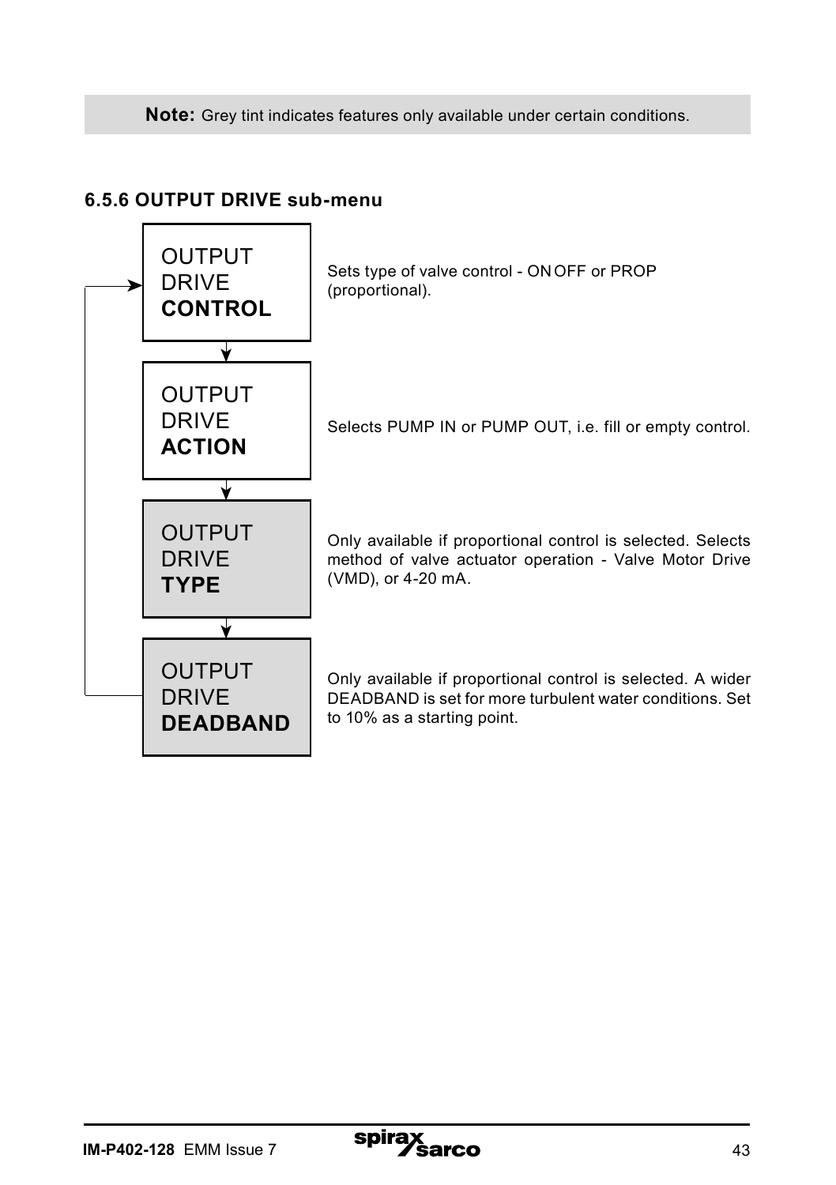**Note:** Grey tint indicates features only available under certain conditions.

### 6.5.6 OUTPUT DRIVE sub-menu

| Menu item | Description |
| --- | --- |
| OUTPUT DRIVE **CONTROL** | Sets type of valve control - ON OFF or PROP (proportional). |
| OUTPUT DRIVE **ACTION** | Selects PUMP IN or PUMP OUT, i.e. fill or empty control. |
| OUTPUT DRIVE **TYPE** | Only available if proportional control is selected. Selects method of valve actuator operation - Valve Motor Drive (VMD), or 4-20 mA. |
| OUTPUT DRIVE **DEADBAND** | Only available if proportional control is selected. A wider DEADBAND is set for more turbulent water conditions. Set to 10% as a starting point. |

IM-P402-128 EMM Issue 7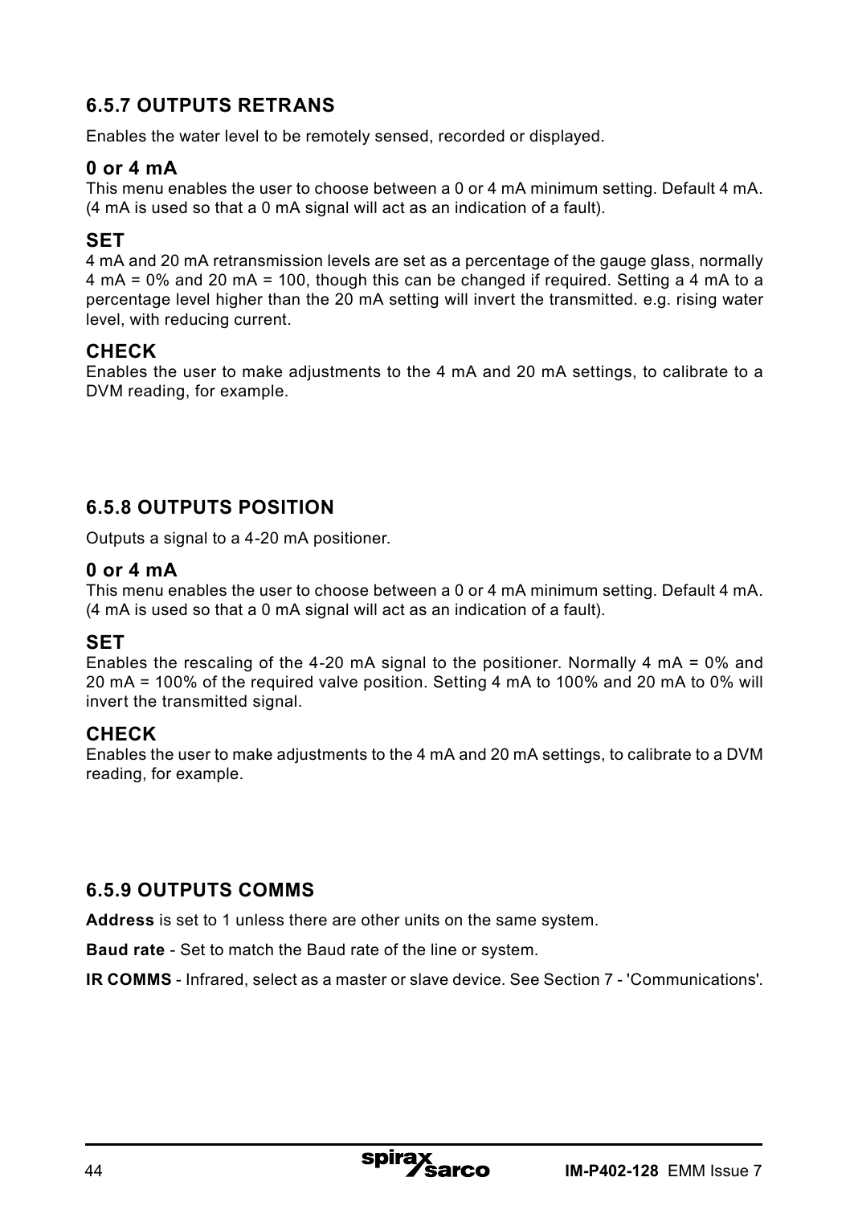### 6.5.7 OUTPUTS RETRANS

Enables the water level to be remotely sensed, recorded or displayed.

#### 0 or 4 mA

This menu enables the user to choose between a 0 or 4 mA minimum setting. Default 4 mA. (4 mA is used so that a 0 mA signal will act as an indication of a fault).

#### SET

4 mA and 20 mA retransmission levels are set as a percentage of the gauge glass, normally 4 mA = 0% and 20 mA = 100, though this can be changed if required. Setting a 4 mA to a percentage level higher than the 20 mA setting will invert the transmitted. e.g. rising water level, with reducing current.

#### CHECK

Enables the user to make adjustments to the 4 mA and 20 mA settings, to calibrate to a DVM reading, for example.

### 6.5.8 OUTPUTS POSITION

Outputs a signal to a 4-20 mA positioner.

#### 0 or 4 mA

This menu enables the user to choose between a 0 or 4 mA minimum setting. Default 4 mA. (4 mA is used so that a 0 mA signal will act as an indication of a fault).

#### SET

Enables the rescaling of the 4-20 mA signal to the positioner. Normally 4 mA = 0% and 20 mA = 100% of the required valve position. Setting 4 mA to 100% and 20 mA to 0% will invert the transmitted signal.

#### CHECK

Enables the user to make adjustments to the 4 mA and 20 mA settings, to calibrate to a DVM reading, for example.

### 6.5.9 OUTPUTS COMMS

**Address** is set to 1 unless there are other units on the same system.

**Baud rate** - Set to match the Baud rate of the line or system.

**IR COMMS** - Infrared, select as a master or slave device. See Section 7 - 'Communications'.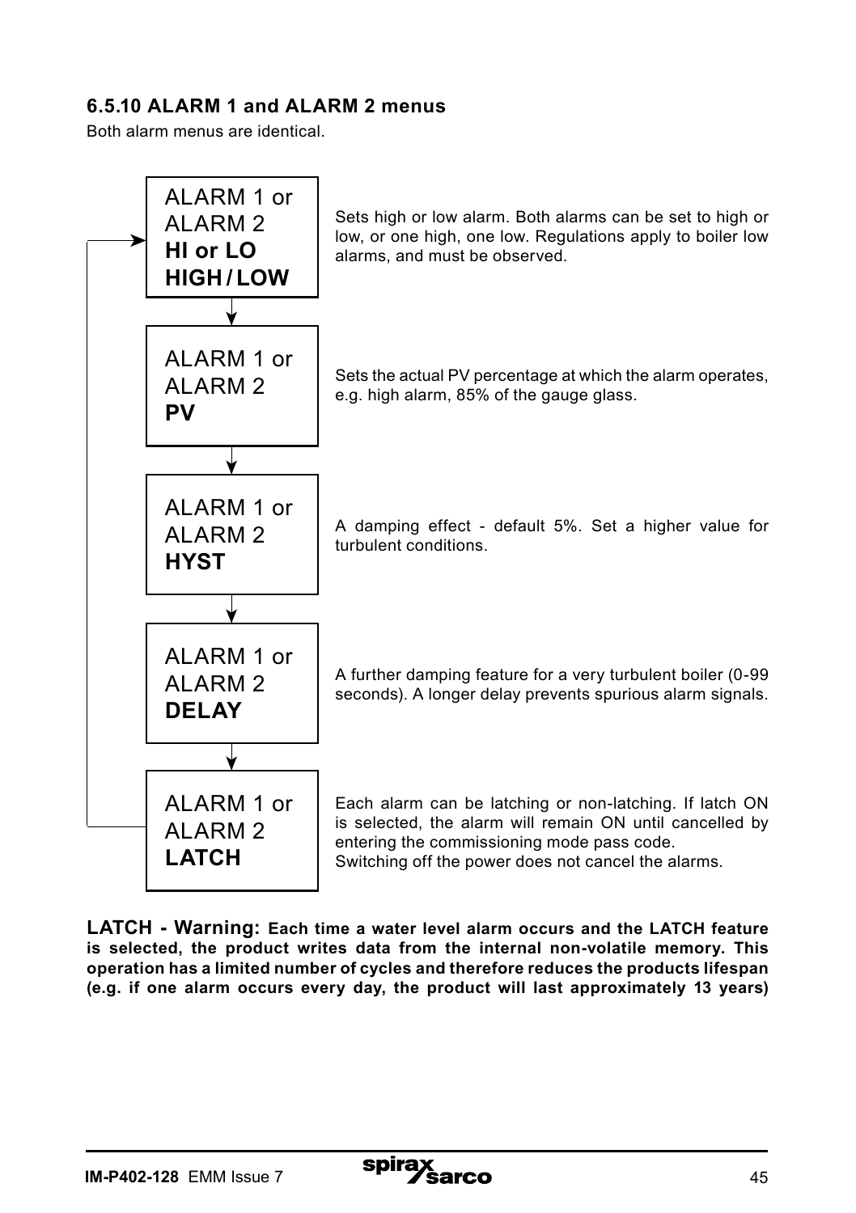### 6.5.10 ALARM 1 and ALARM 2 menus

Both alarm menus are identical.

| Menu | Description |
|---|---|
| ALARM 1 or ALARM 2 **HI or LO** **HIGH / LOW** | Sets high or low alarm. Both alarms can be set to high or low, or one high, one low. Regulations apply to boiler low alarms, and must be observed. |
| ALARM 1 or ALARM 2 **PV** | Sets the actual PV percentage at which the alarm operates, e.g. high alarm, 85% of the gauge glass. |
| ALARM 1 or ALARM 2 **HYST** | A damping effect - default 5%. Set a higher value for turbulent conditions. |
| ALARM 1 or ALARM 2 **DELAY** | A further damping feature for a very turbulent boiler (0-99 seconds). A longer delay prevents spurious alarm signals. |
| ALARM 1 or ALARM 2 **LATCH** | Each alarm can be latching or non-latching. If latch ON is selected, the alarm will remain ON until cancelled by entering the commissioning mode pass code. Switching off the power does not cancel the alarms. |

**LATCH - Warning: Each time a water level alarm occurs and the LATCH feature is selected, the product writes data from the internal non-volatile memory. This operation has a limited number of cycles and therefore reduces the products lifespan (e.g. if one alarm occurs every day, the product will last approximately 13 years)**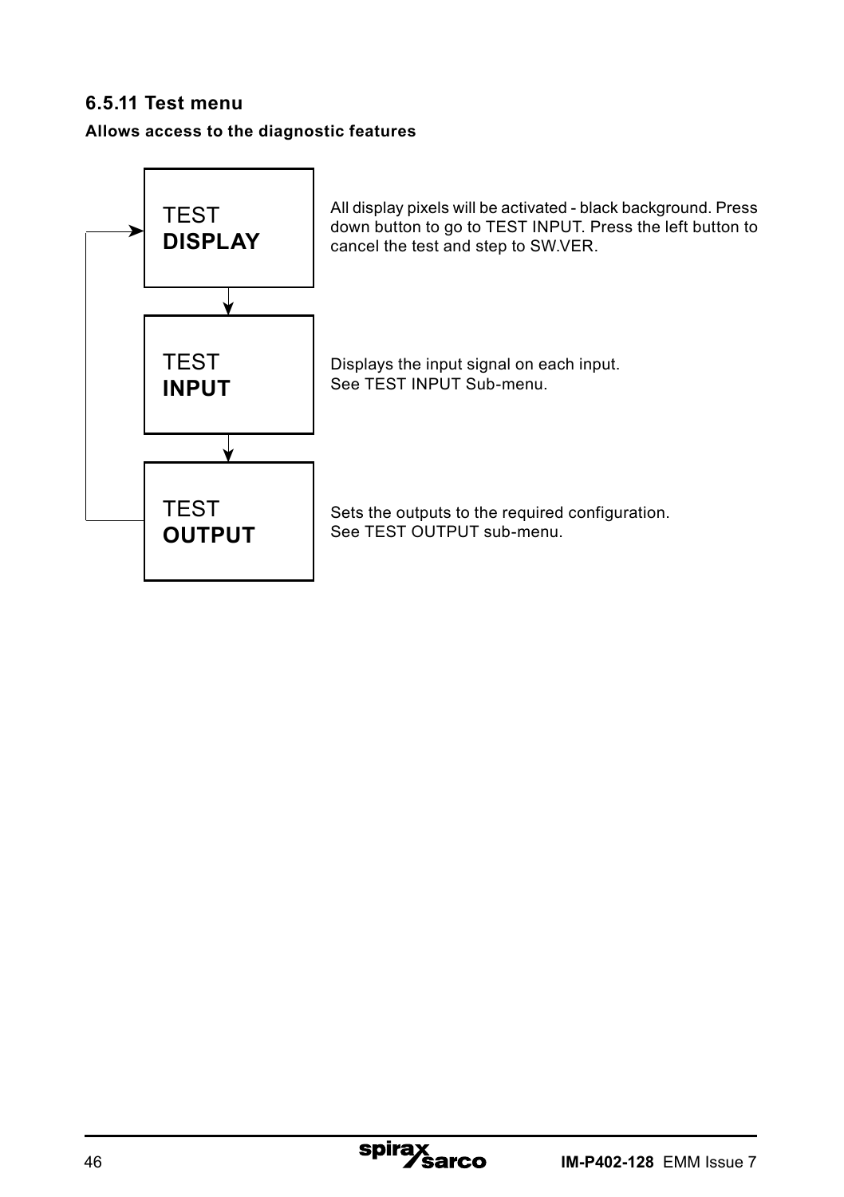### 6.5.11 Test menu

**Allows access to the diagnostic features**

| Menu | Description |
| --- | --- |
| TEST **DISPLAY** | All display pixels will be activated - black background. Press down button to go to TEST INPUT. Press the left button to cancel the test and step to SW.VER. |
| TEST **INPUT** | Displays the input signal on each input. See TEST INPUT Sub-menu. |
| TEST **OUTPUT** | Sets the outputs to the required configuration. See TEST OUTPUT sub-menu. |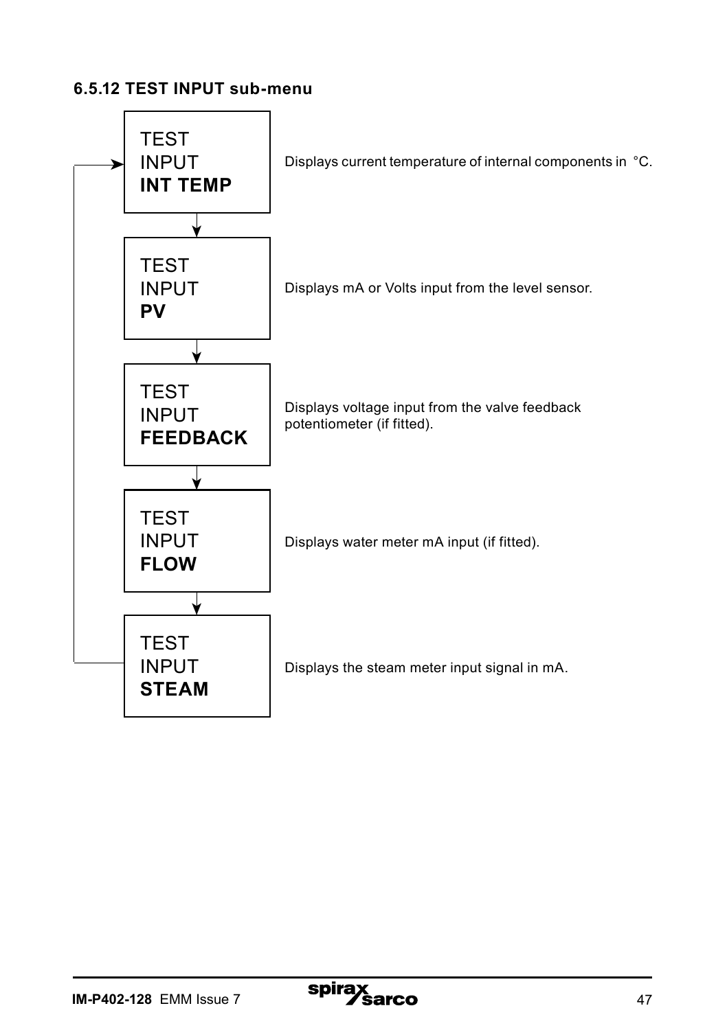### 6.5.12 TEST INPUT sub-menu

| Display | Description |
|---|---|
| TEST INPUT **INT TEMP** | Displays current temperature of internal components in °C. |
| TEST INPUT **PV** | Displays mA or Volts input from the level sensor. |
| TEST INPUT **FEEDBACK** | Displays voltage input from the valve feedback potentiometer (if fitted). |
| TEST INPUT **FLOW** | Displays water meter mA input (if fitted). |
| TEST INPUT **STEAM** | Displays the steam meter input signal in mA. |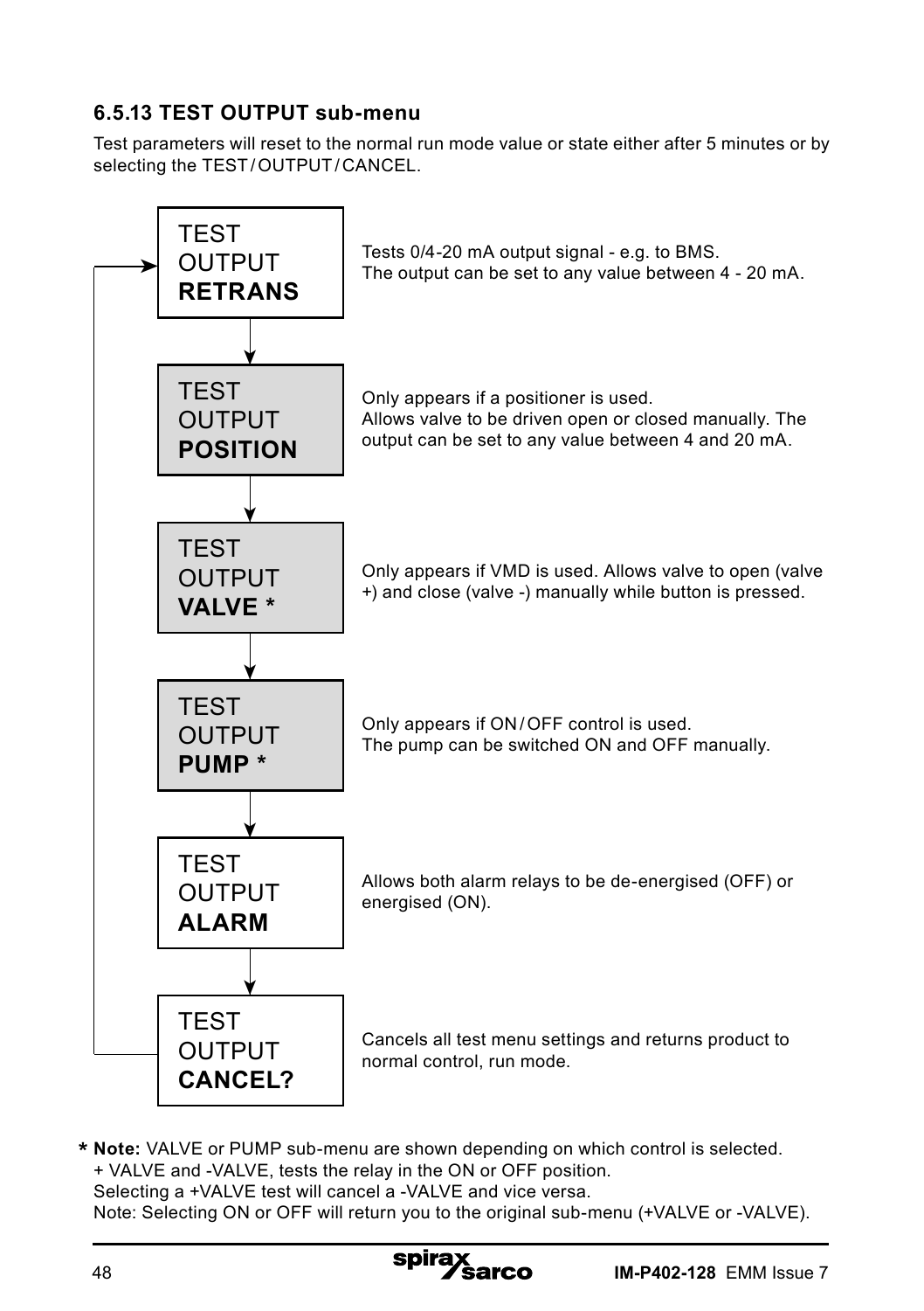### 6.5.13 TEST OUTPUT sub-menu

Test parameters will reset to the normal run mode value or state either after 5 minutes or by selecting the TEST / OUTPUT / CANCEL.

| Menu | Description |
|---|---|
| TEST OUTPUT **RETRANS** | Tests 0/4-20 mA output signal - e.g. to BMS. The output can be set to any value between 4 - 20 mA. |
| TEST OUTPUT **POSITION** | Only appears if a positioner is used. Allows valve to be driven open or closed manually. The output can be set to any value between 4 and 20 mA. |
| TEST OUTPUT **VALVE *** | Only appears if VMD is used. Allows valve to open (valve +) and close (valve -) manually while button is pressed. |
| TEST OUTPUT **PUMP *** | Only appears if ON / OFF control is used. The pump can be switched ON and OFF manually. |
| TEST OUTPUT **ALARM** | Allows both alarm relays to be de-energised (OFF) or energised (ON). |
| TEST OUTPUT **CANCEL?** | Cancels all test menu settings and returns product to normal control, run mode. |

**\* Note:** VALVE or PUMP sub-menu are shown depending on which control is selected.
+ VALVE and -VALVE, tests the relay in the ON or OFF position.
Selecting a +VALVE test will cancel a -VALVE and vice versa.
Note: Selecting ON or OFF will return you to the original sub-menu (+VALVE or -VALVE).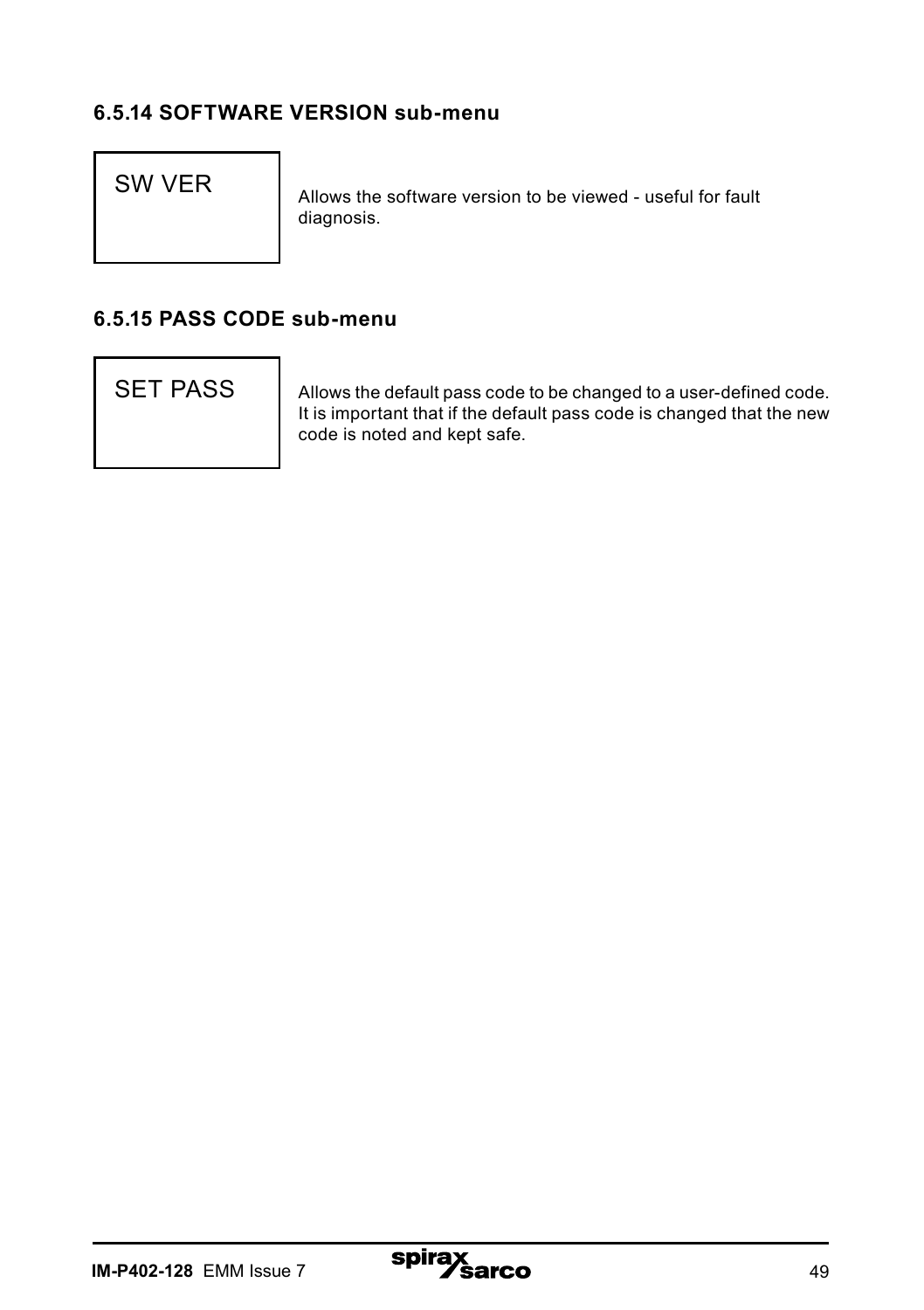### 6.5.14 SOFTWARE VERSION sub-menu

| SW VER | Allows the software version to be viewed - useful for fault diagnosis. |
|---|---|

### 6.5.15 PASS CODE sub-menu

| SET PASS | Allows the default pass code to be changed to a user-defined code. It is important that if the default pass code is changed that the new code is noted and kept safe. |
|---|---|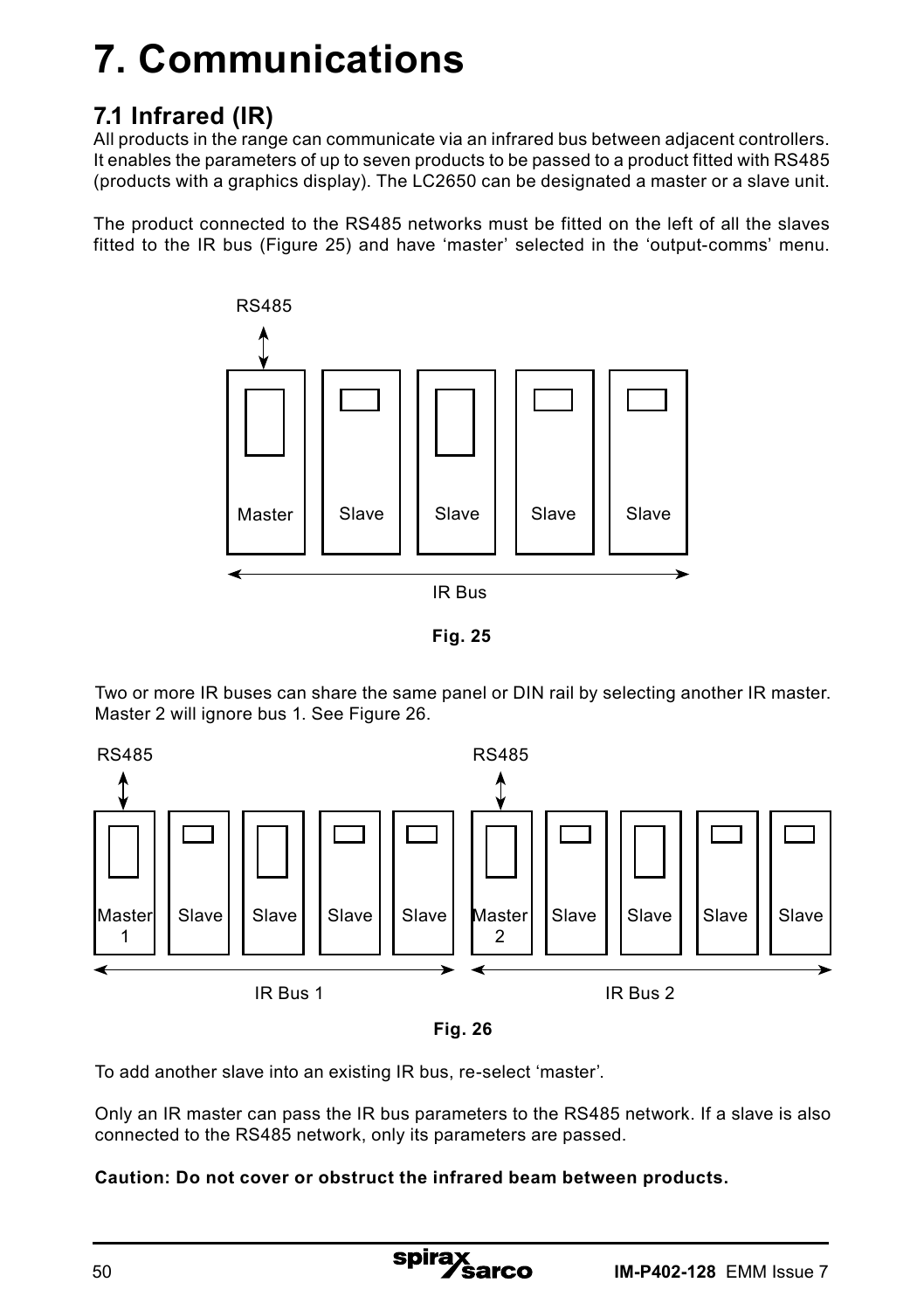# 7. Communications

## 7.1 Infrared (IR)

All products in the range can communicate via an infrared bus between adjacent controllers. It enables the parameters of up to seven products to be passed to a product fitted with RS485 (products with a graphics display). The LC2650 can be designated a master or a slave unit.

The product connected to the RS485 networks must be fitted on the left of all the slaves fitted to the IR bus (Figure 25) and have 'master' selected in the 'output-comms' menu.

**Fig. 25**

Two or more IR buses can share the same panel or DIN rail by selecting another IR master. Master 2 will ignore bus 1. See Figure 26.

**Fig. 26**

To add another slave into an existing IR bus, re-select 'master'.

Only an IR master can pass the IR bus parameters to the RS485 network. If a slave is also connected to the RS485 network, only its parameters are passed.

**Caution: Do not cover or obstruct the infrared beam between products.**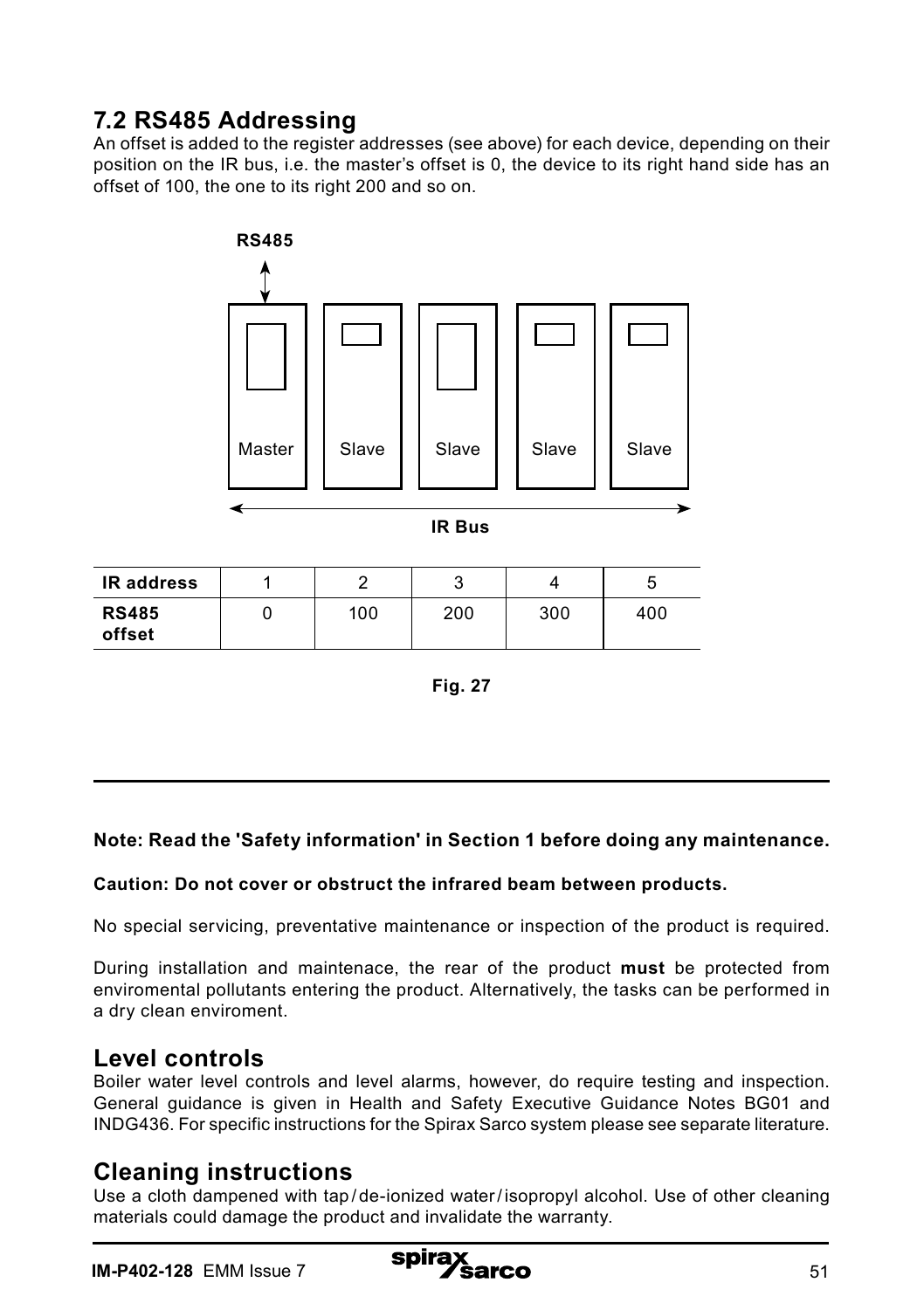## 7.2 RS485 Addressing

An offset is added to the register addresses (see above) for each device, depending on their position on the IR bus, i.e. the master's offset is 0, the device to its right hand side has an offset of 100, the one to its right 200 and so on.

RS485

Master Slave Slave Slave Slave

IR Bus

| IR address | 1 | 2 | 3 | 4 | 5 |
|---|---|---|---|---|---|
| **RS485 offset** | 0 | 100 | 200 | 300 | 400 |

**Fig. 27**

---

**Note: Read the 'Safety information' in Section 1 before doing any maintenance.**

**Caution: Do not cover or obstruct the infrared beam between products.**

No special servicing, preventative maintenance or inspection of the product is required.

During installation and maintenace, the rear of the product **must** be protected from enviromental pollutants entering the product. Alternatively, the tasks can be performed in a dry clean enviroment.

## Level controls

Boiler water level controls and level alarms, however, do require testing and inspection. General guidance is given in Health and Safety Executive Guidance Notes BG01 and INDG436. For specific instructions for the Spirax Sarco system please see separate literature.

## Cleaning instructions

Use a cloth dampened with tap / de-ionized water / isopropyl alcohol. Use of other cleaning materials could damage the product and invalidate the warranty.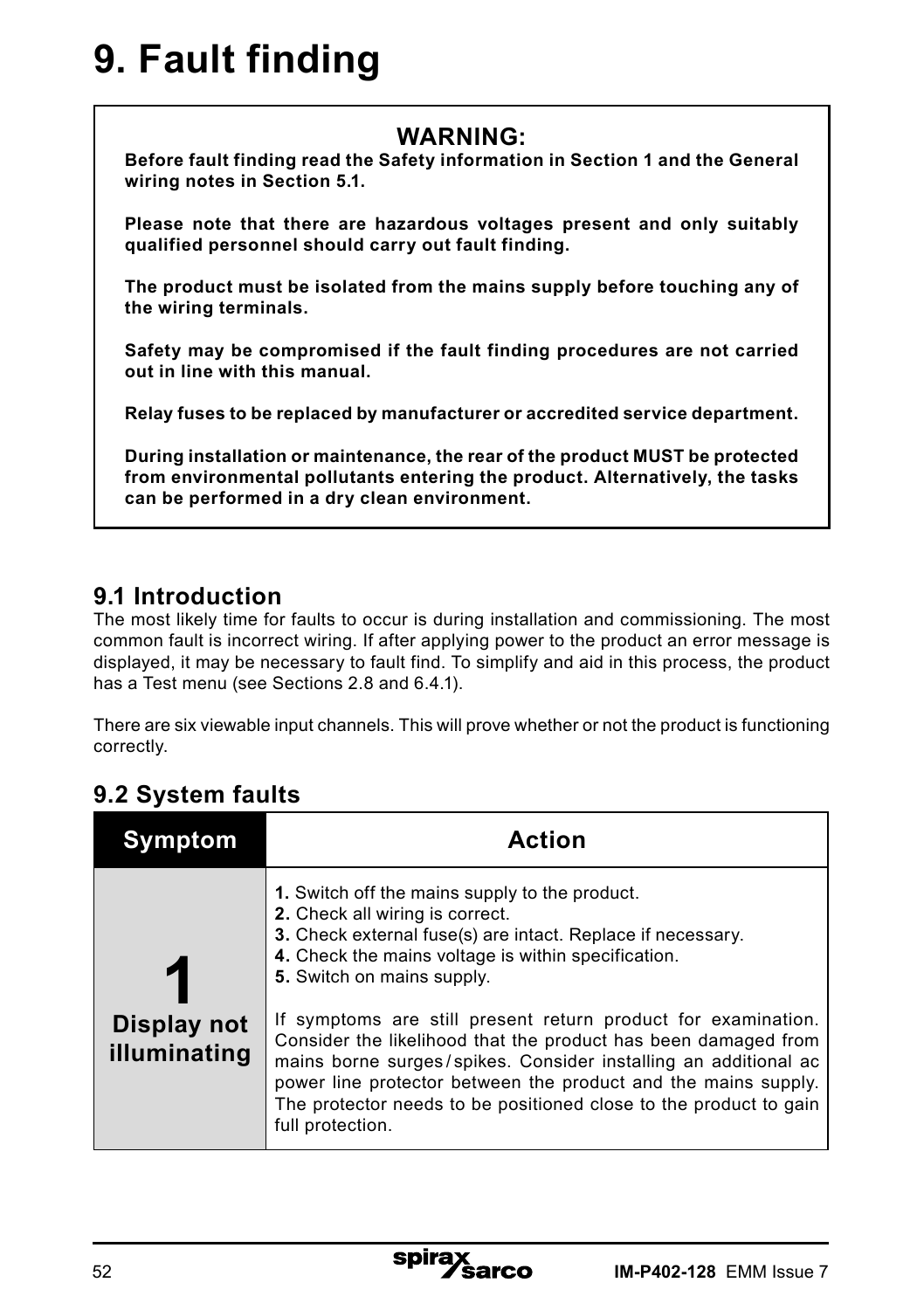# 9. Fault finding

**WARNING:**

**Before fault finding read the Safety information in Section 1 and the General wiring notes in Section 5.1.**

**Please note that there are hazardous voltages present and only suitably qualified personnel should carry out fault finding.**

**The product must be isolated from the mains supply before touching any of the wiring terminals.**

**Safety may be compromised if the fault finding procedures are not carried out in line with this manual.**

**Relay fuses to be replaced by manufacturer or accredited service department.**

**During installation or maintenance, the rear of the product MUST be protected from environmental pollutants entering the product. Alternatively, the tasks can be performed in a dry clean environment.**

## 9.1 Introduction

The most likely time for faults to occur is during installation and commissioning. The most common fault is incorrect wiring. If after applying power to the product an error message is displayed, it may be necessary to fault find. To simplify and aid in this process, the product has a Test menu (see Sections 2.8 and 6.4.1).

There are six viewable input channels. This will prove whether or not the product is functioning correctly.

## 9.2 System faults

| Symptom | Action |
|---|---|
| **1** **Display not illuminating** | **1.** Switch off the mains supply to the product.<br>**2.** Check all wiring is correct.<br>**3.** Check external fuse(s) are intact. Replace if necessary.<br>**4.** Check the mains voltage is within specification.<br>**5.** Switch on mains supply.<br><br>If symptoms are still present return product for examination. Consider the likelihood that the product has been damaged from mains borne surges / spikes. Consider installing an additional ac power line protector between the product and the mains supply. The protector needs to be positioned close to the product to gain full protection. |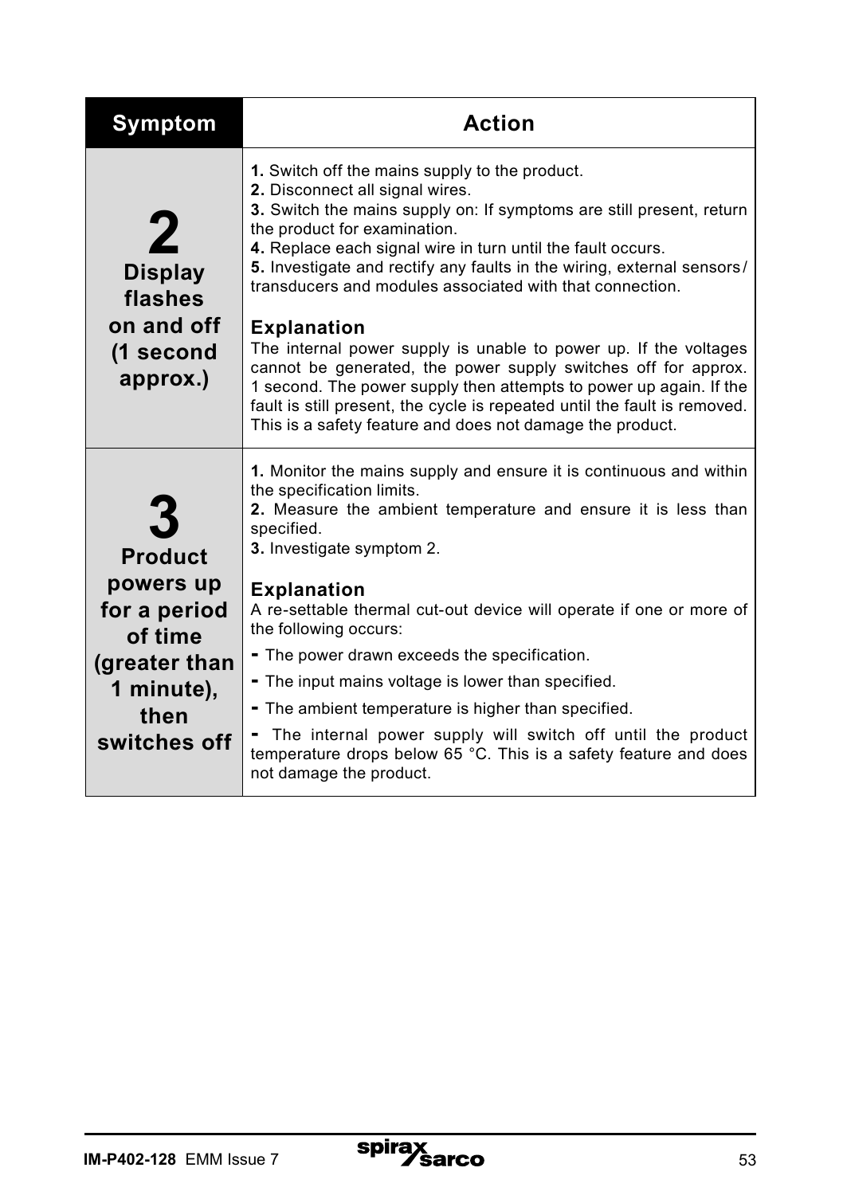| Symptom | Action |
|---|---|
| **2** **Display flashes on and off (1 second approx.)** | **1.** Switch off the mains supply to the product.<br>**2.** Disconnect all signal wires.<br>**3.** Switch the mains supply on: If symptoms are still present, return the product for examination.<br>**4.** Replace each signal wire in turn until the fault occurs.<br>**5.** Investigate and rectify any faults in the wiring, external sensors / transducers and modules associated with that connection.<br><br>**Explanation**<br>The internal power supply is unable to power up. If the voltages cannot be generated, the power supply switches off for approx. 1 second. The power supply then attempts to power up again. If the fault is still present, the cycle is repeated until the fault is removed. This is a safety feature and does not damage the product. |
| **3** **Product powers up for a period of time (greater than 1 minute), then switches off** | **1.** Monitor the mains supply and ensure it is continuous and within the specification limits.<br>**2.** Measure the ambient temperature and ensure it is less than specified.<br>**3.** Investigate symptom 2.<br><br>**Explanation**<br>A re-settable thermal cut-out device will operate if one or more of the following occurs:<br>- The power drawn exceeds the specification.<br>- The input mains voltage is lower than specified.<br>- The ambient temperature is higher than specified.<br>- The internal power supply will switch off until the product temperature drops below 65 °C. This is a safety feature and does not damage the product. |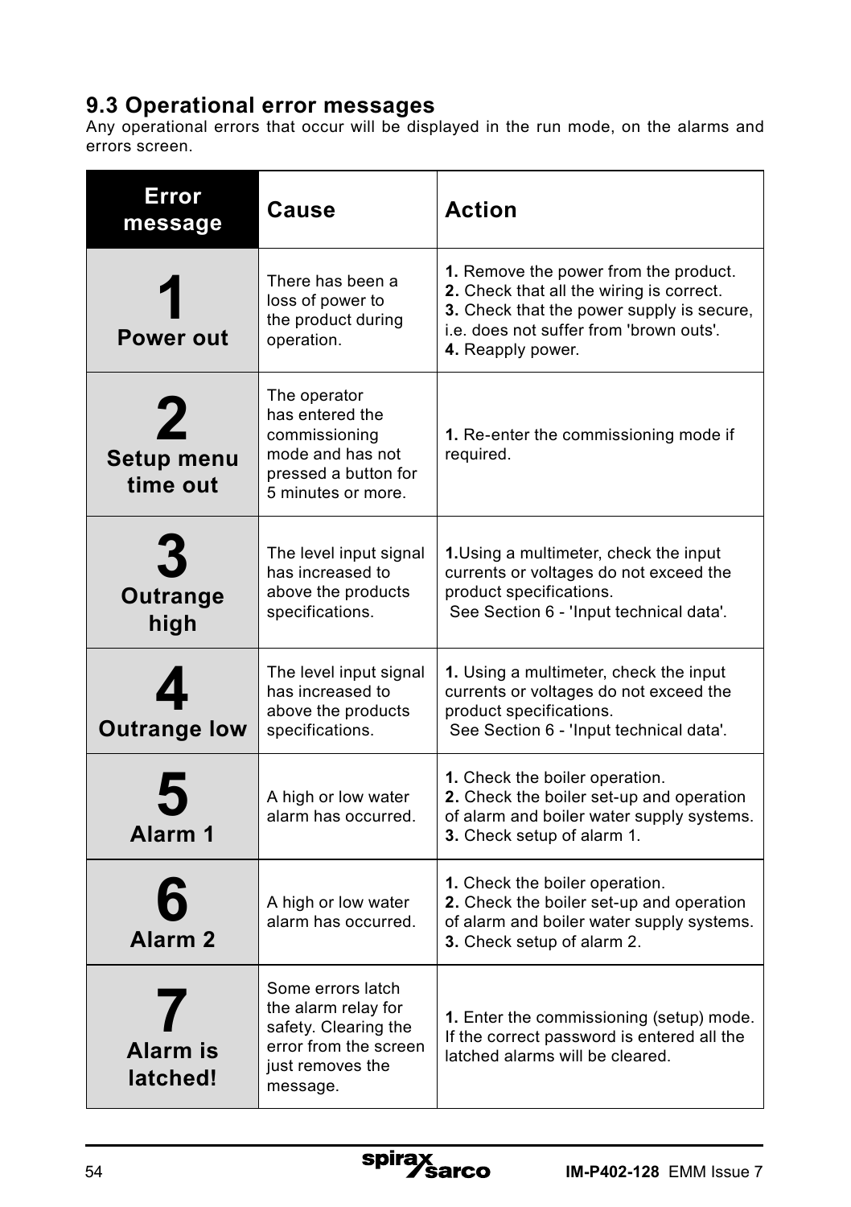## 9.3 Operational error messages

Any operational errors that occur will be displayed in the run mode, on the alarms and errors screen.

| Error message | Cause | Action |
|---|---|---|
| **1** **Power out** | There has been a loss of power to the product during operation. | **1.** Remove the power from the product.<br>**2.** Check that all the wiring is correct.<br>**3.** Check that the power supply is secure, i.e. does not suffer from 'brown outs'.<br>**4.** Reapply power. |
| **2** **Setup menu time out** | The operator has entered the commissioning mode and has not pressed a button for 5 minutes or more. | **1.** Re-enter the commissioning mode if required. |
| **3** **Outrange high** | The level input signal has increased to above the products specifications. | **1.**Using a multimeter, check the input currents or voltages do not exceed the product specifications. See Section 6 - 'Input technical data'. |
| **4** **Outrange low** | The level input signal has increased to above the products specifications. | **1.** Using a multimeter, check the input currents or voltages do not exceed the product specifications. See Section 6 - 'Input technical data'. |
| **5** **Alarm 1** | A high or low water alarm has occurred. | **1.** Check the boiler operation.<br>**2.** Check the boiler set-up and operation of alarm and boiler water supply systems.<br>**3.** Check setup of alarm 1. |
| **6** **Alarm 2** | A high or low water alarm has occurred. | **1.** Check the boiler operation.<br>**2.** Check the boiler set-up and operation of alarm and boiler water supply systems.<br>**3.** Check setup of alarm 2. |
| **7** **Alarm is latched!** | Some errors latch the alarm relay for safety. Clearing the error from the screen just removes the message. | **1.** Enter the commissioning (setup) mode. If the correct password is entered all the latched alarms will be cleared. |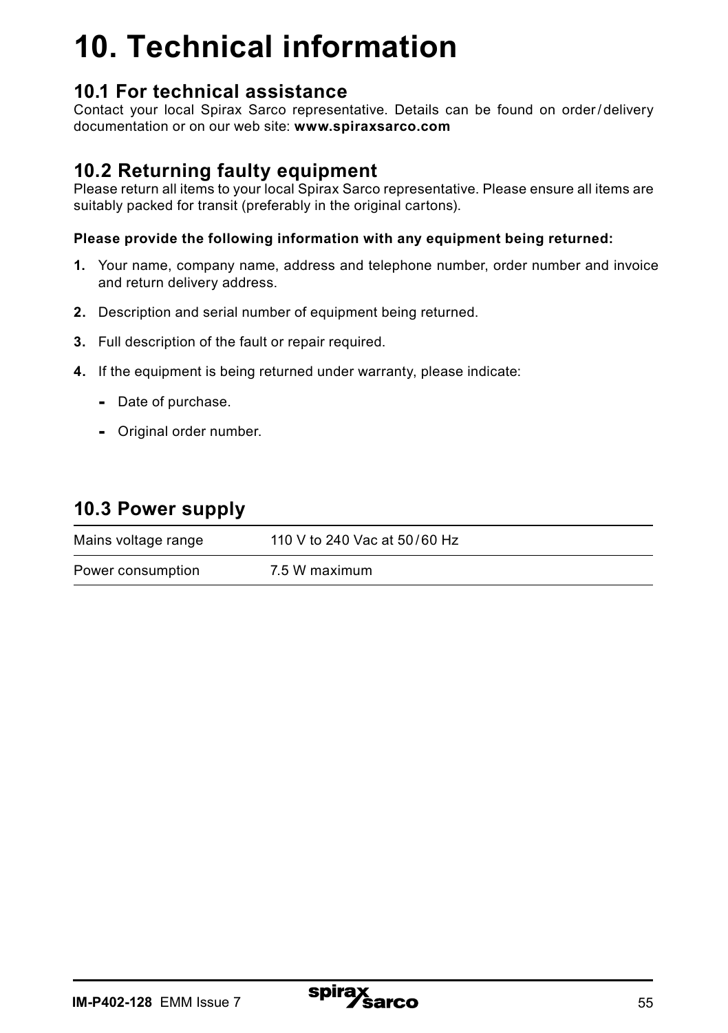# 10. Technical information

## 10.1 For technical assistance

Contact your local Spirax Sarco representative. Details can be found on order / delivery documentation or on our web site: **www.spiraxsarco.com**

## 10.2 Returning faulty equipment

Please return all items to your local Spirax Sarco representative. Please ensure all items are suitably packed for transit (preferably in the original cartons).

**Please provide the following information with any equipment being returned:**

1. Your name, company name, address and telephone number, order number and invoice and return delivery address.
2. Description and serial number of equipment being returned.
3. Full description of the fault or repair required.
4. If the equipment is being returned under warranty, please indicate:
   - Date of purchase.
   - Original order number.

## 10.3 Power supply

| | |
|---|---|
| Mains voltage range | 110 V to 240 Vac at 50 / 60 Hz |
| Power consumption | 7.5 W maximum |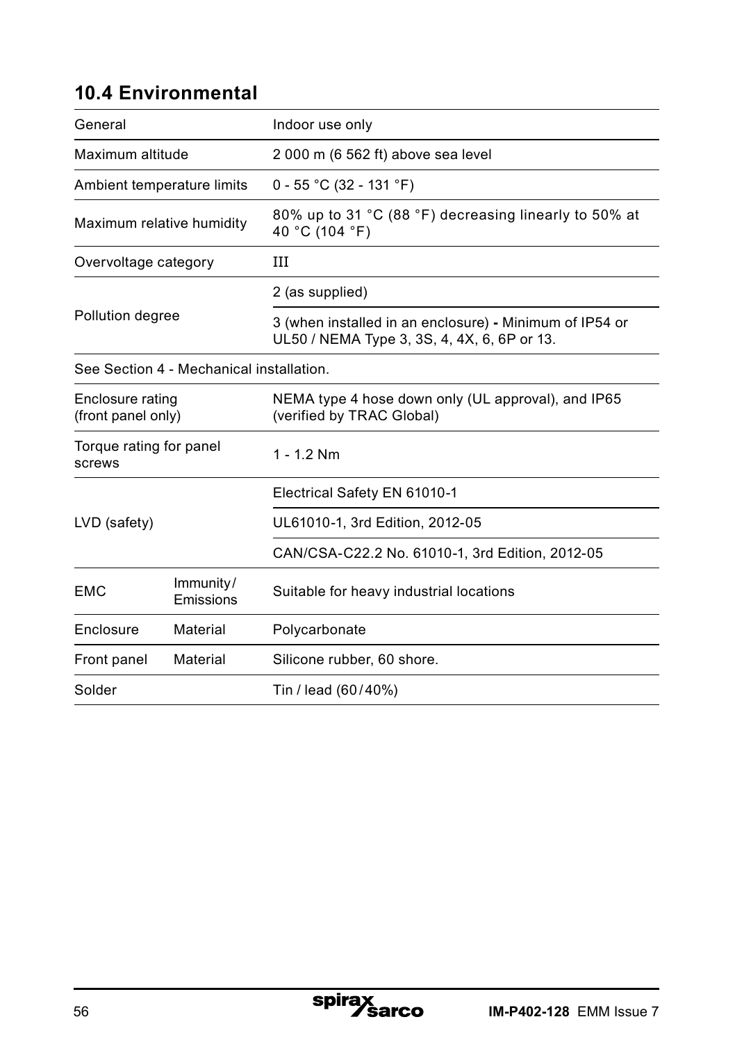## 10.4 Environmental

| | | |
|---|---|---|
| General | | Indoor use only |
| Maximum altitude | | 2 000 m (6 562 ft) above sea level |
| Ambient temperature limits | | 0 - 55 °C (32 - 131 °F) |
| Maximum relative humidity | | 80% up to 31 °C (88 °F) decreasing linearly to 50% at 40 °C (104 °F) |
| Overvoltage category | | III |
| Pollution degree | | 2 (as supplied) |
| | | 3 (when installed in an enclosure) **-** Minimum of IP54 or UL50 / NEMA Type 3, 3S, 4, 4X, 6, 6P or 13. |
| See Section 4 - Mechanical installation. | | |
| Enclosure rating (front panel only) | | NEMA type 4 hose down only (UL approval), and IP65 (verified by TRAC Global) |
| Torque rating for panel screws | | 1 - 1.2 Nm |
| LVD (safety) | | Electrical Safety EN 61010-1 |
| | | UL61010-1, 3rd Edition, 2012-05 |
| | | CAN/CSA-C22.2 No. 61010-1, 3rd Edition, 2012-05 |
| EMC | Immunity/ Emissions | Suitable for heavy industrial locations |
| Enclosure | Material | Polycarbonate |
| Front panel | Material | Silicone rubber, 60 shore. |
| Solder | | Tin / lead (60/40%) |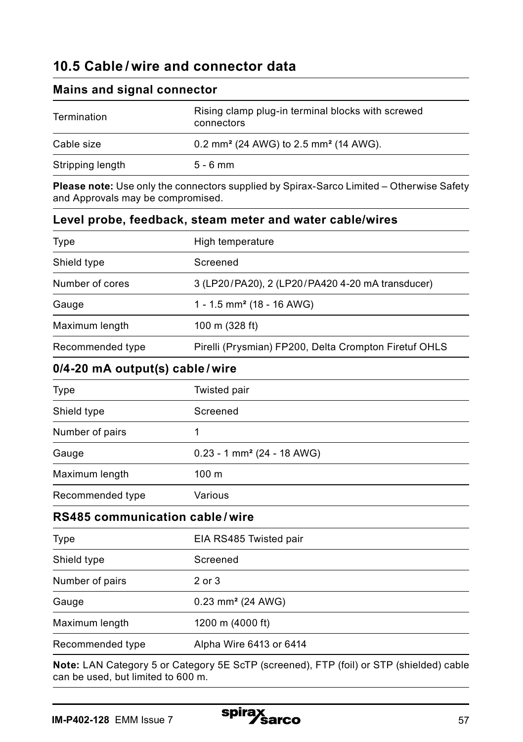## 10.5 Cable / wire and connector data

### Mains and signal connector

| | |
|---|---|
| Termination | Rising clamp plug-in terminal blocks with screwed connectors |
| Cable size | 0.2 mm² (24 AWG) to 2.5 mm² (14 AWG). |
| Stripping length | 5 - 6 mm |

**Please note:** Use only the connectors supplied by Spirax-Sarco Limited – Otherwise Safety and Approvals may be compromised.

### Level probe, feedback, steam meter and water cable/wires

| | |
|---|---|
| Type | High temperature |
| Shield type | Screened |
| Number of cores | 3 (LP20 / PA20), 2 (LP20 / PA420 4-20 mA transducer) |
| Gauge | 1 - 1.5 mm² (18 - 16 AWG) |
| Maximum length | 100 m (328 ft) |
| Recommended type | Pirelli (Prysmian) FP200, Delta Crompton Firetuf OHLS |

### 0/4-20 mA output(s) cable / wire

| | |
|---|---|
| Type | Twisted pair |
| Shield type | Screened |
| Number of pairs | 1 |
| Gauge | 0.23 - 1 mm² (24 - 18 AWG) |
| Maximum length | 100 m |
| Recommended type | Various |

### RS485 communication cable / wire

| | |
|---|---|
| Type | EIA RS485 Twisted pair |
| Shield type | Screened |
| Number of pairs | 2 or 3 |
| Gauge | 0.23 mm² (24 AWG) |
| Maximum length | 1200 m (4000 ft) |
| Recommended type | Alpha Wire 6413 or 6414 |

**Note:** LAN Category 5 or Category 5E ScTP (screened), FTP (foil) or STP (shielded) cable can be used, but limited to 600 m.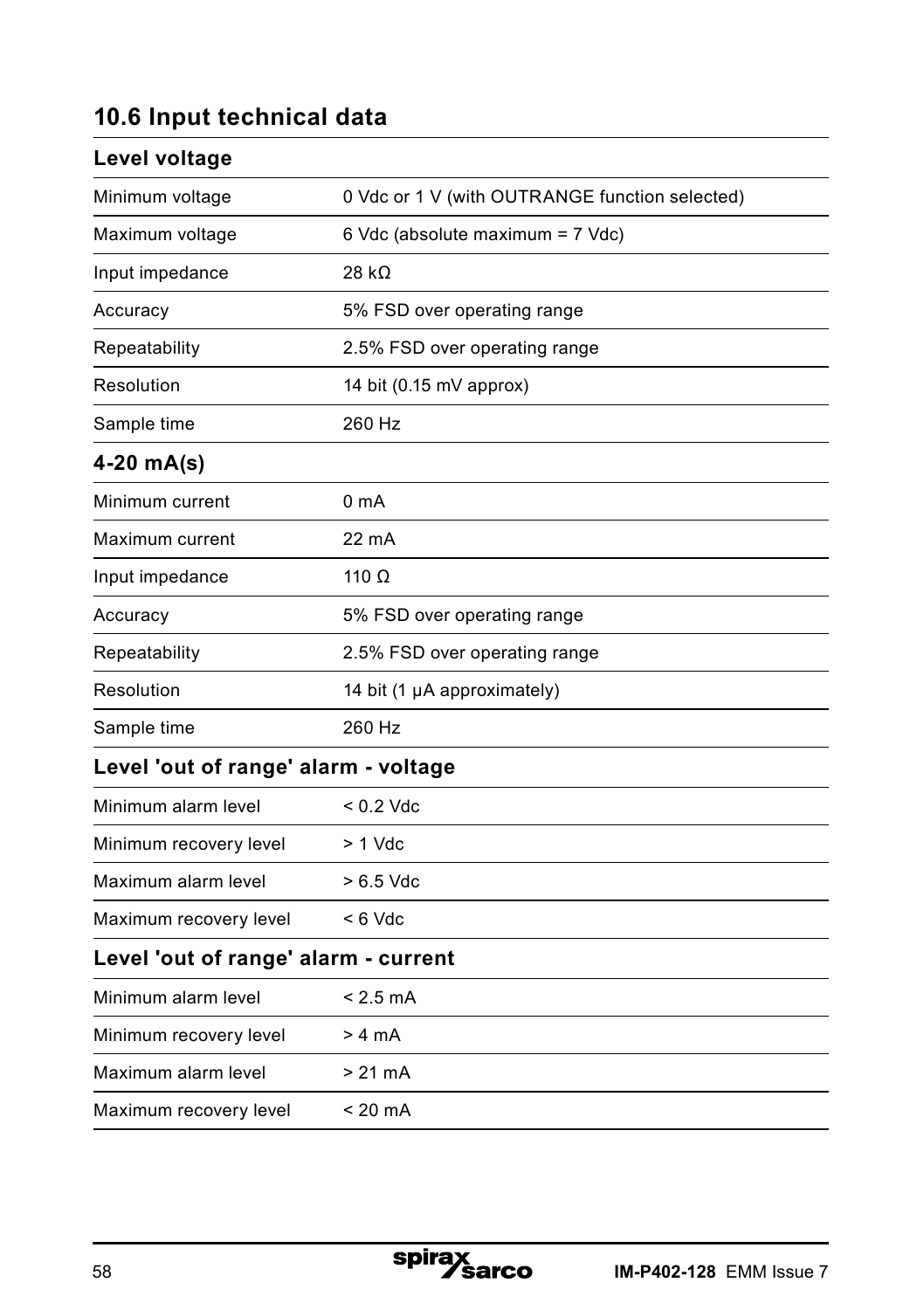## 10.6 Input technical data

### Level voltage

| | |
|---|---|
| Minimum voltage | 0 Vdc or 1 V (with OUTRANGE function selected) |
| Maximum voltage | 6 Vdc (absolute maximum = 7 Vdc) |
| Input impedance | 28 kΩ |
| Accuracy | 5% FSD over operating range |
| Repeatability | 2.5% FSD over operating range |
| Resolution | 14 bit (0.15 mV approx) |
| Sample time | 260 Hz |

### 4-20 mA(s)

| | |
|---|---|
| Minimum current | 0 mA |
| Maximum current | 22 mA |
| Input impedance | 110 Ω |
| Accuracy | 5% FSD over operating range |
| Repeatability | 2.5% FSD over operating range |
| Resolution | 14 bit (1 µA approximately) |
| Sample time | 260 Hz |

### Level 'out of range' alarm - voltage

| | |
|---|---|
| Minimum alarm level | < 0.2 Vdc |
| Minimum recovery level | > 1 Vdc |
| Maximum alarm level | > 6.5 Vdc |
| Maximum recovery level | < 6 Vdc |

### Level 'out of range' alarm - current

| | |
|---|---|
| Minimum alarm level | < 2.5 mA |
| Minimum recovery level | > 4 mA |
| Maximum alarm level | > 21 mA |
| Maximum recovery level | < 20 mA |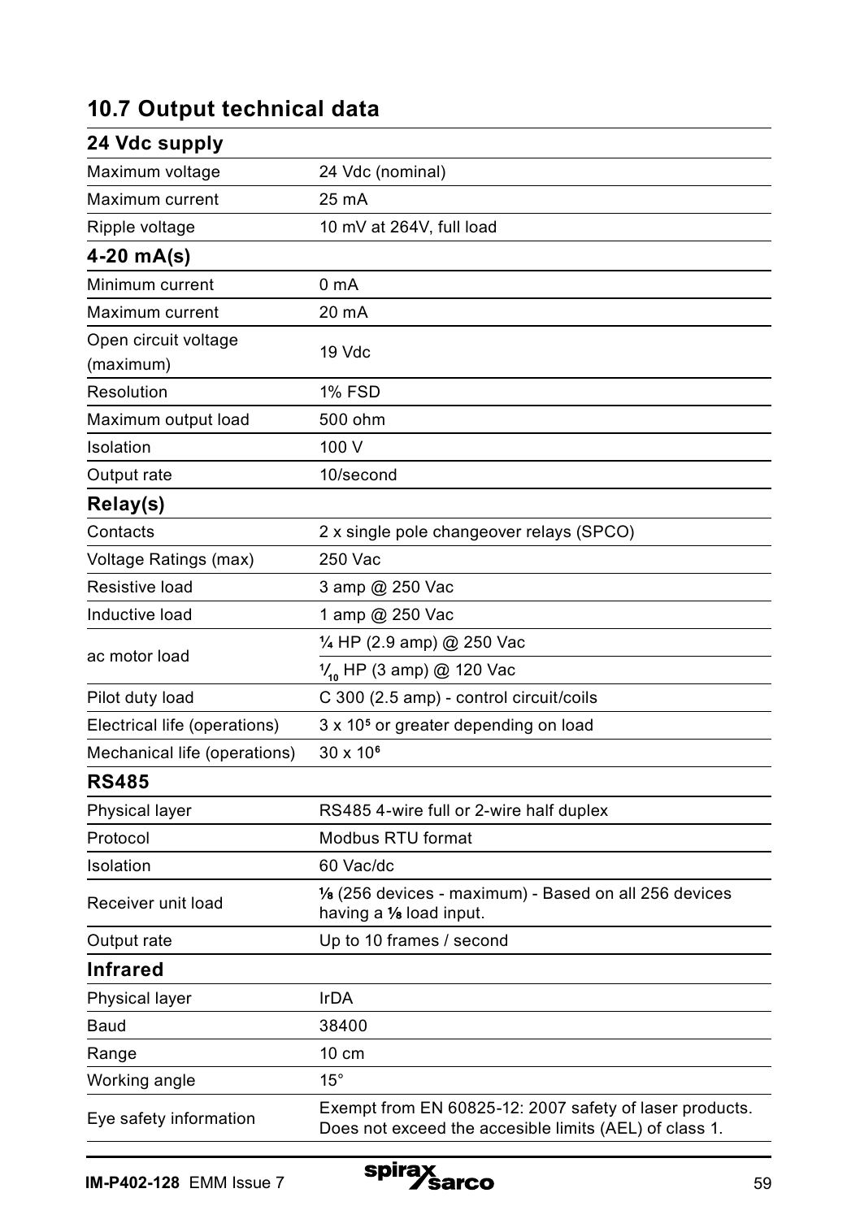## 10.7 Output technical data

| **24 Vdc supply** | |
|---|---|
| Maximum voltage | 24 Vdc (nominal) |
| Maximum current | 25 mA |
| Ripple voltage | 10 mV at 264V, full load |
| **4-20 mA(s)** | |
| Minimum current | 0 mA |
| Maximum current | 20 mA |
| Open circuit voltage (maximum) | 19 Vdc |
| Resolution | 1% FSD |
| Maximum output load | 500 ohm |
| Isolation | 100 V |
| Output rate | 10/second |
| **Relay(s)** | |
| Contacts | 2 x single pole changeover relays (SPCO) |
| Voltage Ratings (max) | 250 Vac |
| Resistive load | 3 amp @ 250 Vac |
| Inductive load | 1 amp @ 250 Vac |
| ac motor load | ¼ HP (2.9 amp) @ 250 Vac |
| | $^1/_{10}$ HP (3 amp) @ 120 Vac |
| Pilot duty load | C 300 (2.5 amp) - control circuit/coils |
| Electrical life (operations) | 3 x $10^5$ or greater depending on load |
| Mechanical life (operations) | 30 x $10^6$ |
| **RS485** | |
| Physical layer | RS485 4-wire full or 2-wire half duplex |
| Protocol | Modbus RTU format |
| Isolation | 60 Vac/dc |
| Receiver unit load | ⅛ (256 devices - maximum) - Based on all 256 devices having a ⅛ load input. |
| Output rate | Up to 10 frames / second |
| **Infrared** | |
| Physical layer | IrDA |
| Baud | 38400 |
| Range | 10 cm |
| Working angle | 15° |
| Eye safety information | Exempt from EN 60825-12: 2007 safety of laser products. Does not exceed the accesible limits (AEL) of class 1. |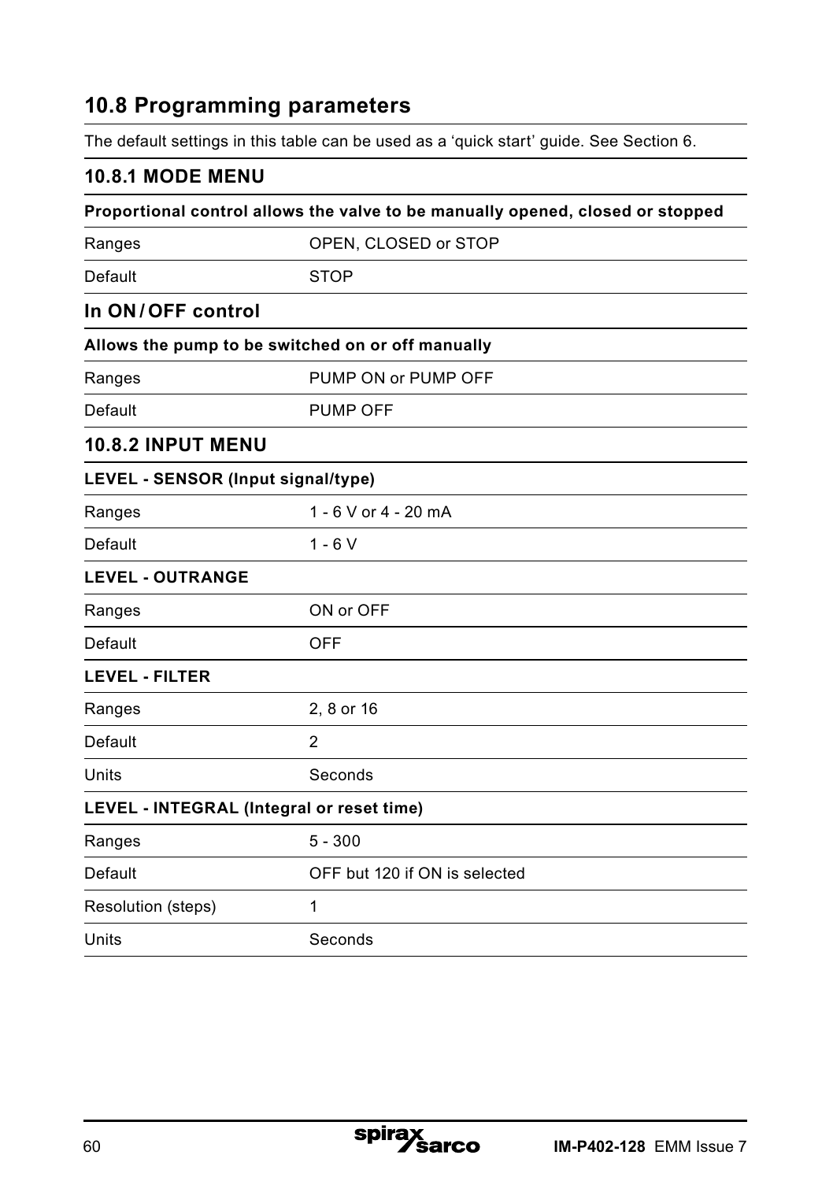## 10.8 Programming parameters

The default settings in this table can be used as a 'quick start' guide. See Section 6.

### 10.8.1 MODE MENU

**Proportional control allows the valve to be manually opened, closed or stopped**

| | |
|---|---|
| Ranges | OPEN, CLOSED or STOP |
| Default | STOP |

### In ON / OFF control

**Allows the pump to be switched on or off manually**

| | |
|---|---|
| Ranges | PUMP ON or PUMP OFF |
| Default | PUMP OFF |

### 10.8.2 INPUT MENU

**LEVEL - SENSOR (Input signal/type)**

| | |
|---|---|
| Ranges | 1 - 6 V or 4 - 20 mA |
| Default | 1 - 6 V |

**LEVEL - OUTRANGE**

| | |
|---|---|
| Ranges | ON or OFF |
| Default | OFF |

**LEVEL - FILTER**

| | |
|---|---|
| Ranges | 2, 8 or 16 |
| Default | 2 |
| Units | Seconds |

**LEVEL - INTEGRAL (Integral or reset time)**

| | |
|---|---|
| Ranges | 5 - 300 |
| Default | OFF but 120 if ON is selected |
| Resolution (steps) | 1 |
| Units | Seconds |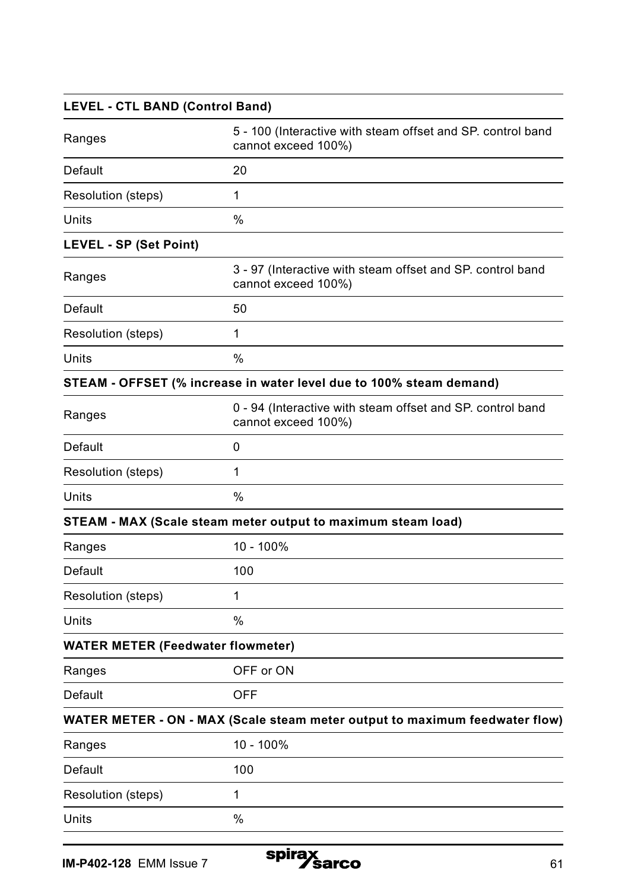| **LEVEL - CTL BAND (Control Band)** | |
|---|---|
| Ranges | 5 - 100 (Interactive with steam offset and SP. control band cannot exceed 100%) |
| Default | 20 |
| Resolution (steps) | 1 |
| Units | % |

| **LEVEL - SP (Set Point)** | |
|---|---|
| Ranges | 3 - 97 (Interactive with steam offset and SP. control band cannot exceed 100%) |
| Default | 50 |
| Resolution (steps) | 1 |
| Units | % |

| **STEAM - OFFSET (% increase in water level due to 100% steam demand)** | |
|---|---|
| Ranges | 0 - 94 (Interactive with steam offset and SP. control band cannot exceed 100%) |
| Default | 0 |
| Resolution (steps) | 1 |
| Units | % |

| **STEAM - MAX (Scale steam meter output to maximum steam load)** | |
|---|---|
| Ranges | 10 - 100% |
| Default | 100 |
| Resolution (steps) | 1 |
| Units | % |

| **WATER METER (Feedwater flowmeter)** | |
|---|---|
| Ranges | OFF or ON |
| Default | OFF |

| **WATER METER - ON - MAX (Scale steam meter output to maximum feedwater flow)** | |
|---|---|
| Ranges | 10 - 100% |
| Default | 100 |
| Resolution (steps) | 1 |
| Units | % |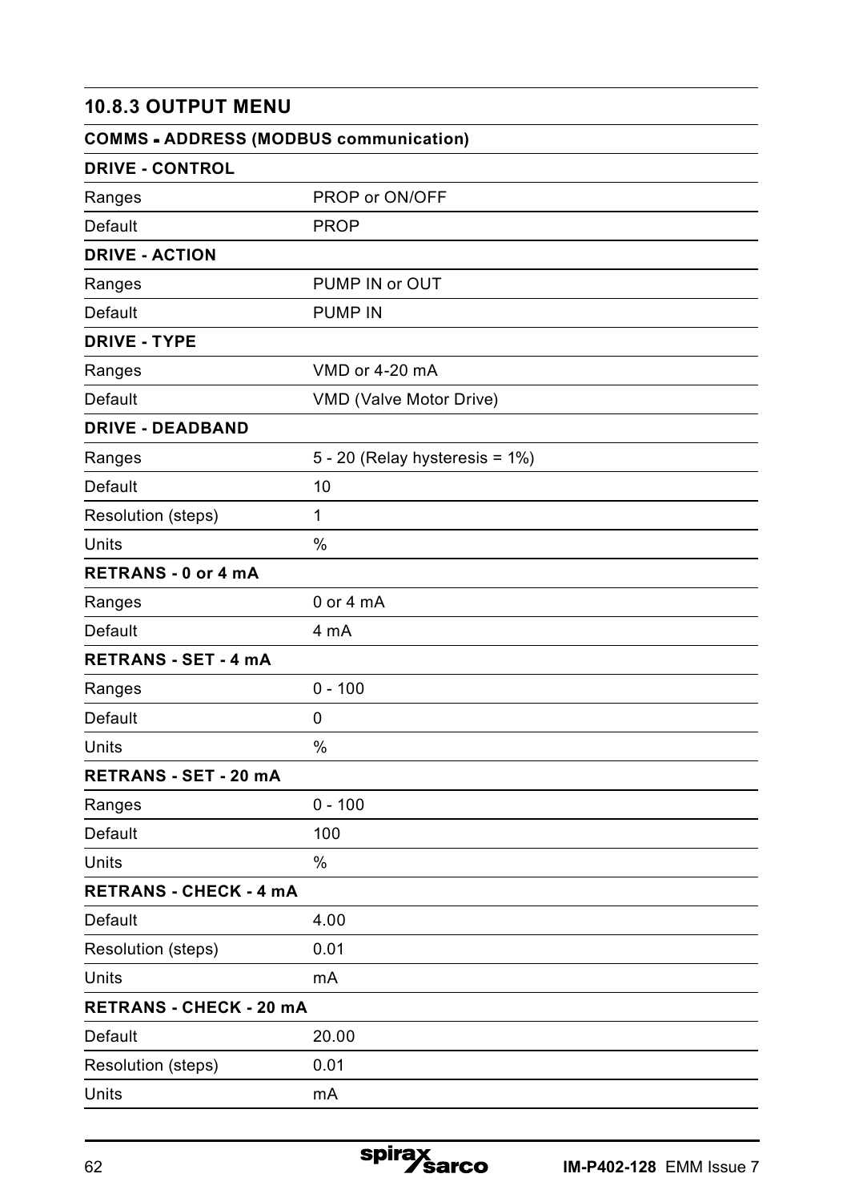### 10.8.3 OUTPUT MENU

| **COMMS - ADDRESS (MODBUS communication)** | |
|---|---|
| **DRIVE - CONTROL** | |
| Ranges | PROP or ON/OFF |
| Default | PROP |
| **DRIVE - ACTION** | |
| Ranges | PUMP IN or OUT |
| Default | PUMP IN |
| **DRIVE - TYPE** | |
| Ranges | VMD or 4-20 mA |
| Default | VMD (Valve Motor Drive) |
| **DRIVE - DEADBAND** | |
| Ranges | 5 - 20 (Relay hysteresis = 1%) |
| Default | 10 |
| Resolution (steps) | 1 |
| Units | % |
| **RETRANS - 0 or 4 mA** | |
| Ranges | 0 or 4 mA |
| Default | 4 mA |
| **RETRANS - SET - 4 mA** | |
| Ranges | 0 - 100 |
| Default | 0 |
| Units | % |
| **RETRANS - SET - 20 mA** | |
| Ranges | 0 - 100 |
| Default | 100 |
| Units | % |
| **RETRANS - CHECK - 4 mA** | |
| Default | 4.00 |
| Resolution (steps) | 0.01 |
| Units | mA |
| **RETRANS - CHECK - 20 mA** | |
| Default | 20.00 |
| Resolution (steps) | 0.01 |
| Units | mA |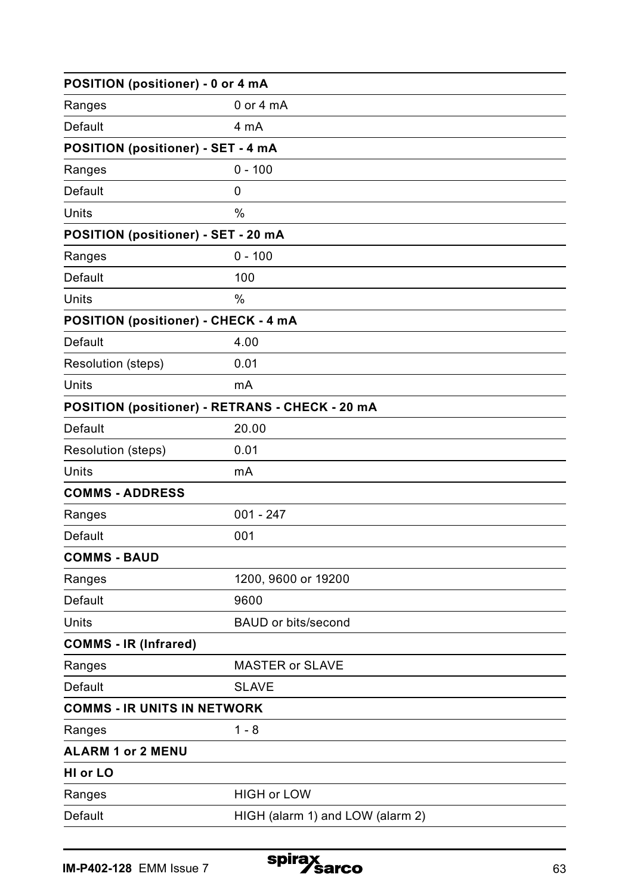| POSITION (positioner) - 0 or 4 mA | |
|---|---|
| Ranges | 0 or 4 mA |
| Default | 4 mA |
| **POSITION (positioner) - SET - 4 mA** | |
| Ranges | 0 - 100 |
| Default | 0 |
| Units | % |
| **POSITION (positioner) - SET - 20 mA** | |
| Ranges | 0 - 100 |
| Default | 100 |
| Units | % |
| **POSITION (positioner) - CHECK - 4 mA** | |
| Default | 4.00 |
| Resolution (steps) | 0.01 |
| Units | mA |
| **POSITION (positioner) - RETRANS - CHECK - 20 mA** | |
| Default | 20.00 |
| Resolution (steps) | 0.01 |
| Units | mA |
| **COMMS - ADDRESS** | |
| Ranges | 001 - 247 |
| Default | 001 |
| **COMMS - BAUD** | |
| Ranges | 1200, 9600 or 19200 |
| Default | 9600 |
| Units | BAUD or bits/second |
| **COMMS - IR (Infrared)** | |
| Ranges | MASTER or SLAVE |
| Default | SLAVE |
| **COMMS - IR UNITS IN NETWORK** | |
| Ranges | 1 - 8 |
| **ALARM 1 or 2 MENU** | |
| **HI or LO** | |
| Ranges | HIGH or LOW |
| Default | HIGH (alarm 1) and LOW (alarm 2) |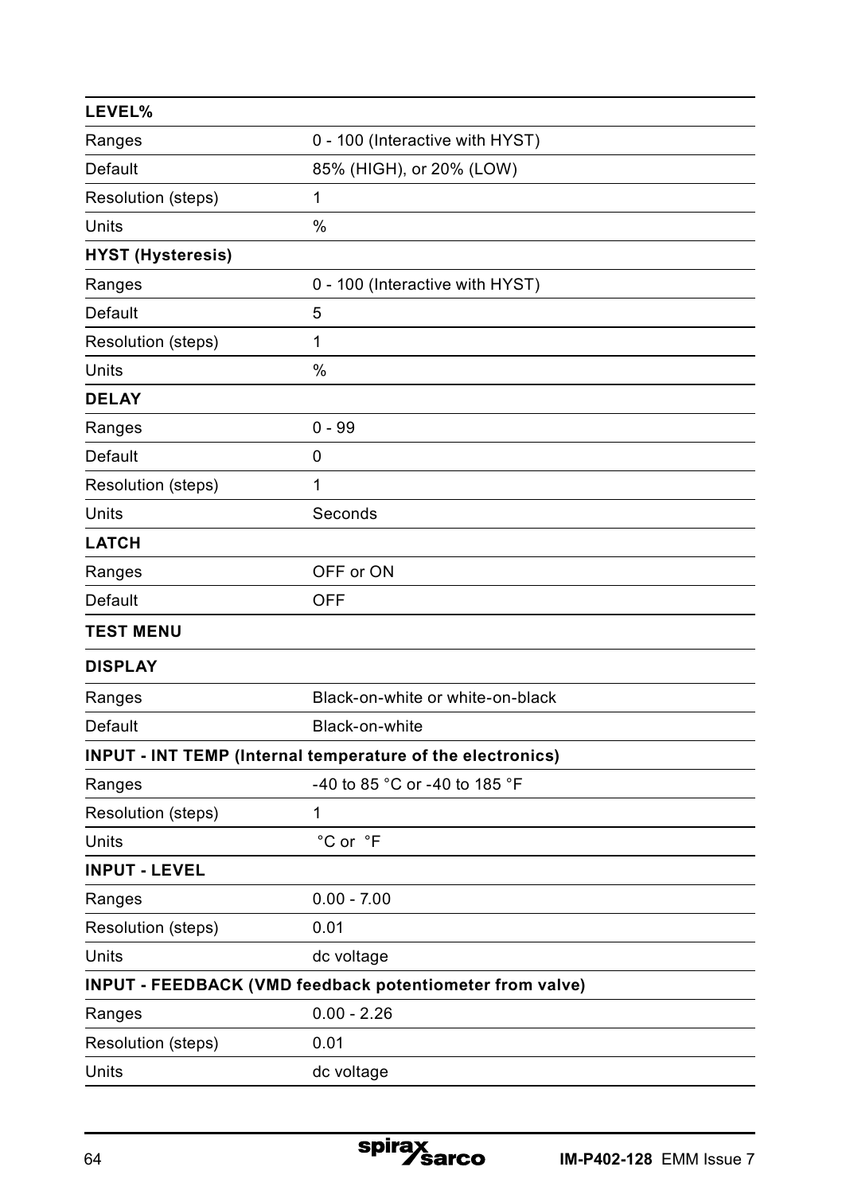| **LEVEL%** | |
|---|---|
| Ranges | 0 - 100 (Interactive with HYST) |
| Default | 85% (HIGH), or 20% (LOW) |
| Resolution (steps) | 1 |
| Units | % |
| **HYST (Hysteresis)** | |
| Ranges | 0 - 100 (Interactive with HYST) |
| Default | 5 |
| Resolution (steps) | 1 |
| Units | % |
| **DELAY** | |
| Ranges | 0 - 99 |
| Default | 0 |
| Resolution (steps) | 1 |
| Units | Seconds |
| **LATCH** | |
| Ranges | OFF or ON |
| Default | OFF |
| **TEST MENU** | |
| **DISPLAY** | |
| Ranges | Black-on-white or white-on-black |
| Default | Black-on-white |
| **INPUT - INT TEMP (Internal temperature of the electronics)** | |
| Ranges | -40 to 85 °C or -40 to 185 °F |
| Resolution (steps) | 1 |
| Units | °C or °F |
| **INPUT - LEVEL** | |
| Ranges | 0.00 - 7.00 |
| Resolution (steps) | 0.01 |
| Units | dc voltage |
| **INPUT - FEEDBACK (VMD feedback potentiometer from valve)** | |
| Ranges | 0.00 - 2.26 |
| Resolution (steps) | 0.01 |
| Units | dc voltage |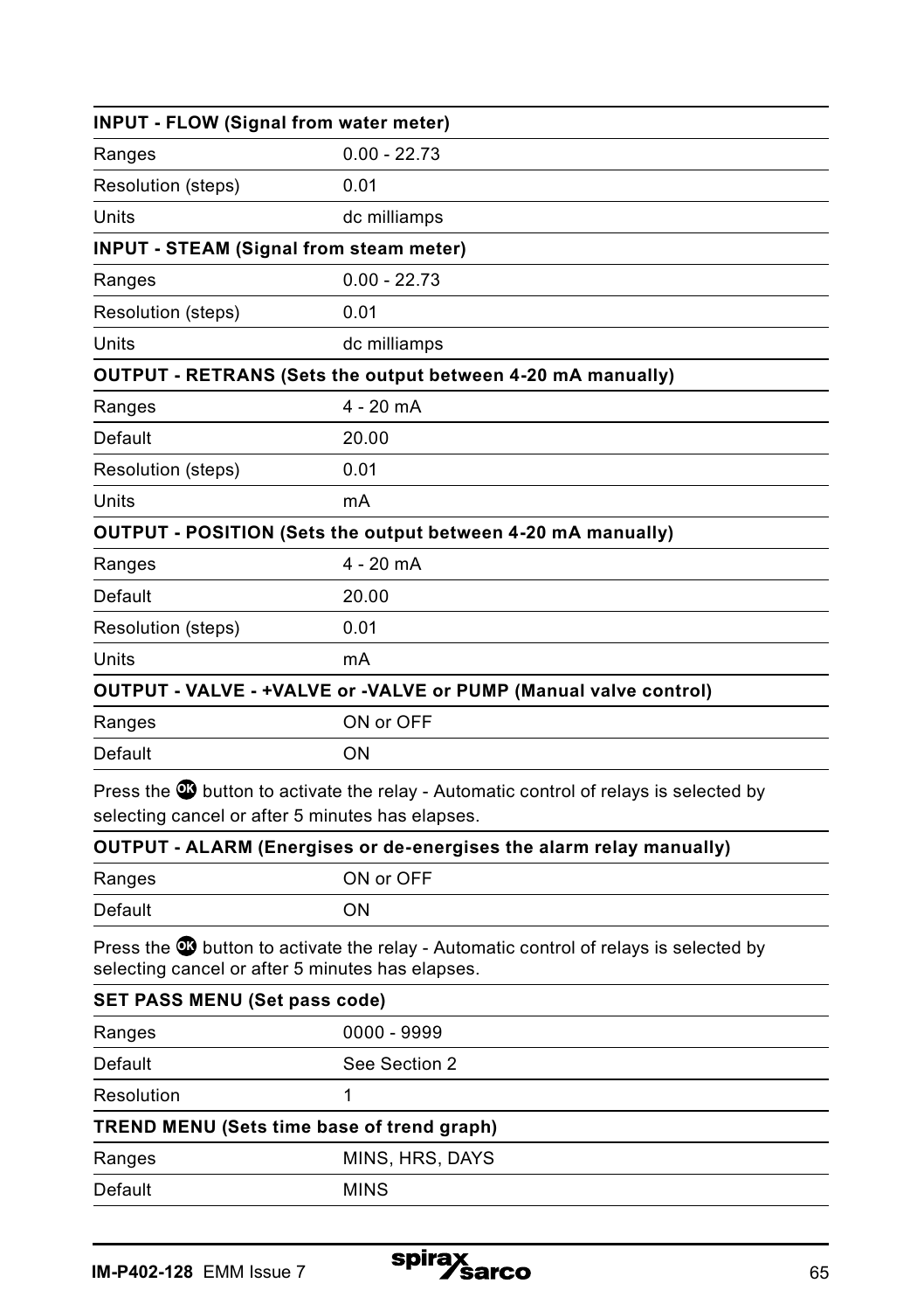| **INPUT - FLOW (Signal from water meter)** | |
|---|---|
| Ranges | 0.00 - 22.73 |
| Resolution (steps) | 0.01 |
| Units | dc milliamps |

| **INPUT - STEAM (Signal from steam meter)** | |
|---|---|
| Ranges | 0.00 - 22.73 |
| Resolution (steps) | 0.01 |
| Units | dc milliamps |

| **OUTPUT - RETRANS (Sets the output between 4-20 mA manually)** | |
|---|---|
| Ranges | 4 - 20 mA |
| Default | 20.00 |
| Resolution (steps) | 0.01 |
| Units | mA |

| **OUTPUT - POSITION (Sets the output between 4-20 mA manually)** | |
|---|---|
| Ranges | 4 - 20 mA |
| Default | 20.00 |
| Resolution (steps) | 0.01 |
| Units | mA |

| **OUTPUT - VALVE - +VALVE or -VALVE or PUMP (Manual valve control)** | |
|---|---|
| Ranges | ON or OFF |
| Default | ON |

Press the OK button to activate the relay - Automatic control of relays is selected by selecting cancel or after 5 minutes has elapses.

| **OUTPUT - ALARM (Energises or de-energises the alarm relay manually)** | |
|---|---|
| Ranges | ON or OFF |
| Default | ON |

Press the OK button to activate the relay - Automatic control of relays is selected by selecting cancel or after 5 minutes has elapses.

| **SET PASS MENU (Set pass code)** | |
|---|---|
| Ranges | 0000 - 9999 |
| Default | See Section 2 |
| Resolution | 1 |

| **TREND MENU (Sets time base of trend graph)** | |
|---|---|
| Ranges | MINS, HRS, DAYS |
| Default | MINS |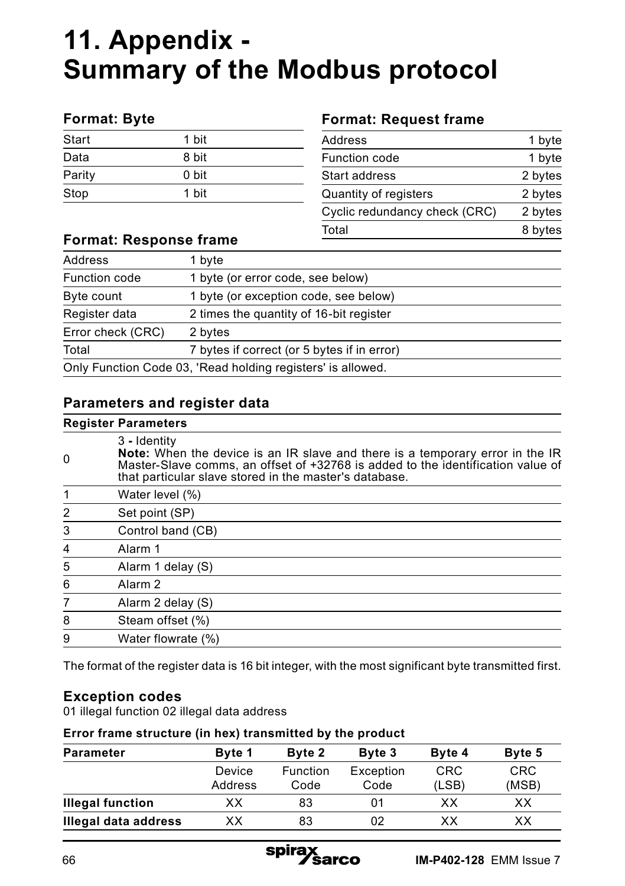# 11. Appendix - Summary of the Modbus protocol

### Format: Byte

| Start | 1 bit |
|---|---|
| Data | 8 bit |
| Parity | 0 bit |
| Stop | 1 bit |

### Format: Request frame

| Address | 1 byte |
|---|---|
| Function code | 1 byte |
| Start address | 2 bytes |
| Quantity of registers | 2 bytes |
| Cyclic redundancy check (CRC) | 2 bytes |
| Total | 8 bytes |

### Format: Response frame

| Address | 1 byte |
|---|---|
| Function code | 1 byte (or error code, see below) |
| Byte count | 1 byte (or exception code, see below) |
| Register data | 2 times the quantity of 16-bit register |
| Error check (CRC) | 2 bytes |
| Total | 7 bytes if correct (or 5 bytes if in error) |

Only Function Code 03, 'Read holding registers' is allowed.

### Parameters and register data

| Register | Parameters |
|---|---|
| 0 | 3 - Identity<br>**Note:** When the device is an IR slave and there is a temporary error in the IR Master-Slave comms, an offset of +32768 is added to the identification value of that particular slave stored in the master's database. |
| 1 | Water level (%) |
| 2 | Set point (SP) |
| 3 | Control band (CB) |
| 4 | Alarm 1 |
| 5 | Alarm 1 delay (S) |
| 6 | Alarm 2 |
| 7 | Alarm 2 delay (S) |
| 8 | Steam offset (%) |
| 9 | Water flowrate (%) |

The format of the register data is 16 bit integer, with the most significant byte transmitted first.

### Exception codes

01 illegal function 02 illegal data address

**Error frame structure (in hex) transmitted by the product**

| Parameter | Byte 1 | Byte 2 | Byte 3 | Byte 4 | Byte 5 |
|---|---|---|---|---|---|
| | Device Address | Function Code | Exception Code | CRC (LSB) | CRC (MSB) |
| **Illegal function** | XX | 83 | 01 | XX | XX |
| **Illegal data address** | XX | 83 | 02 | XX | XX |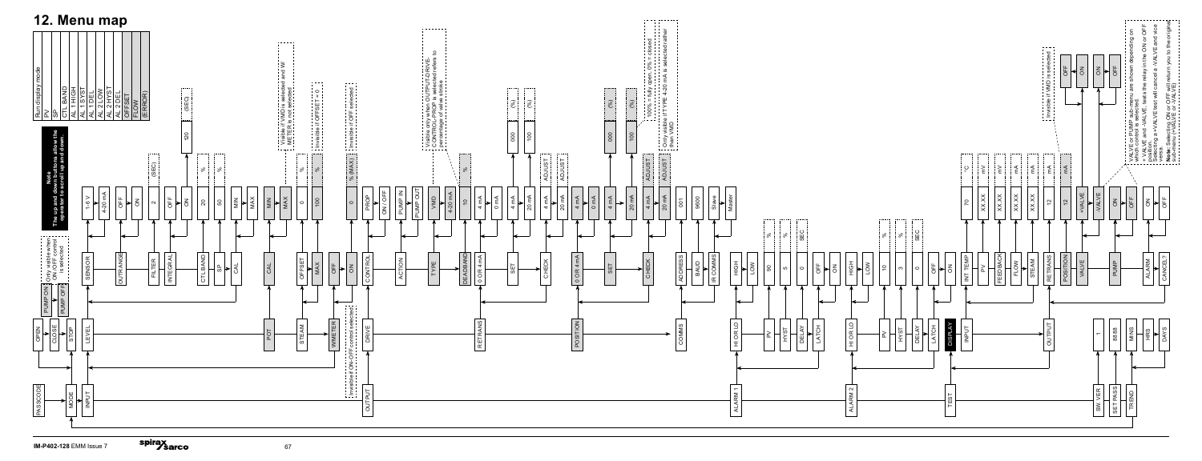## 12. Menu map

| Run display mode |
|---|
| PV |
| SP |
| CTL BAND |
| AL 1 HIGH |
| AL 1 SYST |
| AL 1 DEL |
| AL 2 LOW |
| AL 2 HYST |
| AL 2 DEL |
| OFFSET |
| FLOW |
| (ERROR) |

**Note**
The up and down buttons allow the operator to scroll up and down.

PASSCODE → MODE → OPEN / CLOSE / STOP
- PUMP ON / PUMP OFF: Only visible when ON/OFF control is selected

INPUT → LEVEL
- SENSOR → 1-6 V / 4-20 mA
- OUTRANGE → OFF / ON
- FILTER → 2 (SEC)
- INTEGRAL → OFF / ON → 120 (SEC)
- CTL BAND → 20 %
- SP → 50 %
- CAL → MIN / MAX

INPUT → POT
- CAL → MIN / MAX (Visible if VMD is selected and W METER is not selected)

INPUT → STEAM
- OFFSET → 0 %
- MAX → 100 % (Invisible if OFFSET = 0)

INPUT → WMETER
- OFF / ON → 0 % (MAX) (Invisible if OFF selected)

OUTPUT (Invisible if ON-OFF control selected)
- DRIVE
  - CONTROL → PROP / ON / OFF
  - ACTION → PUMP IN / PUMP OUT
  - TYPE → VMD / 4-20 mA (Visible only when OUTPUT/DRIVE/CONTROL/PROP is selected refers to percentage of valve stroke)
  - DEADBAND → 10 %
- RETRANS
  - 0 OR 4 mA → 4 mA / 0 mA
  - SET → 4 mA → 000 (%); 20 mA → 100 (%)
  - CHECK → 4 mA → ADJUST; 20 mA → ADJUST
- POSITION
  - 0 OR 4 mA → 4 mA / 0 mA
  - SET → 4 mA → 000 (%); 20 mA → 100 (%) (100% = fully open, 0% = closed)
  - CHECK → 4 mA → ADJUST; 20 mA → ADJUST (Only visible if TYPE 4-20 mA is selected rather than VMD)

COMMS
- ADDRESS → 001
- BAUD → 9600
- IR COMMS → Slave / Master

ALARM 1
- HI OR LO → HIGH / LOW
- PV → 90 %
- HYST → 5 %
- DELAY → 0 SEC
- LATCH → OFF / ON

ALARM 2
- HI OR LO → HIGH / LOW
- PV → 10 %
- HYST → 3 %
- DELAY → 0 SEC
- LATCH → OFF / ON

TEST
- DISPLAY
- INPUT
  - INT TEMP → 70 °C
  - PV → XX.XX mV
  - FEEDBACK → XX.XX mV
  - FLOW → XX.XX mA
  - STEAM → XX.XX mA
- OUTPUT
  - RETRANS → 12 mA
  - POSITION → 12 mA (Invisible if VMD is selected)
  - VALVE → +VALVE / -VALVE → OFF / ON / OFF
  - PUMP → ON / OFF
  - ALARM → ON / OFF
  - CANCEL?

VALVE or PUMP sub-menu are shown depending on which control is selected.
+VALVE and -VALVE, tests the relay in the ON or OFF position.
Selecting a +VALVE test will cancel a -VALVE and vice versa.
**Note:** Selecting ON or OFF will return you to the original submenu (+VALVE or -VALVE).

SW. VER → 1

SET PASS → 88.88

TREND → MINS / HRS / DAYS